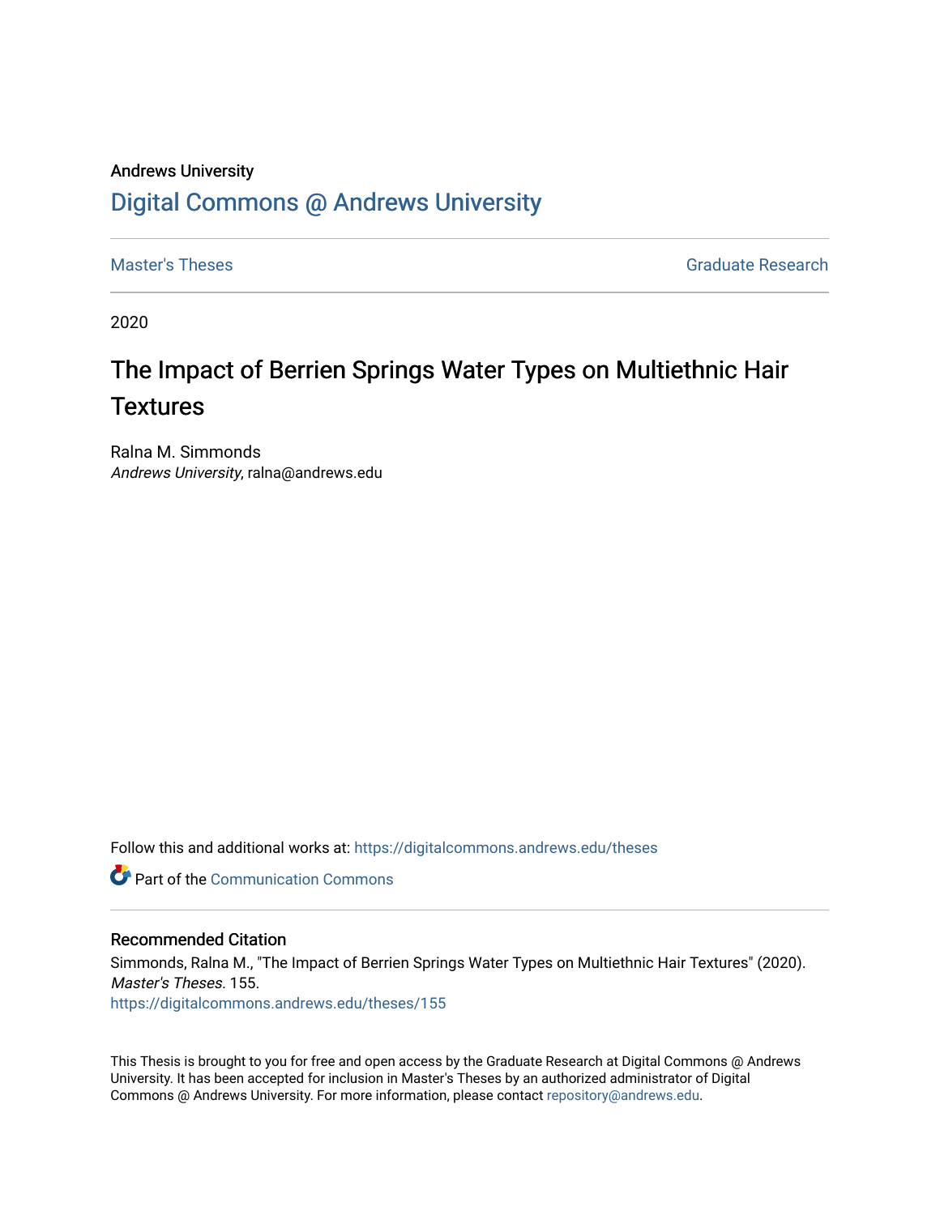Andrews University

# Digital Commons @ Andrews University

Master's Theses | Graduate Research

2020

## The Impact of Berrien Springs Water Types on Multiethnic Hair Textures

Ralna M. Simmonds
*Andrews University*, ralna@andrews.edu

Follow this and additional works at: https://digitalcommons.andrews.edu/theses

Part of the Communication Commons

### Recommended Citation

Simmonds, Ralna M., "The Impact of Berrien Springs Water Types on Multiethnic Hair Textures" (2020). *Master's Theses*. 155.
https://digitalcommons.andrews.edu/theses/155

This Thesis is brought to you for free and open access by the Graduate Research at Digital Commons @ Andrews University. It has been accepted for inclusion in Master's Theses by an authorized administrator of Digital Commons @ Andrews University. For more information, please contact repository@andrews.edu.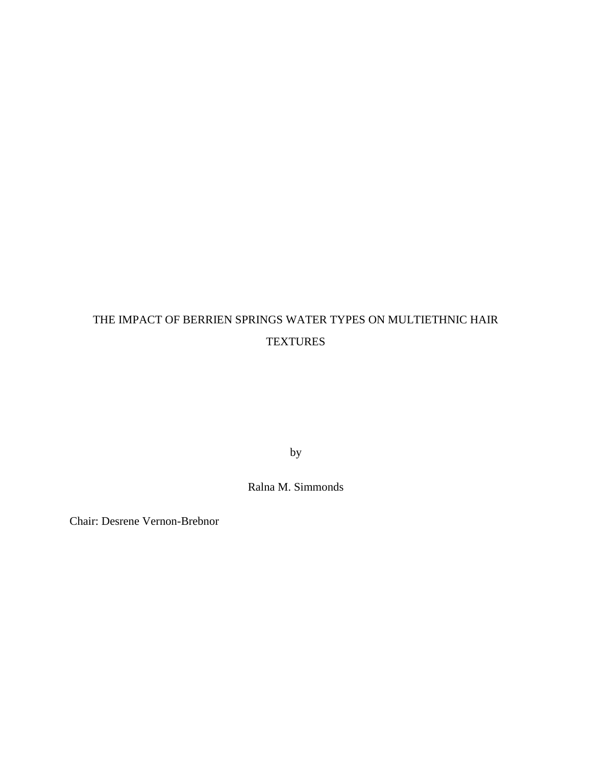THE IMPACT OF BERRIEN SPRINGS WATER TYPES ON MULTIETHNIC HAIR TEXTURES

by

Ralna M. Simmonds

Chair: Desrene Vernon-Brebnor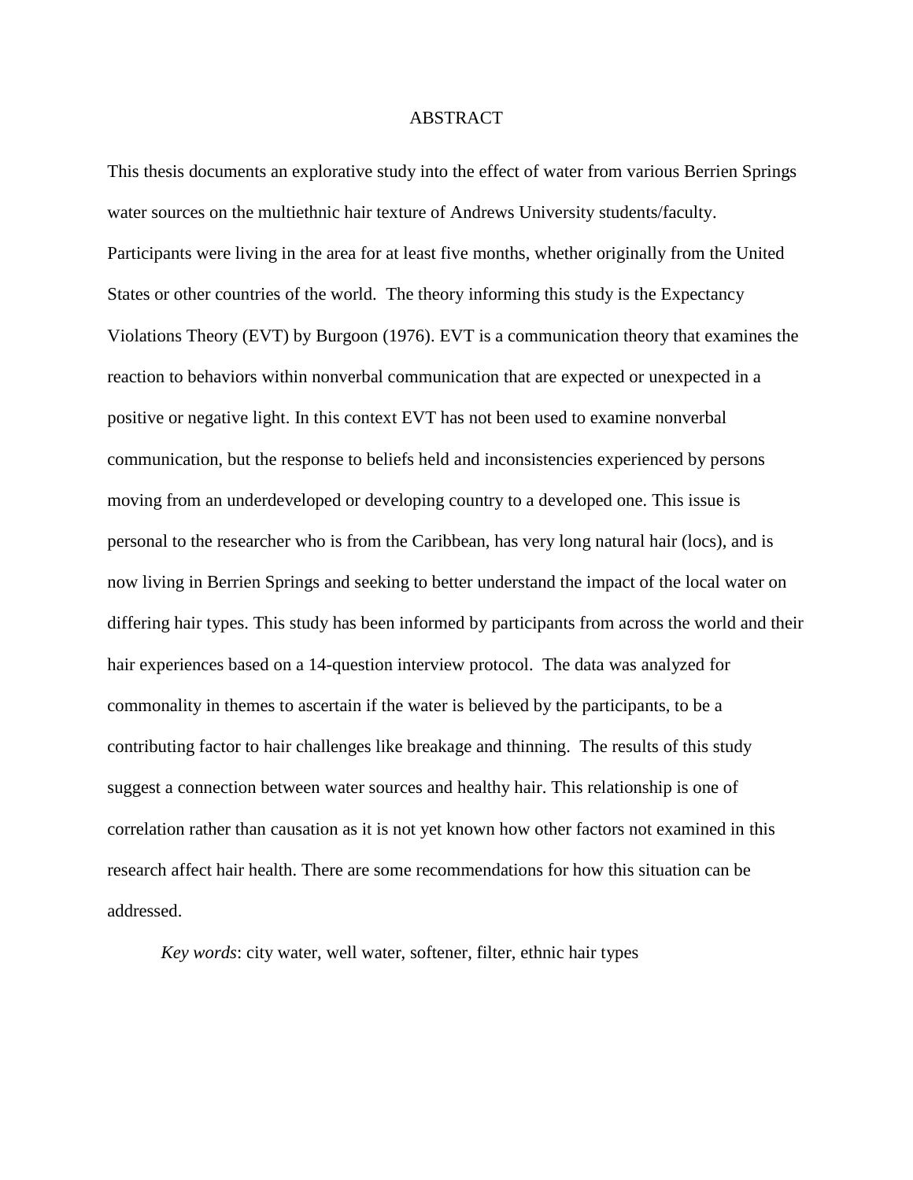# ABSTRACT

This thesis documents an explorative study into the effect of water from various Berrien Springs water sources on the multiethnic hair texture of Andrews University students/faculty. Participants were living in the area for at least five months, whether originally from the United States or other countries of the world. The theory informing this study is the Expectancy Violations Theory (EVT) by Burgoon (1976). EVT is a communication theory that examines the reaction to behaviors within nonverbal communication that are expected or unexpected in a positive or negative light. In this context EVT has not been used to examine nonverbal communication, but the response to beliefs held and inconsistencies experienced by persons moving from an underdeveloped or developing country to a developed one. This issue is personal to the researcher who is from the Caribbean, has very long natural hair (locs), and is now living in Berrien Springs and seeking to better understand the impact of the local water on differing hair types. This study has been informed by participants from across the world and their hair experiences based on a 14-question interview protocol. The data was analyzed for commonality in themes to ascertain if the water is believed by the participants, to be a contributing factor to hair challenges like breakage and thinning. The results of this study suggest a connection between water sources and healthy hair. This relationship is one of correlation rather than causation as it is not yet known how other factors not examined in this research affect hair health. There are some recommendations for how this situation can be addressed.

*Key words*: city water, well water, softener, filter, ethnic hair types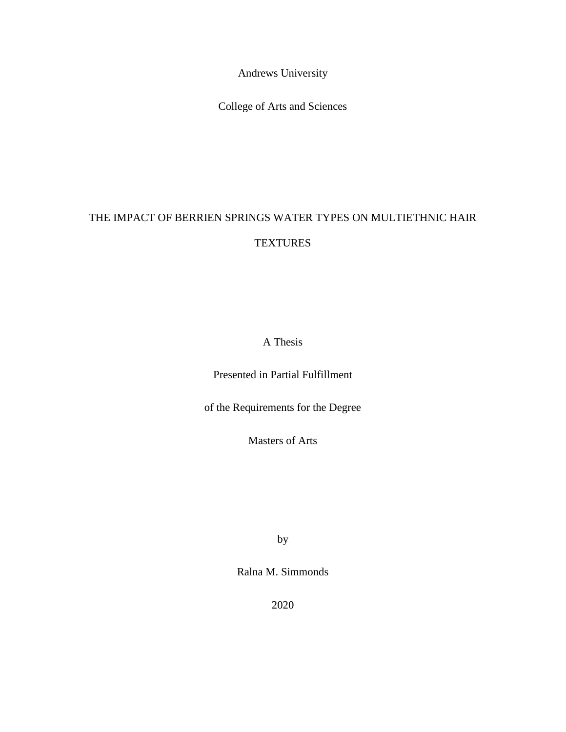Andrews University

College of Arts and Sciences

# THE IMPACT OF BERRIEN SPRINGS WATER TYPES ON MULTIETHNIC HAIR TEXTURES

A Thesis

Presented in Partial Fulfillment

of the Requirements for the Degree

Masters of Arts

by

Ralna M. Simmonds

2020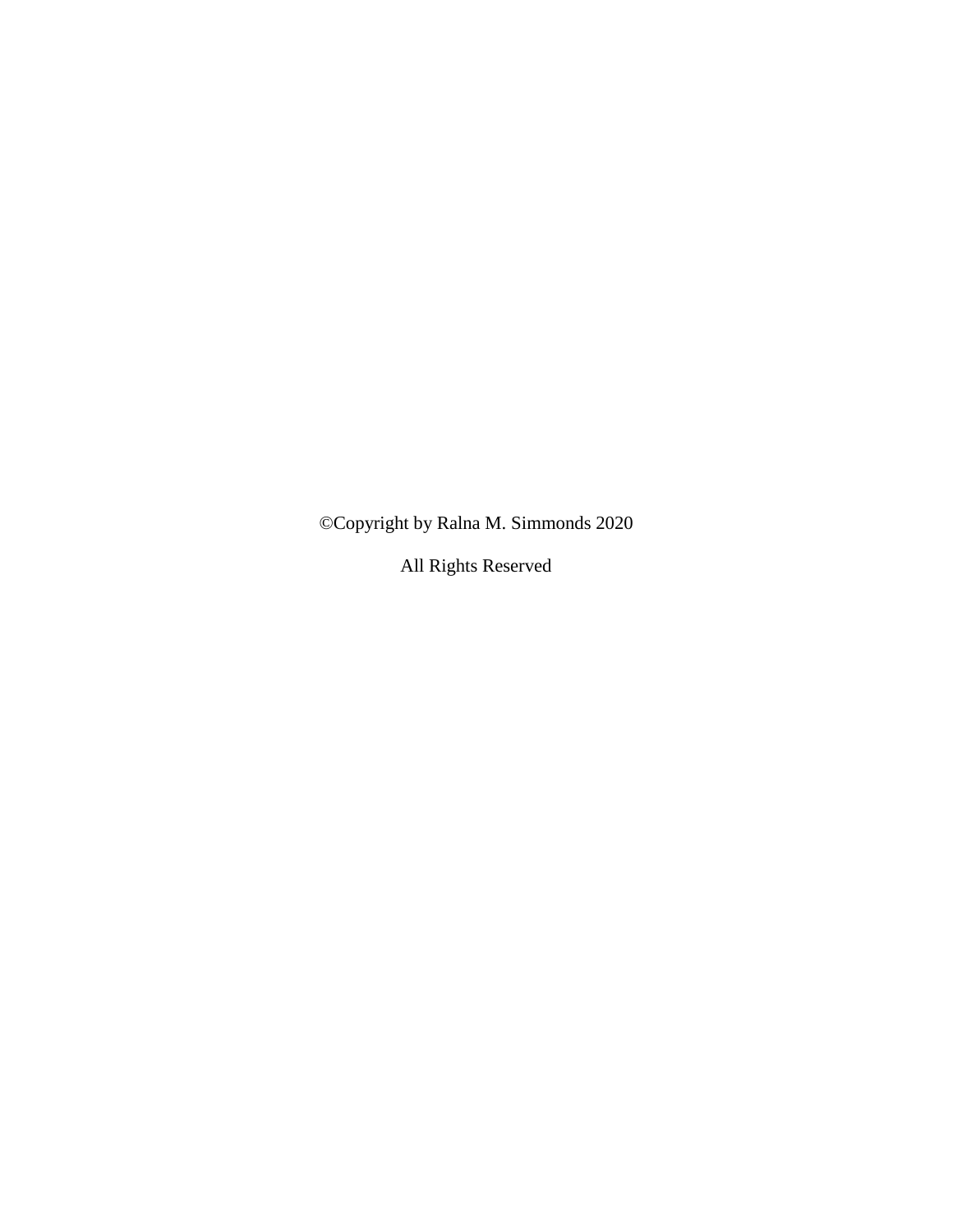©Copyright by Ralna M. Simmonds 2020

All Rights Reserved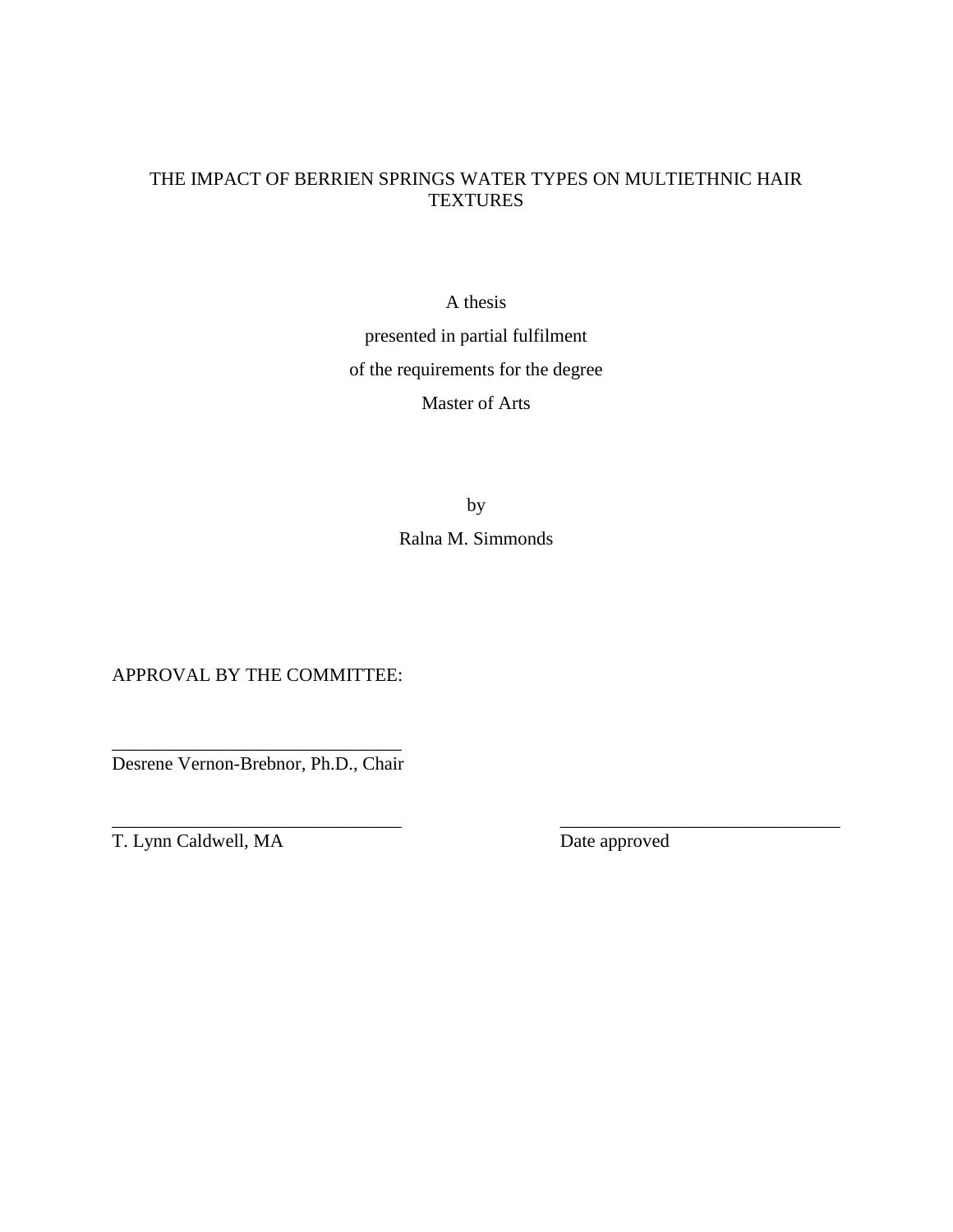THE IMPACT OF BERRIEN SPRINGS WATER TYPES ON MULTIETHNIC HAIR TEXTURES

A thesis

presented in partial fulfilment

of the requirements for the degree

Master of Arts

by

Ralna M. Simmonds

APPROVAL BY THE COMMITTEE:

_______________________________
Desrene Vernon-Brebnor, Ph.D., Chair

_______________________________
T. Lynn Caldwell, MA

_______________________________
Date approved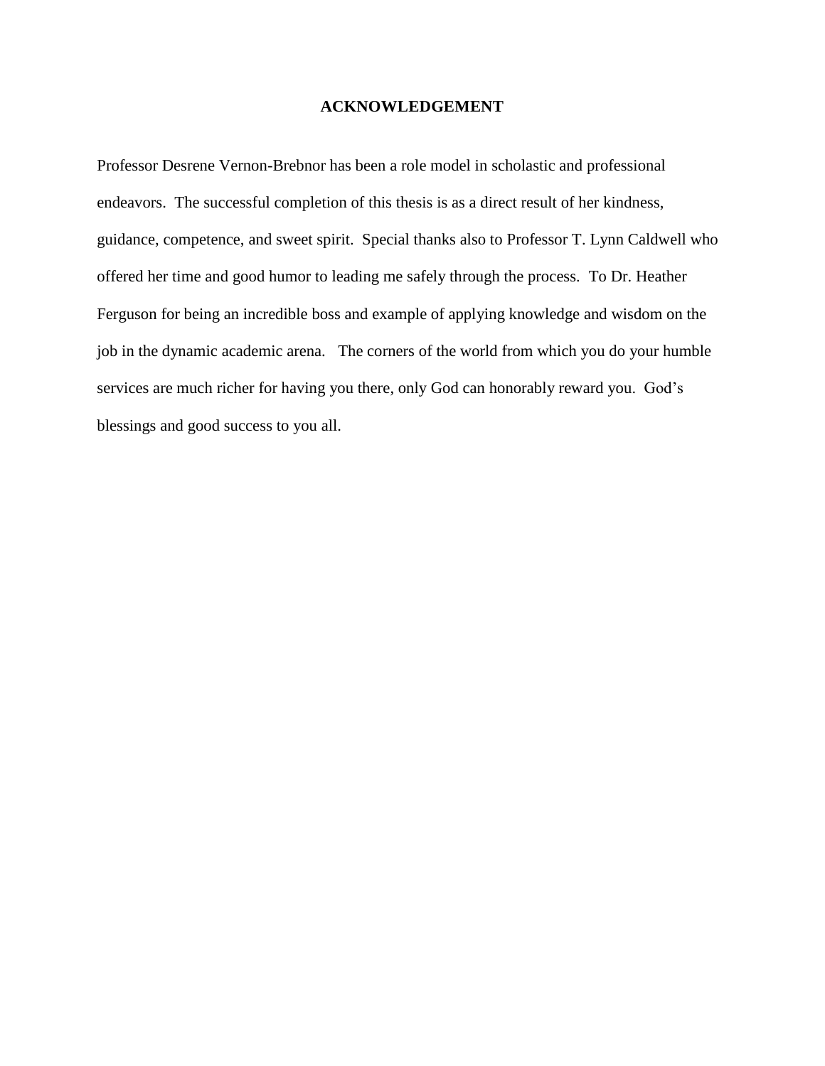# ACKNOWLEDGEMENT

Professor Desrene Vernon-Brebnor has been a role model in scholastic and professional endeavors. The successful completion of this thesis is as a direct result of her kindness, guidance, competence, and sweet spirit. Special thanks also to Professor T. Lynn Caldwell who offered her time and good humor to leading me safely through the process. To Dr. Heather Ferguson for being an incredible boss and example of applying knowledge and wisdom on the job in the dynamic academic arena. The corners of the world from which you do your humble services are much richer for having you there, only God can honorably reward you. God's blessings and good success to you all.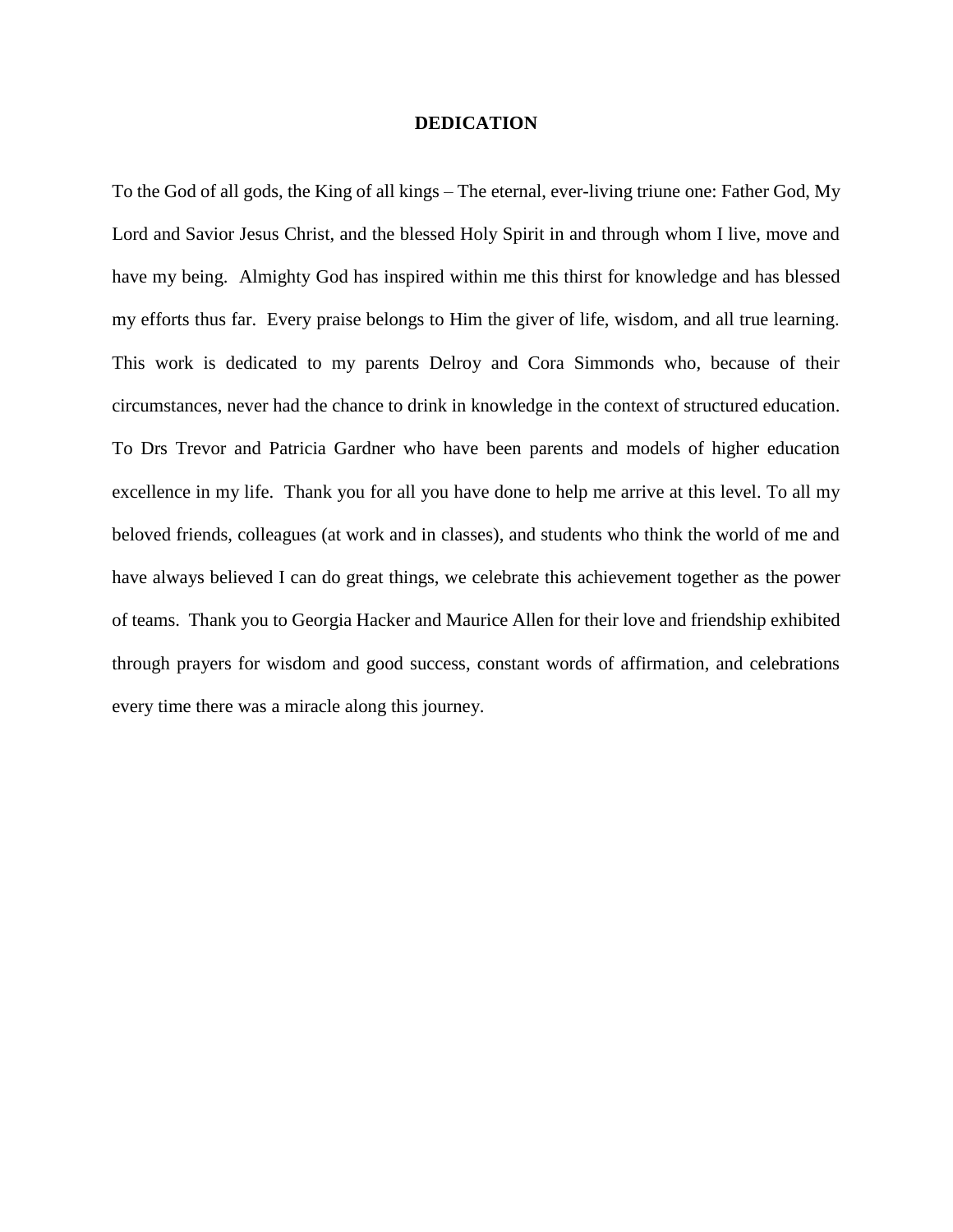# DEDICATION

To the God of all gods, the King of all kings – The eternal, ever-living triune one: Father God, My Lord and Savior Jesus Christ, and the blessed Holy Spirit in and through whom I live, move and have my being. Almighty God has inspired within me this thirst for knowledge and has blessed my efforts thus far. Every praise belongs to Him the giver of life, wisdom, and all true learning. This work is dedicated to my parents Delroy and Cora Simmonds who, because of their circumstances, never had the chance to drink in knowledge in the context of structured education. To Drs Trevor and Patricia Gardner who have been parents and models of higher education excellence in my life. Thank you for all you have done to help me arrive at this level. To all my beloved friends, colleagues (at work and in classes), and students who think the world of me and have always believed I can do great things, we celebrate this achievement together as the power of teams. Thank you to Georgia Hacker and Maurice Allen for their love and friendship exhibited through prayers for wisdom and good success, constant words of affirmation, and celebrations every time there was a miracle along this journey.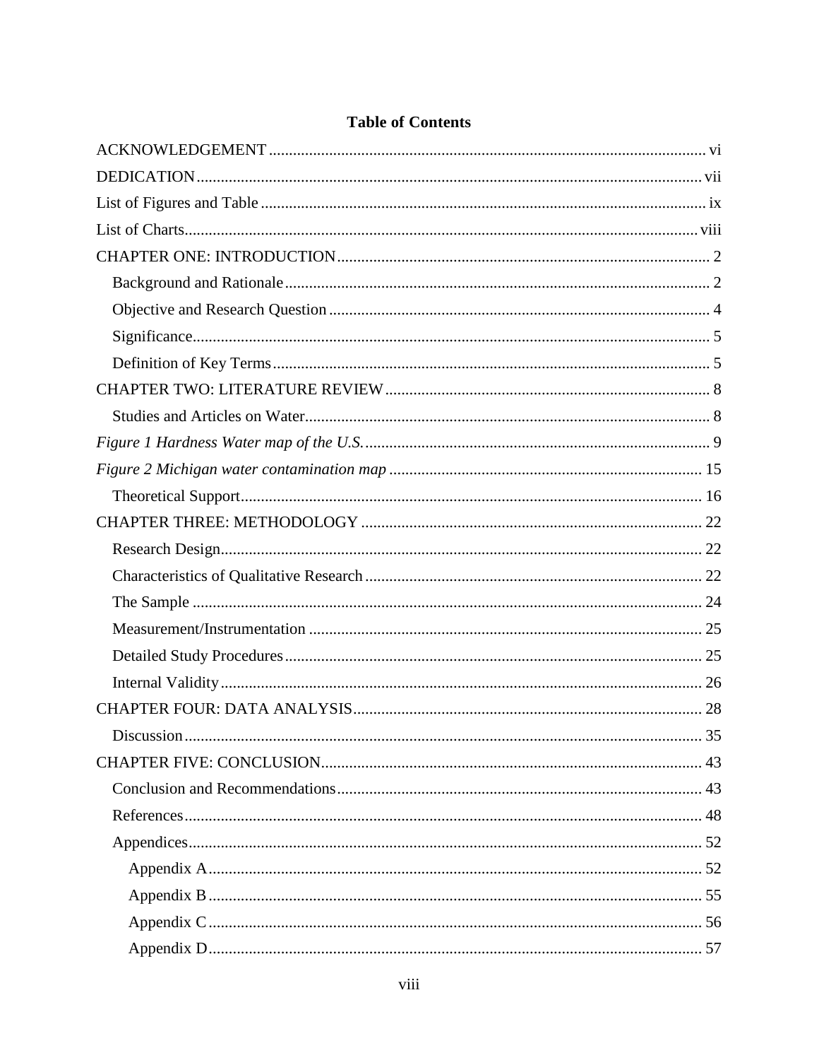# Table of Contents

ACKNOWLEDGEMENT ........................................................................................................ vi

DEDICATION ........................................................................................................................ vii

List of Figures and Table ........................................................................................................ ix

List of Charts ......................................................................................................................... viii

CHAPTER ONE: INTRODUCTION ......................................................................................... 2

- Background and Rationale ................................................................................................ 2
- Objective and Research Question ..................................................................................... 4
- Significance ....................................................................................................................... 5
- Definition of Key Terms .................................................................................................... 5

CHAPTER TWO: LITERATURE REVIEW .............................................................................. 8

- Studies and Articles on Water ........................................................................................... 8

*Figure 1 Hardness Water map of the U.S.* ............................................................................... 9

*Figure 2 Michigan water contamination map* ........................................................................ 15

- Theoretical Support ......................................................................................................... 16

CHAPTER THREE: METHODOLOGY .................................................................................. 22

- Research Design .............................................................................................................. 22
- Characteristics of Qualitative Research .......................................................................... 22
- The Sample ..................................................................................................................... 24
- Measurement/Instrumentation ......................................................................................... 25
- Detailed Study Procedures .............................................................................................. 25
- Internal Validity .............................................................................................................. 26

CHAPTER FOUR: DATA ANALYSIS .................................................................................... 28

- Discussion ....................................................................................................................... 35

CHAPTER FIVE: CONCLUSION ............................................................................................ 43

- Conclusion and Recommendations .................................................................................. 43
- References ....................................................................................................................... 48
- Appendices ...................................................................................................................... 52
  - Appendix A ............................................................................................................... 52
  - Appendix B ............................................................................................................... 55
  - Appendix C ............................................................................................................... 56
  - Appendix D ............................................................................................................... 57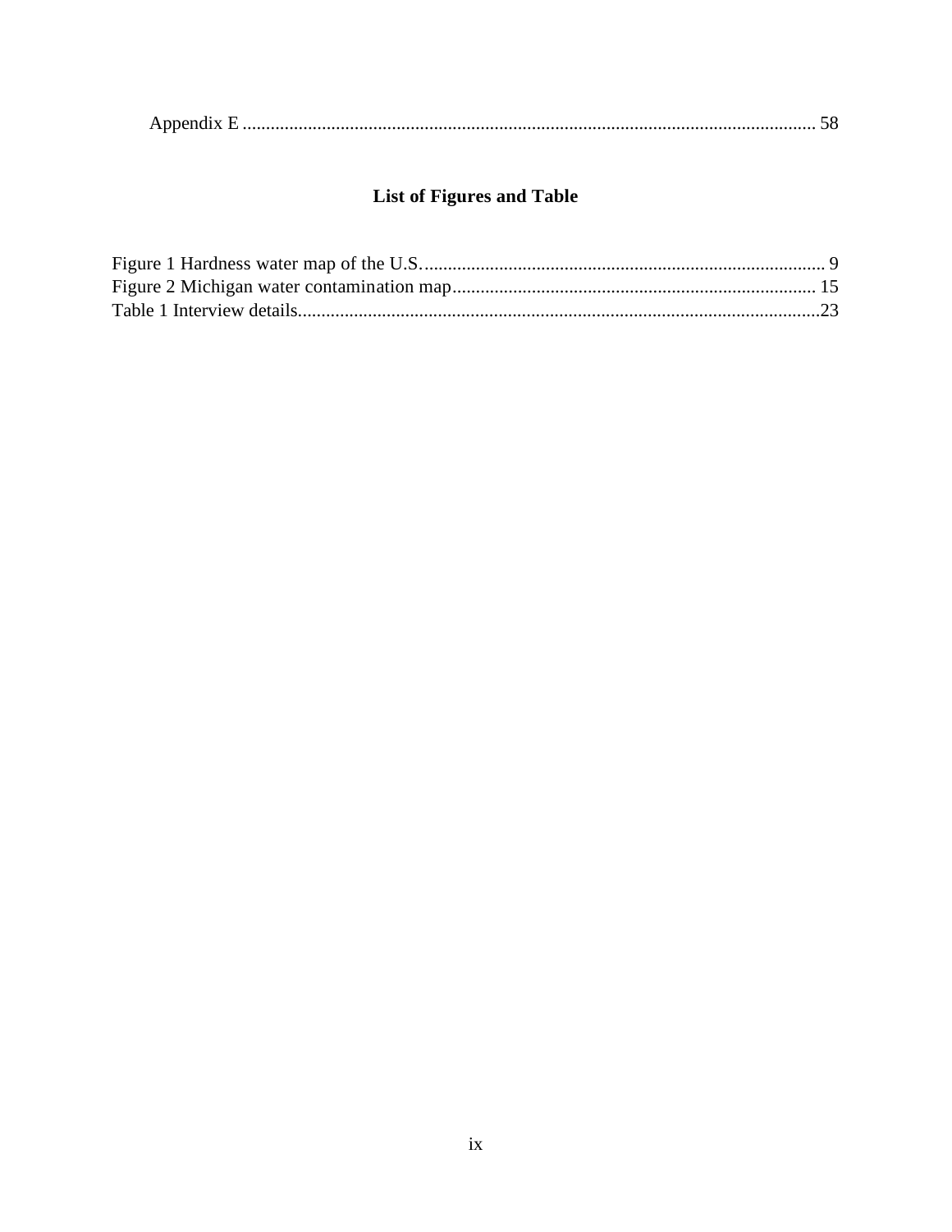Appendix E .......................................................................................................................... 58

## List of Figures and Table

Figure 1 Hardness water map of the U.S...................................................................................... 9
Figure 2 Michigan water contamination map............................................................................ 15
Table 1 Interview details..............................................................................................................23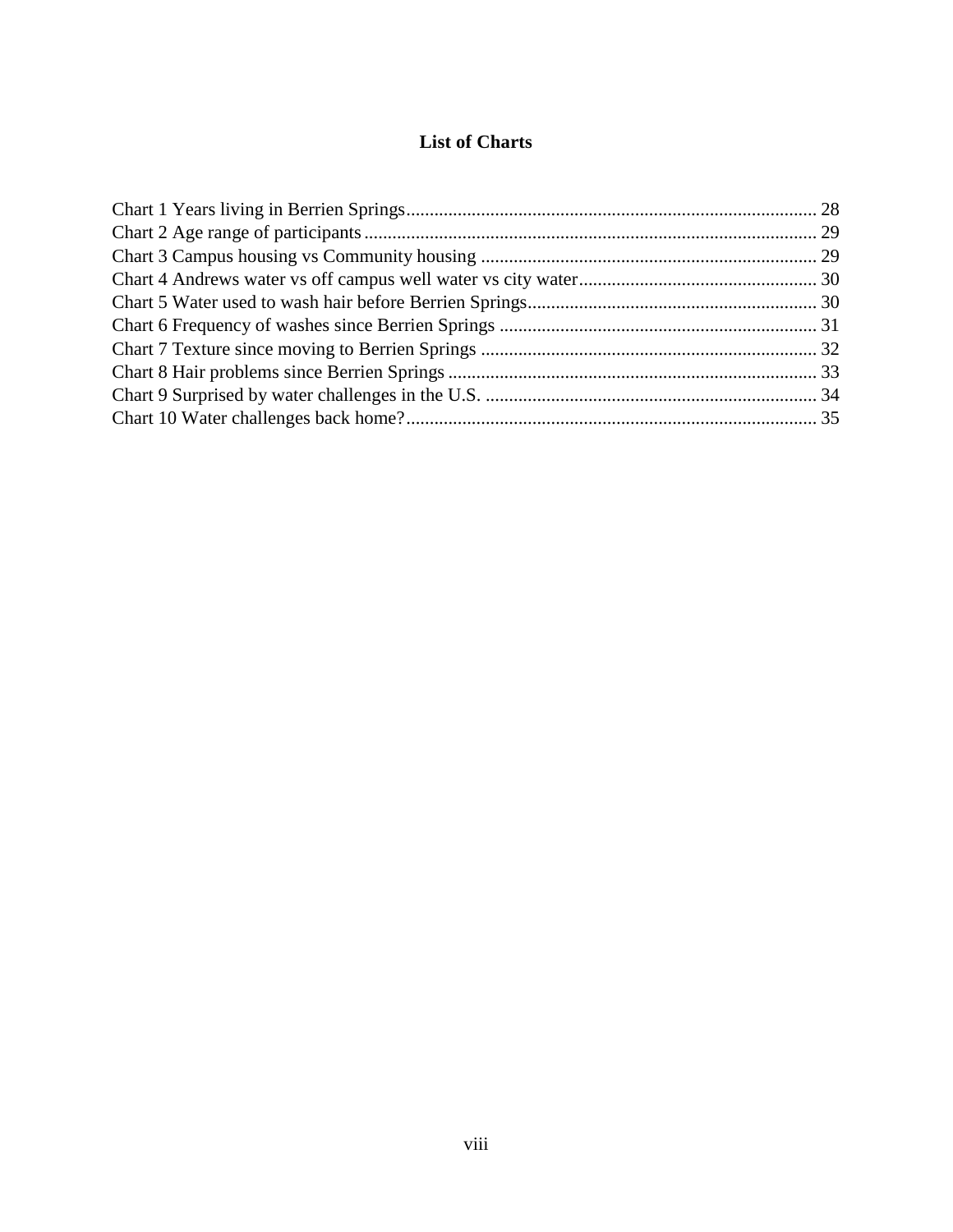# List of Charts

Chart 1 Years living in Berrien Springs........................................................................................ 28
Chart 2 Age range of participants................................................................................................ 29
Chart 3 Campus housing vs Community housing ........................................................................ 29
Chart 4 Andrews water vs off campus well water vs city water................................................... 30
Chart 5 Water used to wash hair before Berrien Springs.............................................................. 30
Chart 6 Frequency of washes since Berrien Springs .................................................................... 31
Chart 7 Texture since moving to Berrien Springs ........................................................................ 32
Chart 8 Hair problems since Berrien Springs ............................................................................... 33
Chart 9 Surprised by water challenges in the U.S. ....................................................................... 34
Chart 10 Water challenges back home?........................................................................................ 35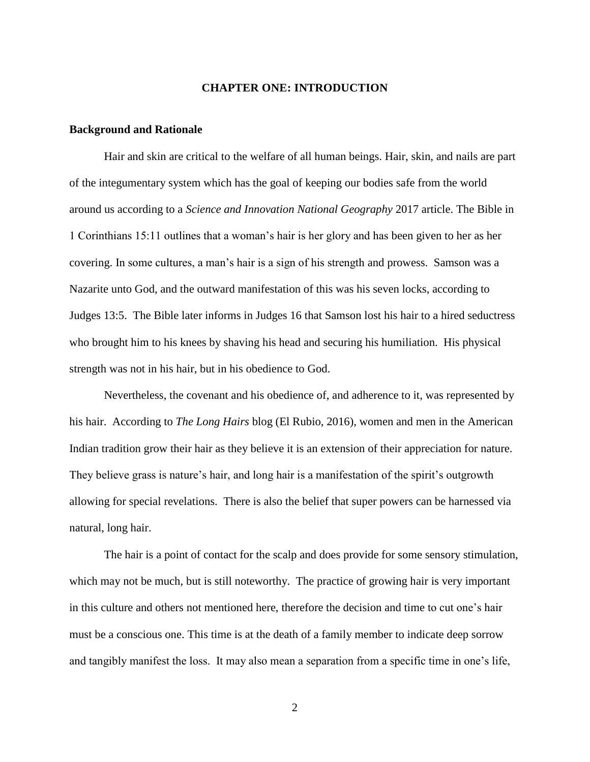# CHAPTER ONE: INTRODUCTION

## Background and Rationale

Hair and skin are critical to the welfare of all human beings. Hair, skin, and nails are part of the integumentary system which has the goal of keeping our bodies safe from the world around us according to a *Science and Innovation National Geography* 2017 article. The Bible in 1 Corinthians 15:11 outlines that a woman's hair is her glory and has been given to her as her covering. In some cultures, a man's hair is a sign of his strength and prowess. Samson was a Nazarite unto God, and the outward manifestation of this was his seven locks, according to Judges 13:5. The Bible later informs in Judges 16 that Samson lost his hair to a hired seductress who brought him to his knees by shaving his head and securing his humiliation. His physical strength was not in his hair, but in his obedience to God.

Nevertheless, the covenant and his obedience of, and adherence to it, was represented by his hair. According to *The Long Hairs* blog (El Rubio, 2016), women and men in the American Indian tradition grow their hair as they believe it is an extension of their appreciation for nature. They believe grass is nature's hair, and long hair is a manifestation of the spirit's outgrowth allowing for special revelations. There is also the belief that super powers can be harnessed via natural, long hair.

The hair is a point of contact for the scalp and does provide for some sensory stimulation, which may not be much, but is still noteworthy. The practice of growing hair is very important in this culture and others not mentioned here, therefore the decision and time to cut one's hair must be a conscious one. This time is at the death of a family member to indicate deep sorrow and tangibly manifest the loss. It may also mean a separation from a specific time in one's life,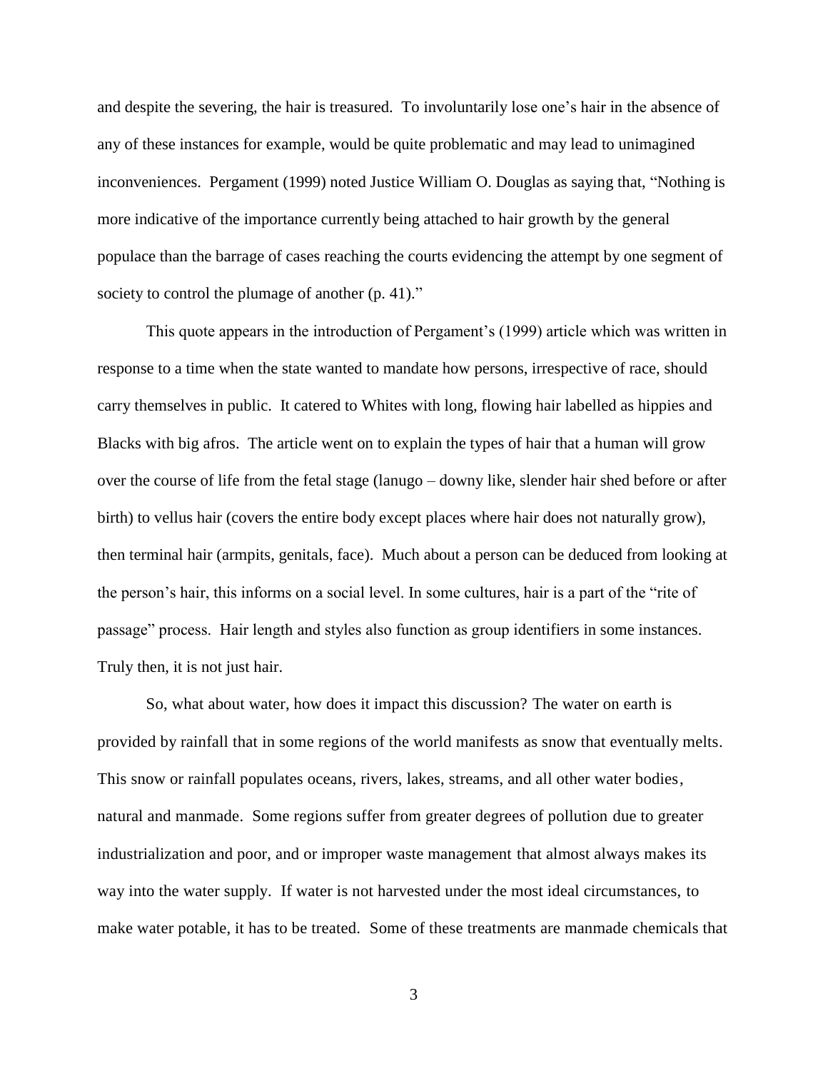and despite the severing, the hair is treasured. To involuntarily lose one's hair in the absence of any of these instances for example, would be quite problematic and may lead to unimagined inconveniences. Pergament (1999) noted Justice William O. Douglas as saying that, "Nothing is more indicative of the importance currently being attached to hair growth by the general populace than the barrage of cases reaching the courts evidencing the attempt by one segment of society to control the plumage of another (p. 41)."

This quote appears in the introduction of Pergament's (1999) article which was written in response to a time when the state wanted to mandate how persons, irrespective of race, should carry themselves in public. It catered to Whites with long, flowing hair labelled as hippies and Blacks with big afros. The article went on to explain the types of hair that a human will grow over the course of life from the fetal stage (lanugo – downy like, slender hair shed before or after birth) to vellus hair (covers the entire body except places where hair does not naturally grow), then terminal hair (armpits, genitals, face). Much about a person can be deduced from looking at the person's hair, this informs on a social level. In some cultures, hair is a part of the "rite of passage" process. Hair length and styles also function as group identifiers in some instances. Truly then, it is not just hair.

So, what about water, how does it impact this discussion? The water on earth is provided by rainfall that in some regions of the world manifests as snow that eventually melts. This snow or rainfall populates oceans, rivers, lakes, streams, and all other water bodies, natural and manmade. Some regions suffer from greater degrees of pollution due to greater industrialization and poor, and or improper waste management that almost always makes its way into the water supply. If water is not harvested under the most ideal circumstances, to make water potable, it has to be treated. Some of these treatments are manmade chemicals that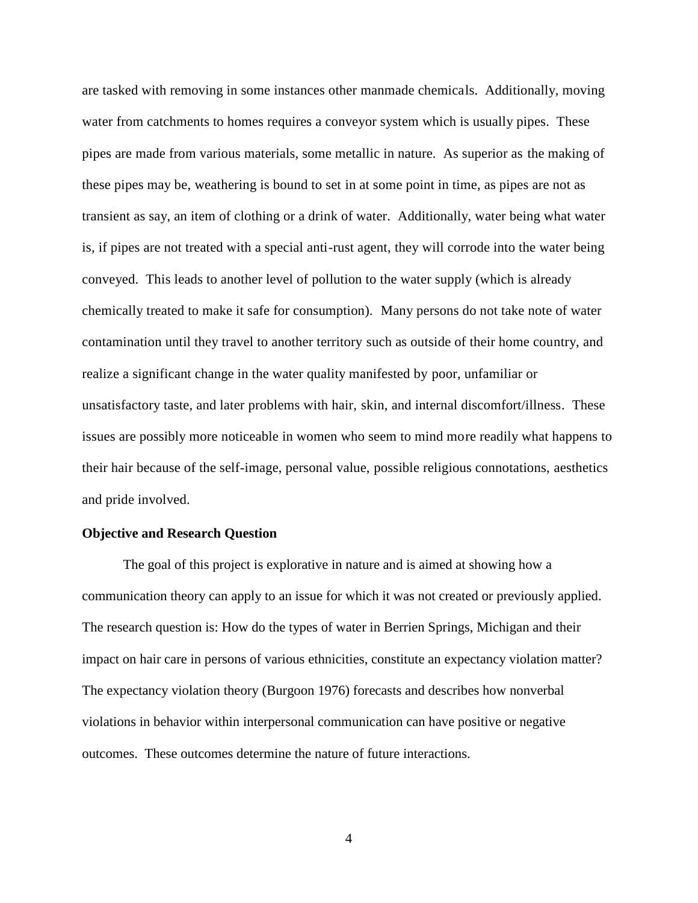are tasked with removing in some instances other manmade chemicals. Additionally, moving water from catchments to homes requires a conveyor system which is usually pipes. These pipes are made from various materials, some metallic in nature. As superior as the making of these pipes may be, weathering is bound to set in at some point in time, as pipes are not as transient as say, an item of clothing or a drink of water. Additionally, water being what water is, if pipes are not treated with a special anti-rust agent, they will corrode into the water being conveyed. This leads to another level of pollution to the water supply (which is already chemically treated to make it safe for consumption). Many persons do not take note of water contamination until they travel to another territory such as outside of their home country, and realize a significant change in the water quality manifested by poor, unfamiliar or unsatisfactory taste, and later problems with hair, skin, and internal discomfort/illness. These issues are possibly more noticeable in women who seem to mind more readily what happens to their hair because of the self-image, personal value, possible religious connotations, aesthetics and pride involved.

**Objective and Research Question**

The goal of this project is explorative in nature and is aimed at showing how a communication theory can apply to an issue for which it was not created or previously applied. The research question is: How do the types of water in Berrien Springs, Michigan and their impact on hair care in persons of various ethnicities, constitute an expectancy violation matter? The expectancy violation theory (Burgoon 1976) forecasts and describes how nonverbal violations in behavior within interpersonal communication can have positive or negative outcomes. These outcomes determine the nature of future interactions.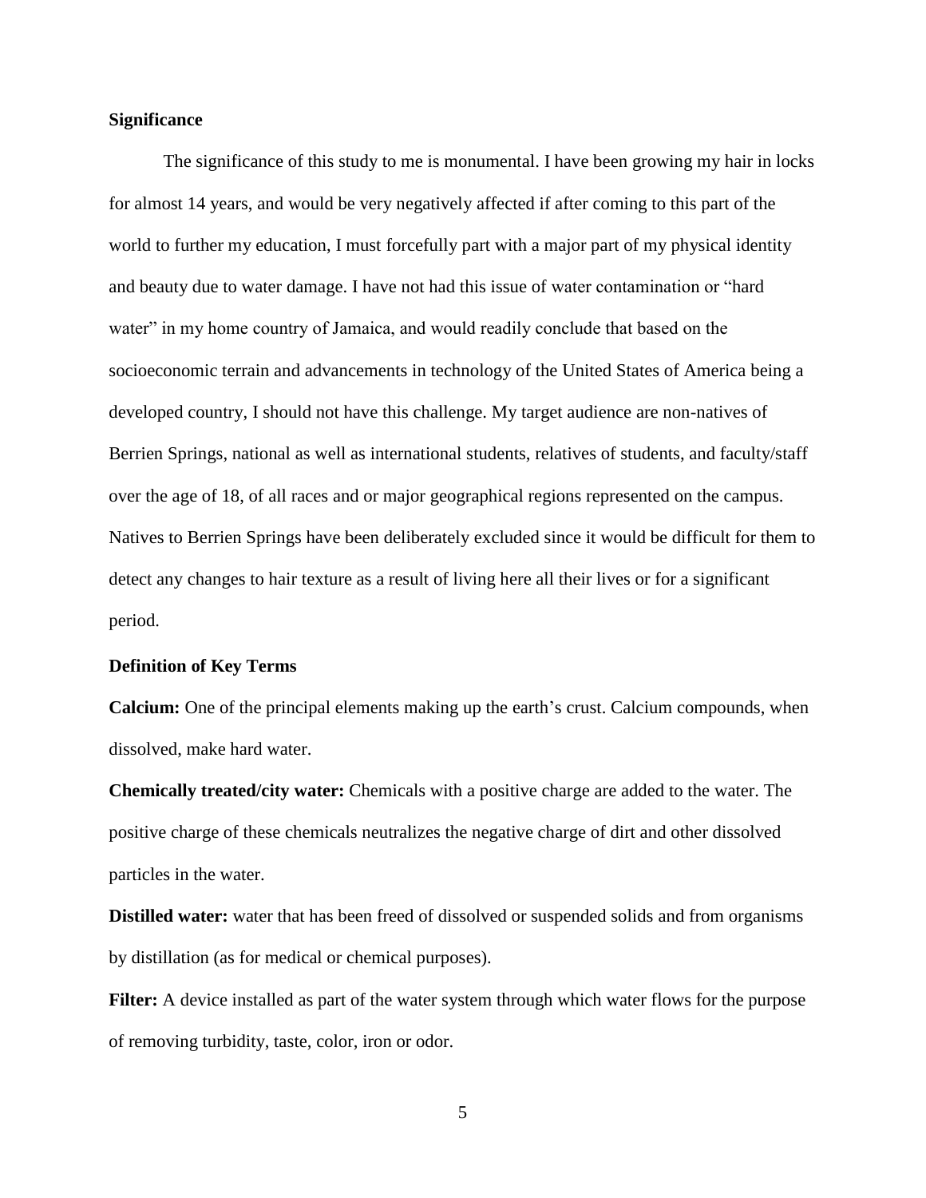**Significance**

The significance of this study to me is monumental. I have been growing my hair in locks for almost 14 years, and would be very negatively affected if after coming to this part of the world to further my education, I must forcefully part with a major part of my physical identity and beauty due to water damage. I have not had this issue of water contamination or "hard water" in my home country of Jamaica, and would readily conclude that based on the socioeconomic terrain and advancements in technology of the United States of America being a developed country, I should not have this challenge. My target audience are non-natives of Berrien Springs, national as well as international students, relatives of students, and faculty/staff over the age of 18, of all races and or major geographical regions represented on the campus. Natives to Berrien Springs have been deliberately excluded since it would be difficult for them to detect any changes to hair texture as a result of living here all their lives or for a significant period.

**Definition of Key Terms**

**Calcium:** One of the principal elements making up the earth's crust. Calcium compounds, when dissolved, make hard water.

**Chemically treated/city water:** Chemicals with a positive charge are added to the water. The positive charge of these chemicals neutralizes the negative charge of dirt and other dissolved particles in the water.

**Distilled water:** water that has been freed of dissolved or suspended solids and from organisms by distillation (as for medical or chemical purposes).

**Filter:** A device installed as part of the water system through which water flows for the purpose of removing turbidity, taste, color, iron or odor.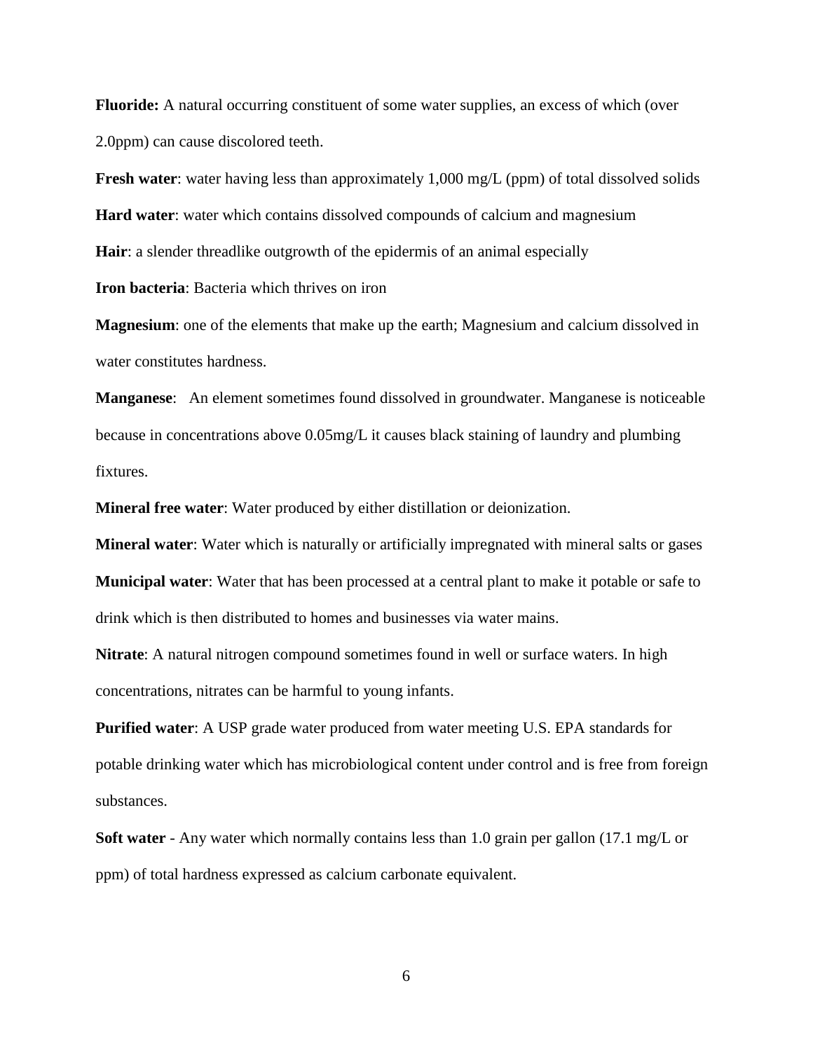**Fluoride:** A natural occurring constituent of some water supplies, an excess of which (over 2.0ppm) can cause discolored teeth.

**Fresh water**: water having less than approximately 1,000 mg/L (ppm) of total dissolved solids

**Hard water**: water which contains dissolved compounds of calcium and magnesium

**Hair**: a slender threadlike outgrowth of the epidermis of an animal especially

**Iron bacteria**: Bacteria which thrives on iron

**Magnesium**: one of the elements that make up the earth; Magnesium and calcium dissolved in water constitutes hardness.

**Manganese**: An element sometimes found dissolved in groundwater. Manganese is noticeable because in concentrations above 0.05mg/L it causes black staining of laundry and plumbing fixtures.

**Mineral free water**: Water produced by either distillation or deionization.

**Mineral water**: Water which is naturally or artificially impregnated with mineral salts or gases

**Municipal water**: Water that has been processed at a central plant to make it potable or safe to drink which is then distributed to homes and businesses via water mains.

**Nitrate**: A natural nitrogen compound sometimes found in well or surface waters. In high concentrations, nitrates can be harmful to young infants.

**Purified water**: A USP grade water produced from water meeting U.S. EPA standards for potable drinking water which has microbiological content under control and is free from foreign substances.

**Soft water** - Any water which normally contains less than 1.0 grain per gallon (17.1 mg/L or ppm) of total hardness expressed as calcium carbonate equivalent.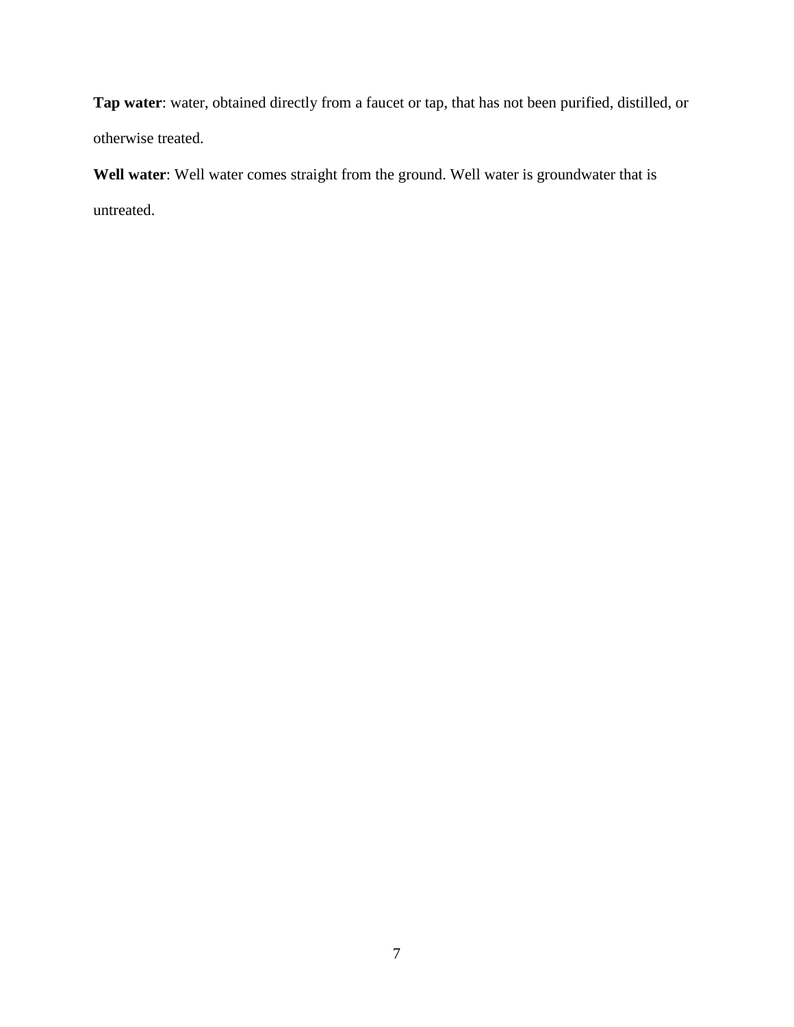**Tap water**: water, obtained directly from a faucet or tap, that has not been purified, distilled, or otherwise treated.

**Well water**: Well water comes straight from the ground. Well water is groundwater that is untreated.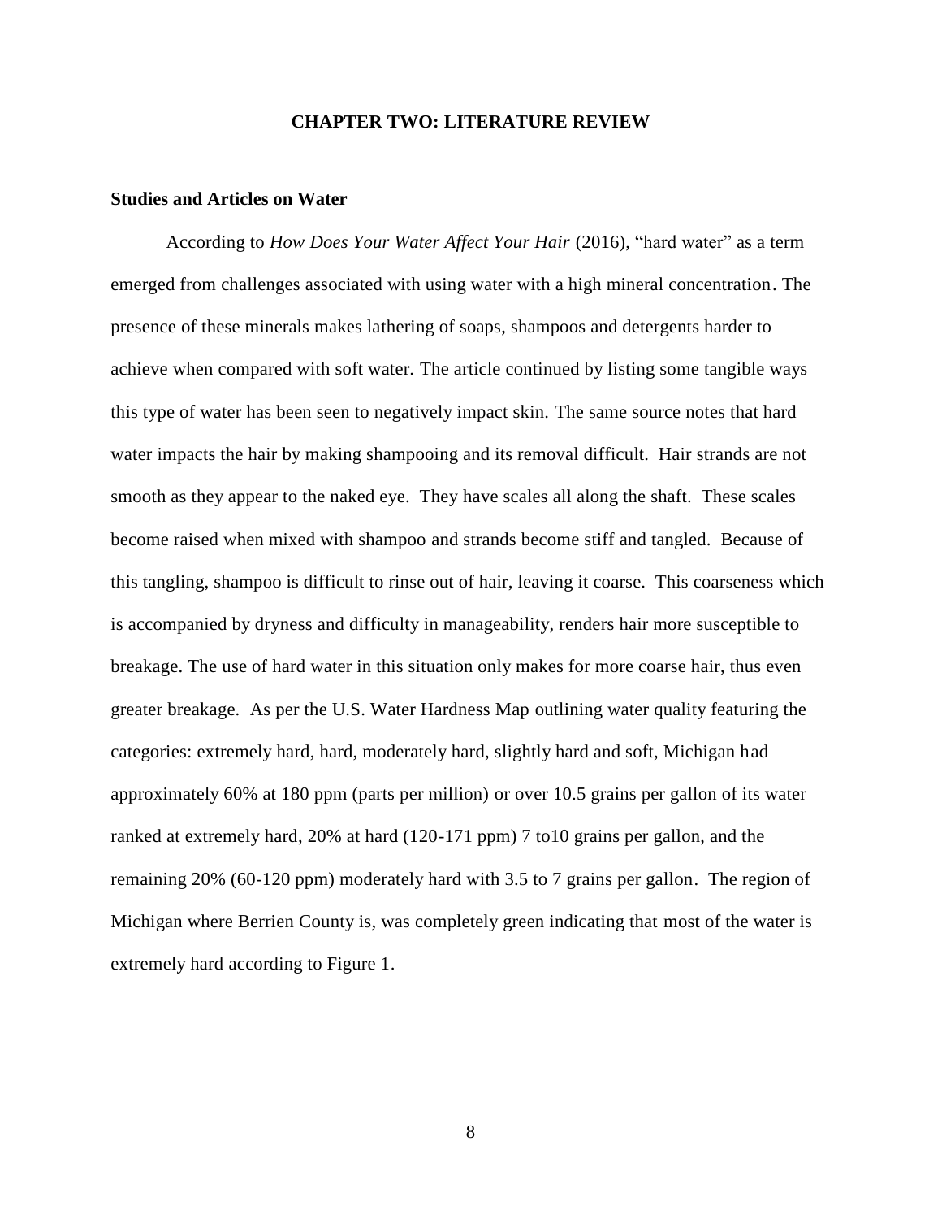# CHAPTER TWO: LITERATURE REVIEW

## Studies and Articles on Water

According to *How Does Your Water Affect Your Hair* (2016), "hard water" as a term emerged from challenges associated with using water with a high mineral concentration. The presence of these minerals makes lathering of soaps, shampoos and detergents harder to achieve when compared with soft water. The article continued by listing some tangible ways this type of water has been seen to negatively impact skin. The same source notes that hard water impacts the hair by making shampooing and its removal difficult. Hair strands are not smooth as they appear to the naked eye. They have scales all along the shaft. These scales become raised when mixed with shampoo and strands become stiff and tangled. Because of this tangling, shampoo is difficult to rinse out of hair, leaving it coarse. This coarseness which is accompanied by dryness and difficulty in manageability, renders hair more susceptible to breakage. The use of hard water in this situation only makes for more coarse hair, thus even greater breakage. As per the U.S. Water Hardness Map outlining water quality featuring the categories: extremely hard, hard, moderately hard, slightly hard and soft, Michigan had approximately 60% at 180 ppm (parts per million) or over 10.5 grains per gallon of its water ranked at extremely hard, 20% at hard (120-171 ppm) 7 to10 grains per gallon, and the remaining 20% (60-120 ppm) moderately hard with 3.5 to 7 grains per gallon. The region of Michigan where Berrien County is, was completely green indicating that most of the water is extremely hard according to Figure 1.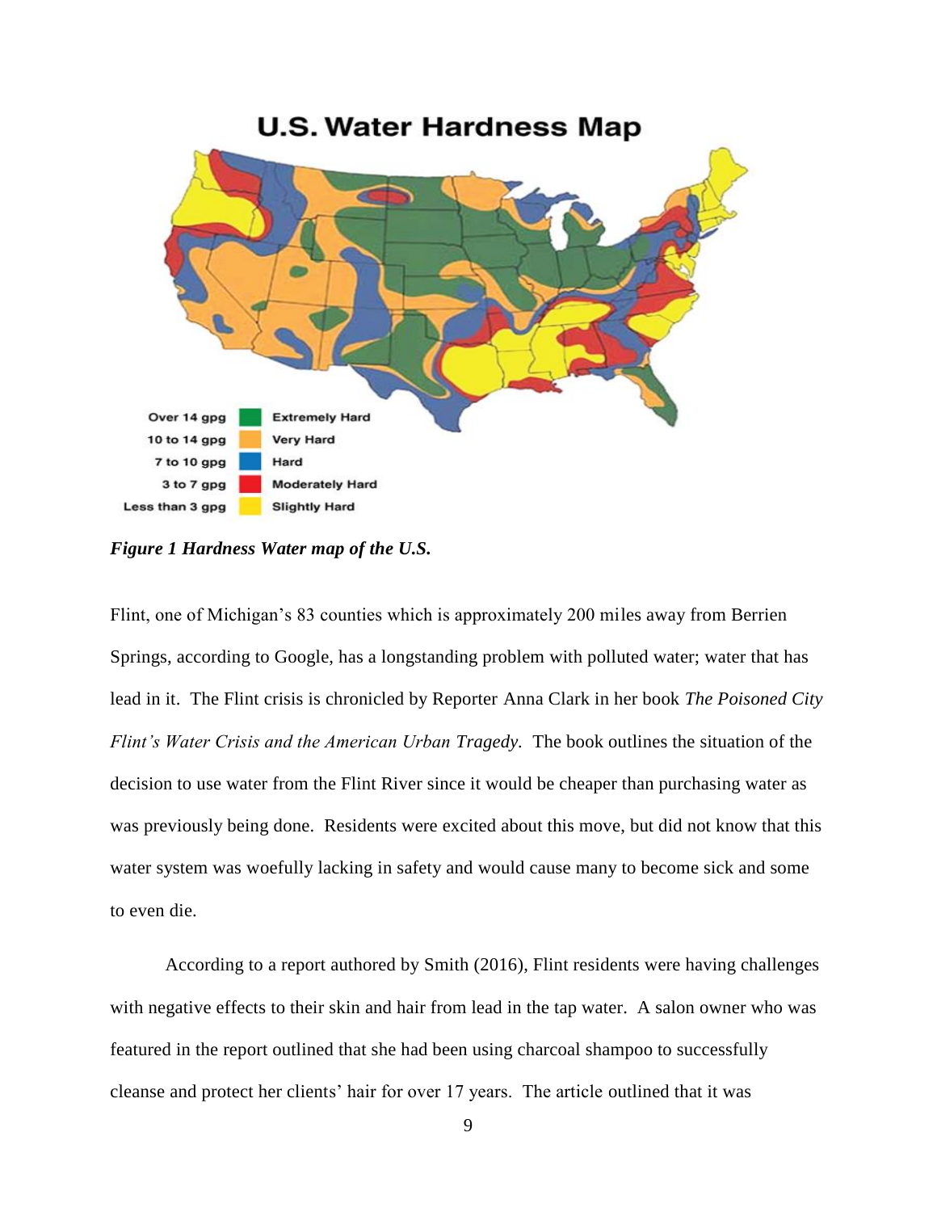*Figure 1 Hardness Water map of the U.S.*

Flint, one of Michigan's 83 counties which is approximately 200 miles away from Berrien Springs, according to Google, has a longstanding problem with polluted water; water that has lead in it. The Flint crisis is chronicled by Reporter Anna Clark in her book *The Poisoned City Flint's Water Crisis and the American Urban Tragedy.* The book outlines the situation of the decision to use water from the Flint River since it would be cheaper than purchasing water as was previously being done. Residents were excited about this move, but did not know that this water system was woefully lacking in safety and would cause many to become sick and some to even die.

According to a report authored by Smith (2016), Flint residents were having challenges with negative effects to their skin and hair from lead in the tap water. A salon owner who was featured in the report outlined that she had been using charcoal shampoo to successfully cleanse and protect her clients' hair for over 17 years. The article outlined that it was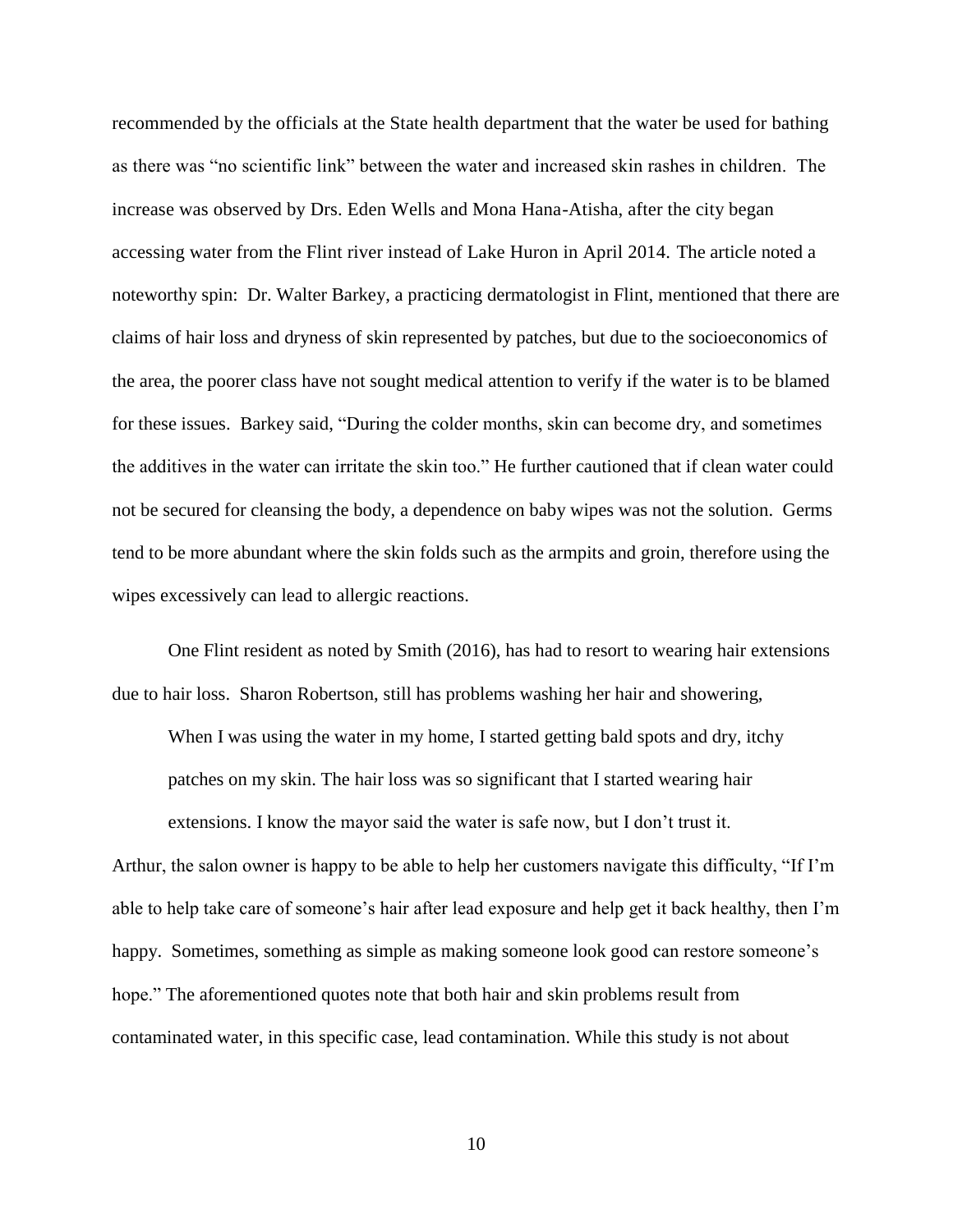recommended by the officials at the State health department that the water be used for bathing as there was "no scientific link" between the water and increased skin rashes in children. The increase was observed by Drs. Eden Wells and Mona Hana-Atisha, after the city began accessing water from the Flint river instead of Lake Huron in April 2014. The article noted a noteworthy spin: Dr. Walter Barkey, a practicing dermatologist in Flint, mentioned that there are claims of hair loss and dryness of skin represented by patches, but due to the socioeconomics of the area, the poorer class have not sought medical attention to verify if the water is to be blamed for these issues. Barkey said, "During the colder months, skin can become dry, and sometimes the additives in the water can irritate the skin too." He further cautioned that if clean water could not be secured for cleansing the body, a dependence on baby wipes was not the solution. Germs tend to be more abundant where the skin folds such as the armpits and groin, therefore using the wipes excessively can lead to allergic reactions.

One Flint resident as noted by Smith (2016), has had to resort to wearing hair extensions due to hair loss. Sharon Robertson, still has problems washing her hair and showering,

> When I was using the water in my home, I started getting bald spots and dry, itchy patches on my skin. The hair loss was so significant that I started wearing hair extensions. I know the mayor said the water is safe now, but I don't trust it.

Arthur, the salon owner is happy to be able to help her customers navigate this difficulty, "If I'm able to help take care of someone's hair after lead exposure and help get it back healthy, then I'm happy. Sometimes, something as simple as making someone look good can restore someone's hope." The aforementioned quotes note that both hair and skin problems result from contaminated water, in this specific case, lead contamination. While this study is not about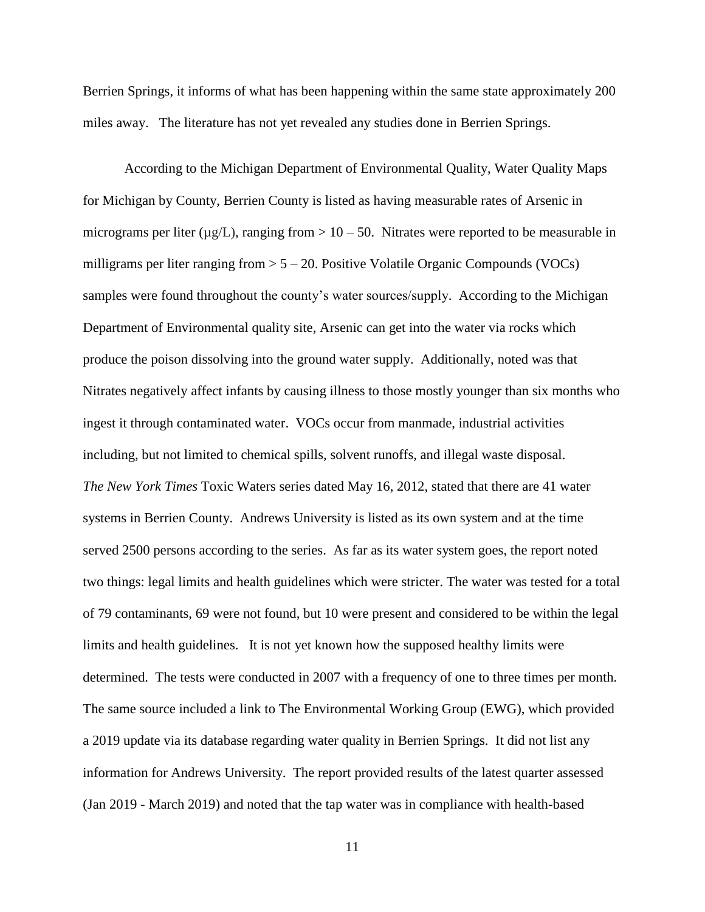Berrien Springs, it informs of what has been happening within the same state approximately 200 miles away. The literature has not yet revealed any studies done in Berrien Springs.

According to the Michigan Department of Environmental Quality, Water Quality Maps for Michigan by County, Berrien County is listed as having measurable rates of Arsenic in micrograms per liter (μg/L), ranging from > 10 – 50. Nitrates were reported to be measurable in milligrams per liter ranging from > 5 – 20. Positive Volatile Organic Compounds (VOCs) samples were found throughout the county's water sources/supply. According to the Michigan Department of Environmental quality site, Arsenic can get into the water via rocks which produce the poison dissolving into the ground water supply. Additionally, noted was that Nitrates negatively affect infants by causing illness to those mostly younger than six months who ingest it through contaminated water. VOCs occur from manmade, industrial activities including, but not limited to chemical spills, solvent runoffs, and illegal waste disposal. *The New York Times* Toxic Waters series dated May 16, 2012, stated that there are 41 water systems in Berrien County. Andrews University is listed as its own system and at the time served 2500 persons according to the series. As far as its water system goes, the report noted two things: legal limits and health guidelines which were stricter. The water was tested for a total of 79 contaminants, 69 were not found, but 10 were present and considered to be within the legal limits and health guidelines. It is not yet known how the supposed healthy limits were determined. The tests were conducted in 2007 with a frequency of one to three times per month. The same source included a link to The Environmental Working Group (EWG), which provided a 2019 update via its database regarding water quality in Berrien Springs. It did not list any information for Andrews University. The report provided results of the latest quarter assessed (Jan 2019 - March 2019) and noted that the tap water was in compliance with health-based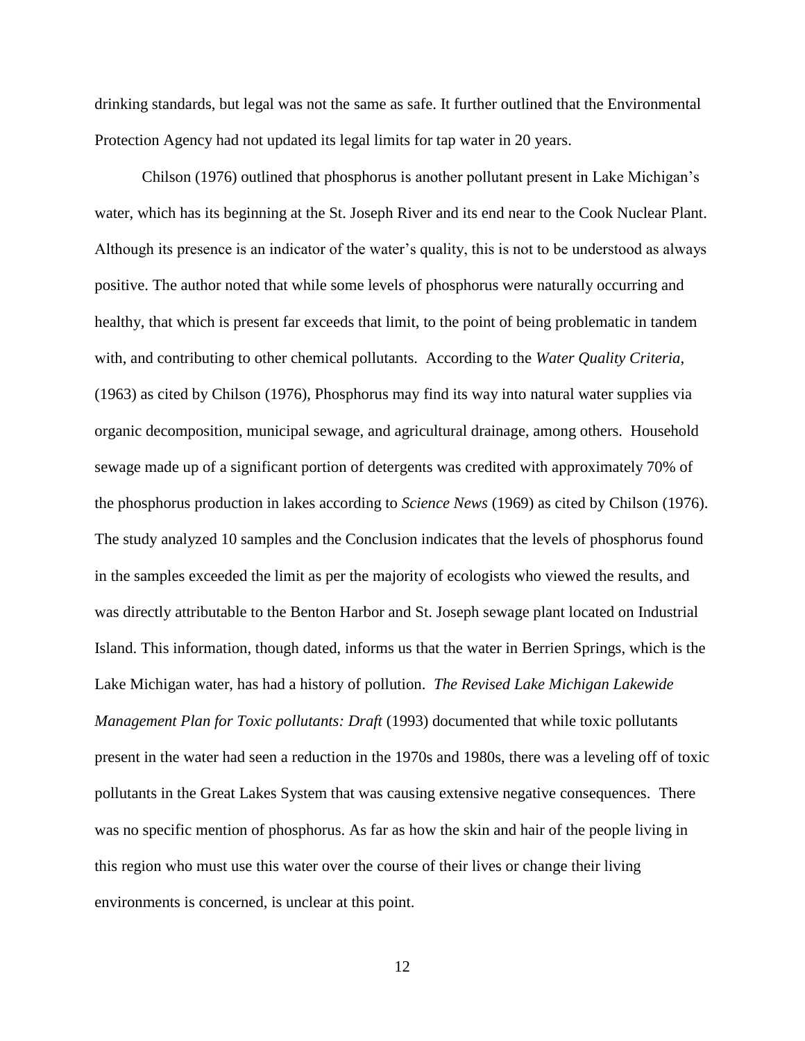drinking standards, but legal was not the same as safe. It further outlined that the Environmental Protection Agency had not updated its legal limits for tap water in 20 years.

Chilson (1976) outlined that phosphorus is another pollutant present in Lake Michigan's water, which has its beginning at the St. Joseph River and its end near to the Cook Nuclear Plant. Although its presence is an indicator of the water's quality, this is not to be understood as always positive. The author noted that while some levels of phosphorus were naturally occurring and healthy, that which is present far exceeds that limit, to the point of being problematic in tandem with, and contributing to other chemical pollutants. According to the *Water Quality Criteria*, (1963) as cited by Chilson (1976), Phosphorus may find its way into natural water supplies via organic decomposition, municipal sewage, and agricultural drainage, among others. Household sewage made up of a significant portion of detergents was credited with approximately 70% of the phosphorus production in lakes according to *Science News* (1969) as cited by Chilson (1976). The study analyzed 10 samples and the Conclusion indicates that the levels of phosphorus found in the samples exceeded the limit as per the majority of ecologists who viewed the results, and was directly attributable to the Benton Harbor and St. Joseph sewage plant located on Industrial Island. This information, though dated, informs us that the water in Berrien Springs, which is the Lake Michigan water, has had a history of pollution. *The Revised Lake Michigan Lakewide Management Plan for Toxic pollutants: Draft* (1993) documented that while toxic pollutants present in the water had seen a reduction in the 1970s and 1980s, there was a leveling off of toxic pollutants in the Great Lakes System that was causing extensive negative consequences. There was no specific mention of phosphorus. As far as how the skin and hair of the people living in this region who must use this water over the course of their lives or change their living environments is concerned, is unclear at this point.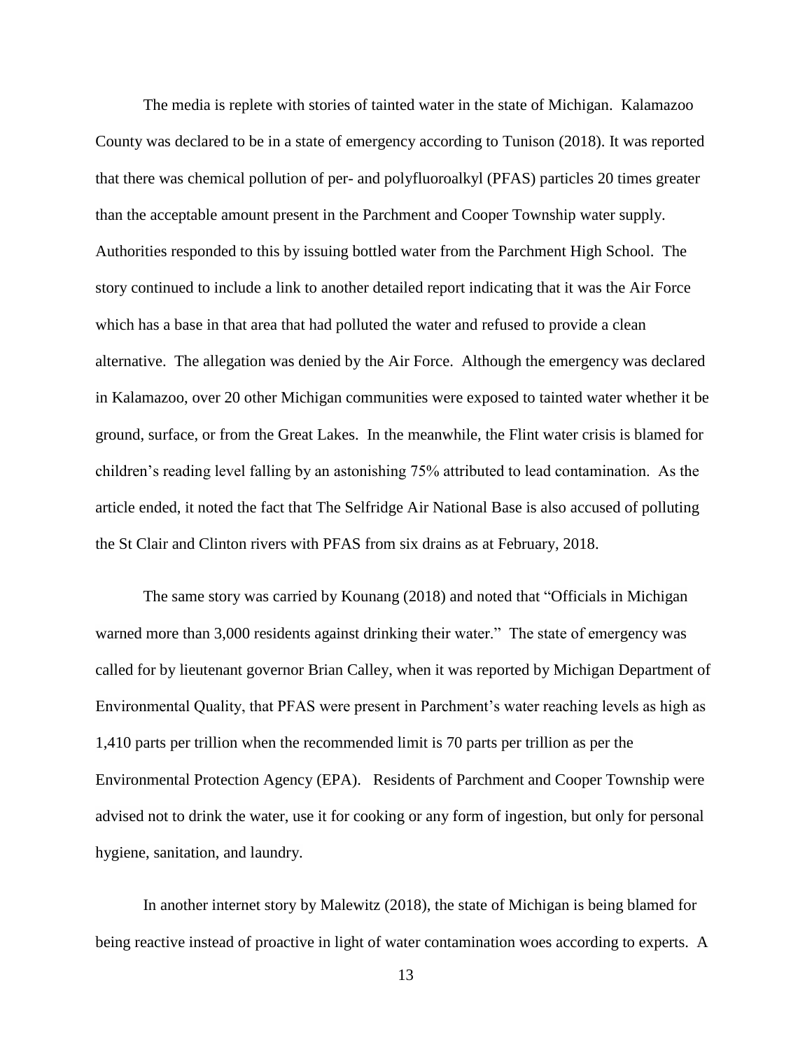The media is replete with stories of tainted water in the state of Michigan. Kalamazoo County was declared to be in a state of emergency according to Tunison (2018). It was reported that there was chemical pollution of per- and polyfluoroalkyl (PFAS) particles 20 times greater than the acceptable amount present in the Parchment and Cooper Township water supply. Authorities responded to this by issuing bottled water from the Parchment High School. The story continued to include a link to another detailed report indicating that it was the Air Force which has a base in that area that had polluted the water and refused to provide a clean alternative. The allegation was denied by the Air Force. Although the emergency was declared in Kalamazoo, over 20 other Michigan communities were exposed to tainted water whether it be ground, surface, or from the Great Lakes. In the meanwhile, the Flint water crisis is blamed for children's reading level falling by an astonishing 75% attributed to lead contamination. As the article ended, it noted the fact that The Selfridge Air National Base is also accused of polluting the St Clair and Clinton rivers with PFAS from six drains as at February, 2018.

The same story was carried by Kounang (2018) and noted that "Officials in Michigan warned more than 3,000 residents against drinking their water." The state of emergency was called for by lieutenant governor Brian Calley, when it was reported by Michigan Department of Environmental Quality, that PFAS were present in Parchment's water reaching levels as high as 1,410 parts per trillion when the recommended limit is 70 parts per trillion as per the Environmental Protection Agency (EPA). Residents of Parchment and Cooper Township were advised not to drink the water, use it for cooking or any form of ingestion, but only for personal hygiene, sanitation, and laundry.

In another internet story by Malewitz (2018), the state of Michigan is being blamed for being reactive instead of proactive in light of water contamination woes according to experts. A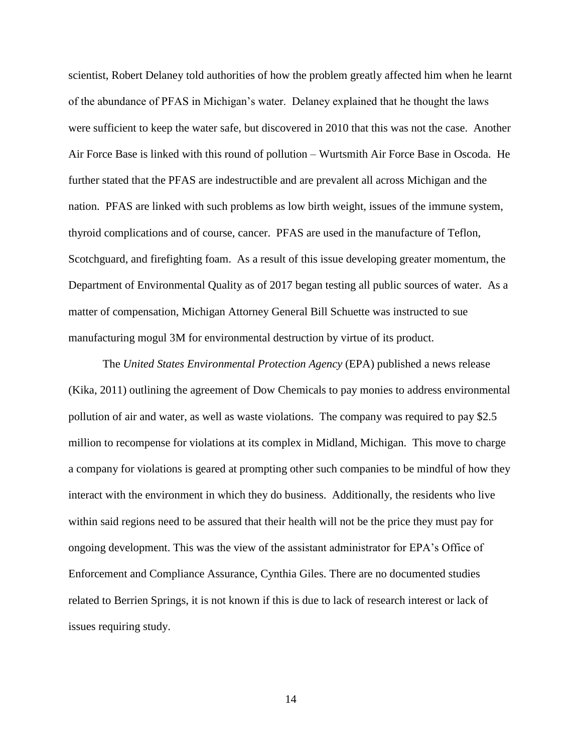scientist, Robert Delaney told authorities of how the problem greatly affected him when he learnt of the abundance of PFAS in Michigan's water. Delaney explained that he thought the laws were sufficient to keep the water safe, but discovered in 2010 that this was not the case. Another Air Force Base is linked with this round of pollution – Wurtsmith Air Force Base in Oscoda. He further stated that the PFAS are indestructible and are prevalent all across Michigan and the nation. PFAS are linked with such problems as low birth weight, issues of the immune system, thyroid complications and of course, cancer. PFAS are used in the manufacture of Teflon, Scotchguard, and firefighting foam. As a result of this issue developing greater momentum, the Department of Environmental Quality as of 2017 began testing all public sources of water. As a matter of compensation, Michigan Attorney General Bill Schuette was instructed to sue manufacturing mogul 3M for environmental destruction by virtue of its product.

The *United States Environmental Protection Agency* (EPA) published a news release (Kika, 2011) outlining the agreement of Dow Chemicals to pay monies to address environmental pollution of air and water, as well as waste violations. The company was required to pay $2.5 million to recompense for violations at its complex in Midland, Michigan. This move to charge a company for violations is geared at prompting other such companies to be mindful of how they interact with the environment in which they do business. Additionally, the residents who live within said regions need to be assured that their health will not be the price they must pay for ongoing development. This was the view of the assistant administrator for EPA's Office of Enforcement and Compliance Assurance, Cynthia Giles. There are no documented studies related to Berrien Springs, it is not known if this is due to lack of research interest or lack of issues requiring study.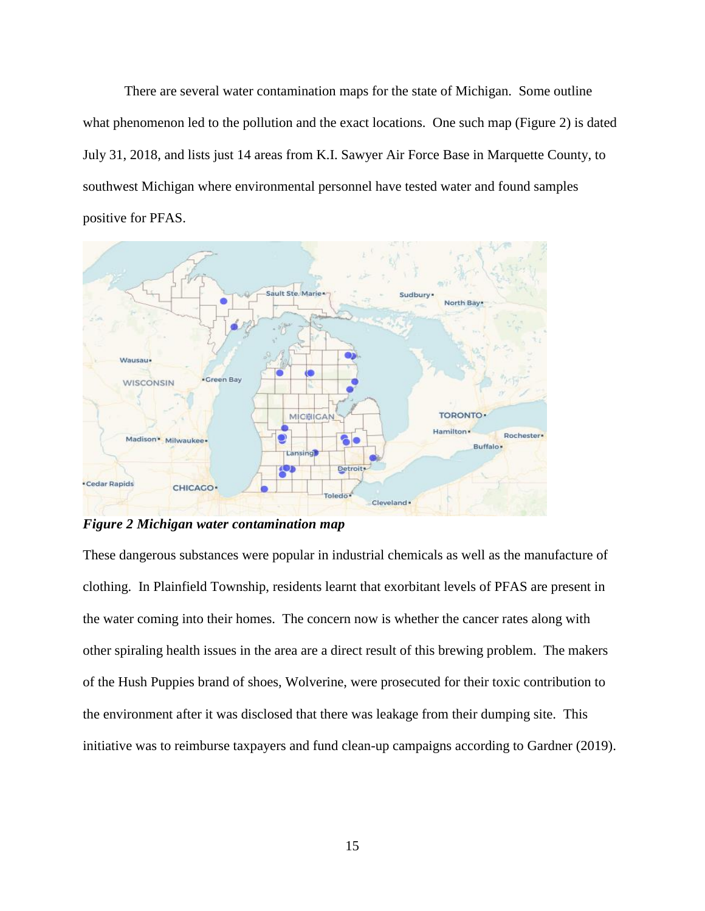There are several water contamination maps for the state of Michigan. Some outline what phenomenon led to the pollution and the exact locations. One such map (Figure 2) is dated July 31, 2018, and lists just 14 areas from K.I. Sawyer Air Force Base in Marquette County, to southwest Michigan where environmental personnel have tested water and found samples positive for PFAS.

***Figure 2 Michigan water contamination map***

These dangerous substances were popular in industrial chemicals as well as the manufacture of clothing. In Plainfield Township, residents learnt that exorbitant levels of PFAS are present in the water coming into their homes. The concern now is whether the cancer rates along with other spiraling health issues in the area are a direct result of this brewing problem. The makers of the Hush Puppies brand of shoes, Wolverine, were prosecuted for their toxic contribution to the environment after it was disclosed that there was leakage from their dumping site. This initiative was to reimburse taxpayers and fund clean-up campaigns according to Gardner (2019).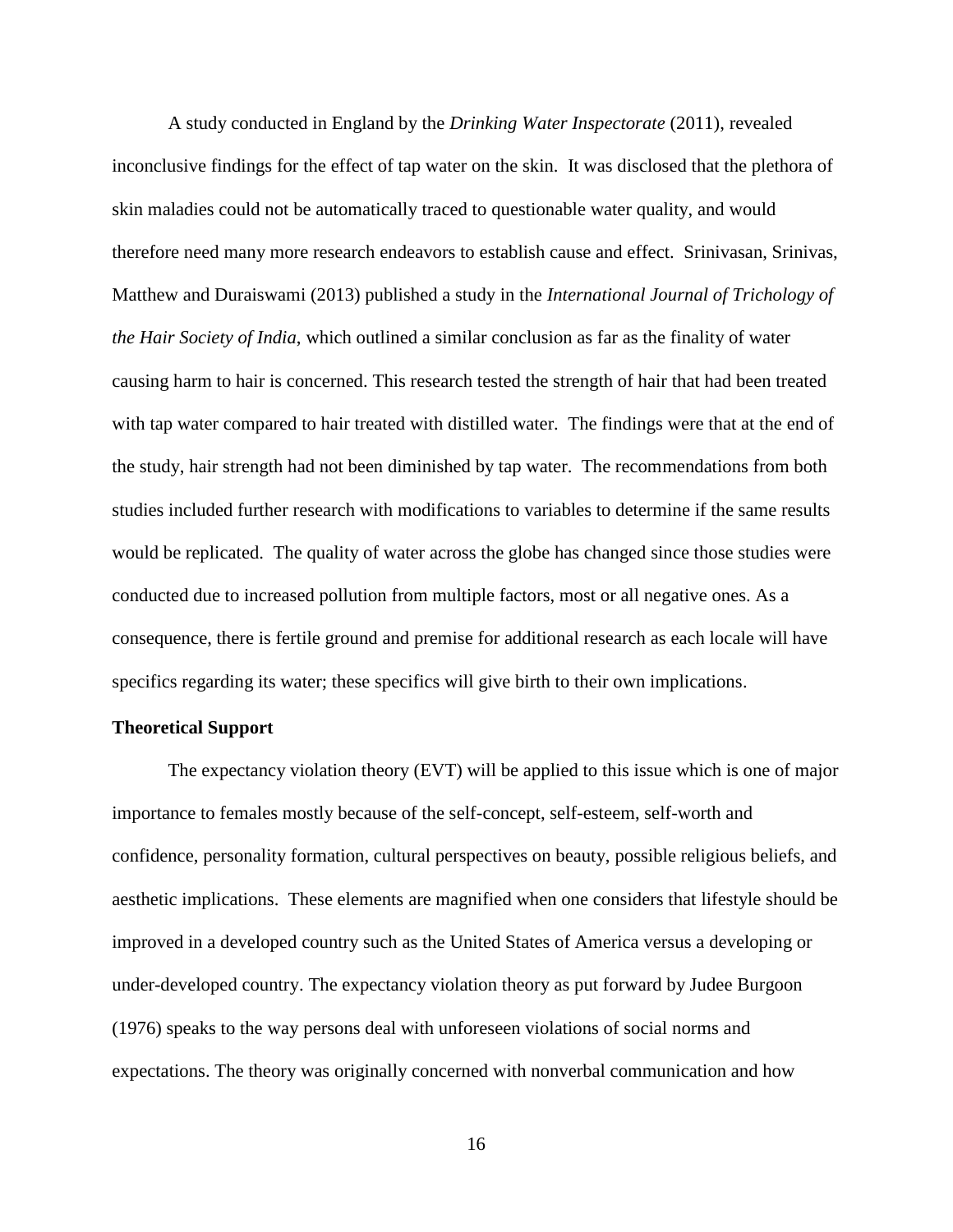A study conducted in England by the *Drinking Water Inspectorate* (2011), revealed inconclusive findings for the effect of tap water on the skin. It was disclosed that the plethora of skin maladies could not be automatically traced to questionable water quality, and would therefore need many more research endeavors to establish cause and effect. Srinivasan, Srinivas, Matthew and Duraiswami (2013) published a study in the *International Journal of Trichology of the Hair Society of India*, which outlined a similar conclusion as far as the finality of water causing harm to hair is concerned. This research tested the strength of hair that had been treated with tap water compared to hair treated with distilled water. The findings were that at the end of the study, hair strength had not been diminished by tap water. The recommendations from both studies included further research with modifications to variables to determine if the same results would be replicated. The quality of water across the globe has changed since those studies were conducted due to increased pollution from multiple factors, most or all negative ones. As a consequence, there is fertile ground and premise for additional research as each locale will have specifics regarding its water; these specifics will give birth to their own implications.

**Theoretical Support**

The expectancy violation theory (EVT) will be applied to this issue which is one of major importance to females mostly because of the self-concept, self-esteem, self-worth and confidence, personality formation, cultural perspectives on beauty, possible religious beliefs, and aesthetic implications. These elements are magnified when one considers that lifestyle should be improved in a developed country such as the United States of America versus a developing or under-developed country. The expectancy violation theory as put forward by Judee Burgoon (1976) speaks to the way persons deal with unforeseen violations of social norms and expectations. The theory was originally concerned with nonverbal communication and how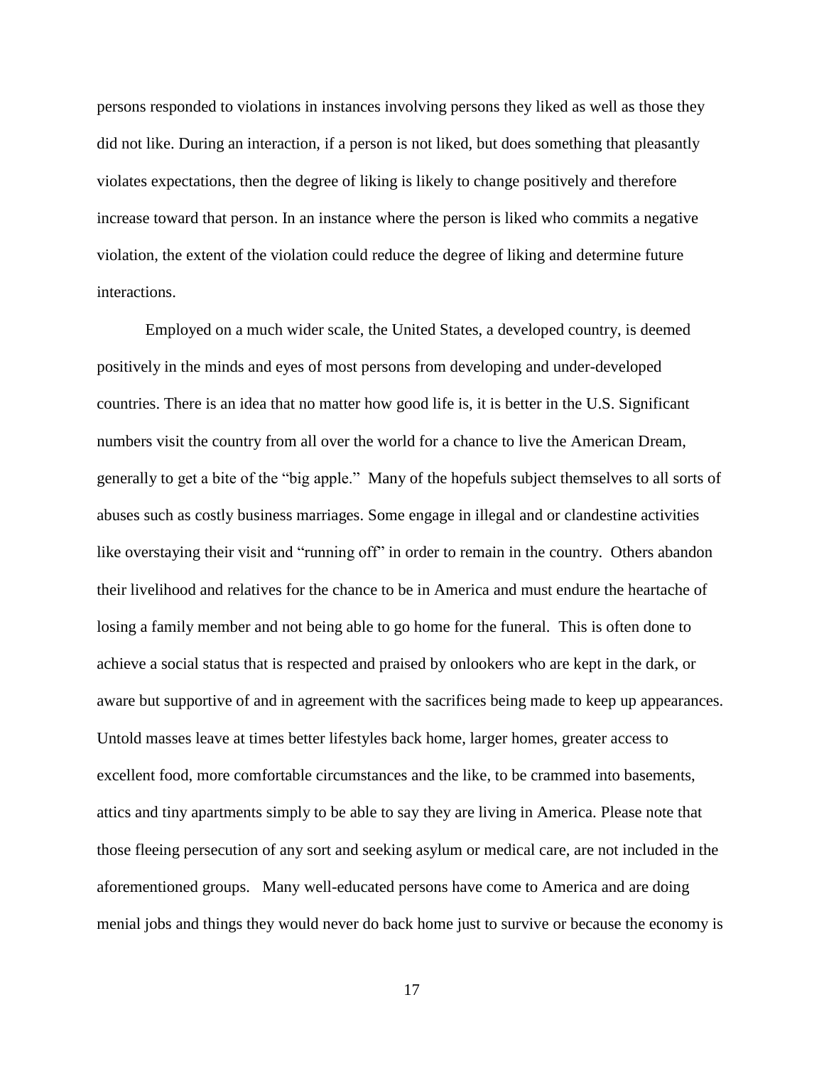persons responded to violations in instances involving persons they liked as well as those they did not like. During an interaction, if a person is not liked, but does something that pleasantly violates expectations, then the degree of liking is likely to change positively and therefore increase toward that person. In an instance where the person is liked who commits a negative violation, the extent of the violation could reduce the degree of liking and determine future interactions.

Employed on a much wider scale, the United States, a developed country, is deemed positively in the minds and eyes of most persons from developing and under-developed countries. There is an idea that no matter how good life is, it is better in the U.S. Significant numbers visit the country from all over the world for a chance to live the American Dream, generally to get a bite of the "big apple." Many of the hopefuls subject themselves to all sorts of abuses such as costly business marriages. Some engage in illegal and or clandestine activities like overstaying their visit and "running off" in order to remain in the country. Others abandon their livelihood and relatives for the chance to be in America and must endure the heartache of losing a family member and not being able to go home for the funeral. This is often done to achieve a social status that is respected and praised by onlookers who are kept in the dark, or aware but supportive of and in agreement with the sacrifices being made to keep up appearances. Untold masses leave at times better lifestyles back home, larger homes, greater access to excellent food, more comfortable circumstances and the like, to be crammed into basements, attics and tiny apartments simply to be able to say they are living in America. Please note that those fleeing persecution of any sort and seeking asylum or medical care, are not included in the aforementioned groups. Many well-educated persons have come to America and are doing menial jobs and things they would never do back home just to survive or because the economy is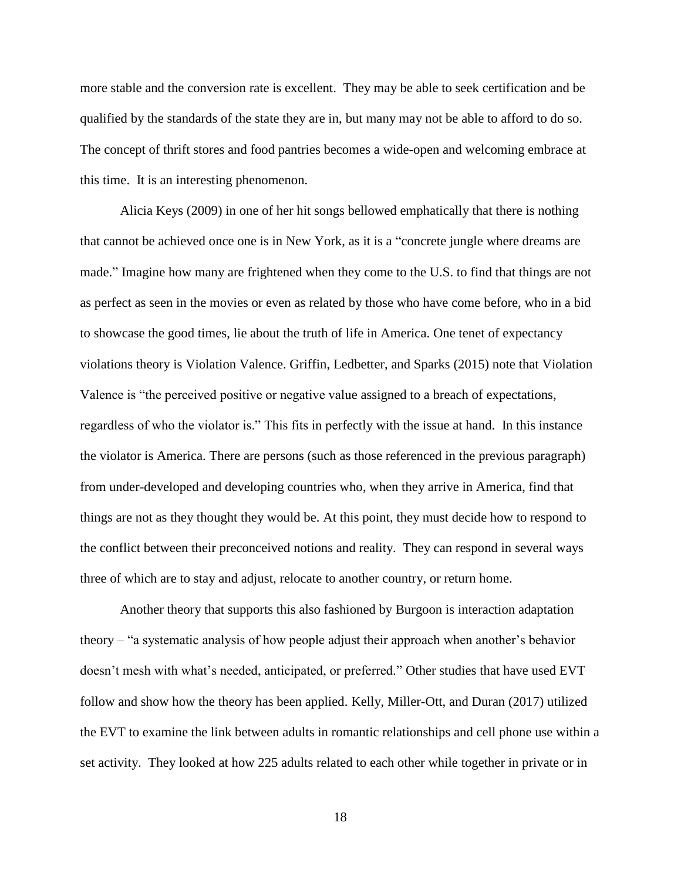more stable and the conversion rate is excellent. They may be able to seek certification and be qualified by the standards of the state they are in, but many may not be able to afford to do so. The concept of thrift stores and food pantries becomes a wide-open and welcoming embrace at this time. It is an interesting phenomenon.

Alicia Keys (2009) in one of her hit songs bellowed emphatically that there is nothing that cannot be achieved once one is in New York, as it is a "concrete jungle where dreams are made." Imagine how many are frightened when they come to the U.S. to find that things are not as perfect as seen in the movies or even as related by those who have come before, who in a bid to showcase the good times, lie about the truth of life in America. One tenet of expectancy violations theory is Violation Valence. Griffin, Ledbetter, and Sparks (2015) note that Violation Valence is "the perceived positive or negative value assigned to a breach of expectations, regardless of who the violator is." This fits in perfectly with the issue at hand. In this instance the violator is America. There are persons (such as those referenced in the previous paragraph) from under-developed and developing countries who, when they arrive in America, find that things are not as they thought they would be. At this point, they must decide how to respond to the conflict between their preconceived notions and reality. They can respond in several ways three of which are to stay and adjust, relocate to another country, or return home.

Another theory that supports this also fashioned by Burgoon is interaction adaptation theory – "a systematic analysis of how people adjust their approach when another's behavior doesn't mesh with what's needed, anticipated, or preferred." Other studies that have used EVT follow and show how the theory has been applied. Kelly, Miller-Ott, and Duran (2017) utilized the EVT to examine the link between adults in romantic relationships and cell phone use within a set activity. They looked at how 225 adults related to each other while together in private or in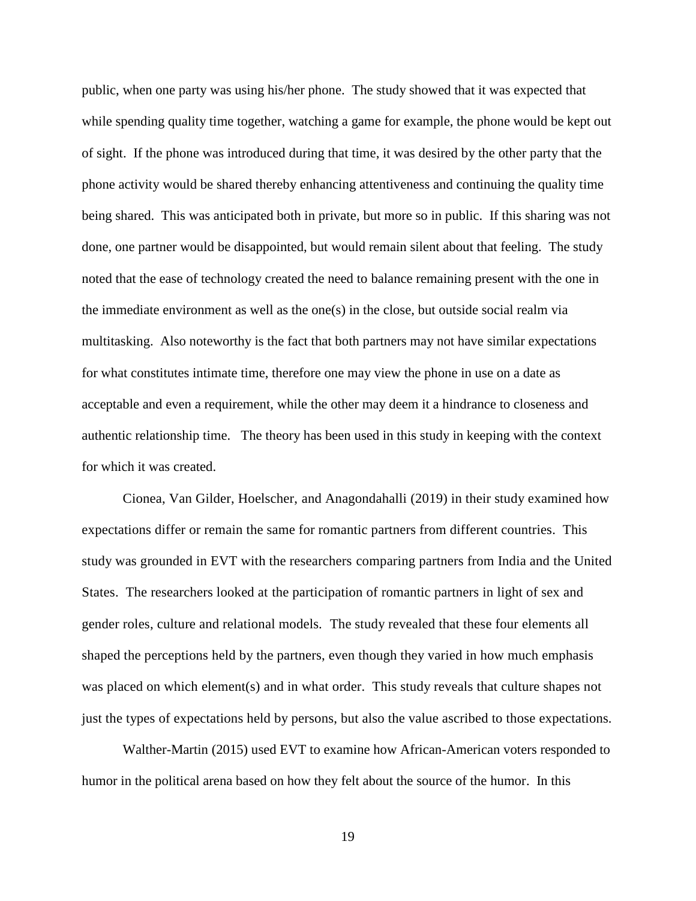public, when one party was using his/her phone. The study showed that it was expected that while spending quality time together, watching a game for example, the phone would be kept out of sight. If the phone was introduced during that time, it was desired by the other party that the phone activity would be shared thereby enhancing attentiveness and continuing the quality time being shared. This was anticipated both in private, but more so in public. If this sharing was not done, one partner would be disappointed, but would remain silent about that feeling. The study noted that the ease of technology created the need to balance remaining present with the one in the immediate environment as well as the one(s) in the close, but outside social realm via multitasking. Also noteworthy is the fact that both partners may not have similar expectations for what constitutes intimate time, therefore one may view the phone in use on a date as acceptable and even a requirement, while the other may deem it a hindrance to closeness and authentic relationship time. The theory has been used in this study in keeping with the context for which it was created.

Cionea, Van Gilder, Hoelscher, and Anagondahalli (2019) in their study examined how expectations differ or remain the same for romantic partners from different countries. This study was grounded in EVT with the researchers comparing partners from India and the United States. The researchers looked at the participation of romantic partners in light of sex and gender roles, culture and relational models. The study revealed that these four elements all shaped the perceptions held by the partners, even though they varied in how much emphasis was placed on which element(s) and in what order. This study reveals that culture shapes not just the types of expectations held by persons, but also the value ascribed to those expectations.

Walther-Martin (2015) used EVT to examine how African-American voters responded to humor in the political arena based on how they felt about the source of the humor. In this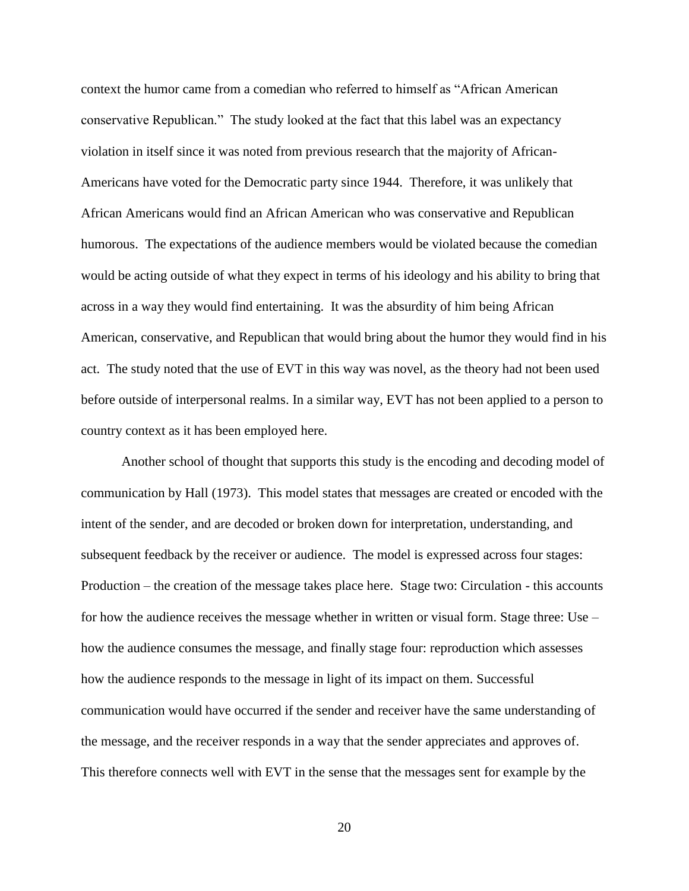context the humor came from a comedian who referred to himself as "African American conservative Republican." The study looked at the fact that this label was an expectancy violation in itself since it was noted from previous research that the majority of African-Americans have voted for the Democratic party since 1944. Therefore, it was unlikely that African Americans would find an African American who was conservative and Republican humorous. The expectations of the audience members would be violated because the comedian would be acting outside of what they expect in terms of his ideology and his ability to bring that across in a way they would find entertaining. It was the absurdity of him being African American, conservative, and Republican that would bring about the humor they would find in his act. The study noted that the use of EVT in this way was novel, as the theory had not been used before outside of interpersonal realms. In a similar way, EVT has not been applied to a person to country context as it has been employed here.

Another school of thought that supports this study is the encoding and decoding model of communication by Hall (1973). This model states that messages are created or encoded with the intent of the sender, and are decoded or broken down for interpretation, understanding, and subsequent feedback by the receiver or audience. The model is expressed across four stages: Production – the creation of the message takes place here. Stage two: Circulation - this accounts for how the audience receives the message whether in written or visual form. Stage three: Use – how the audience consumes the message, and finally stage four: reproduction which assesses how the audience responds to the message in light of its impact on them. Successful communication would have occurred if the sender and receiver have the same understanding of the message, and the receiver responds in a way that the sender appreciates and approves of. This therefore connects well with EVT in the sense that the messages sent for example by the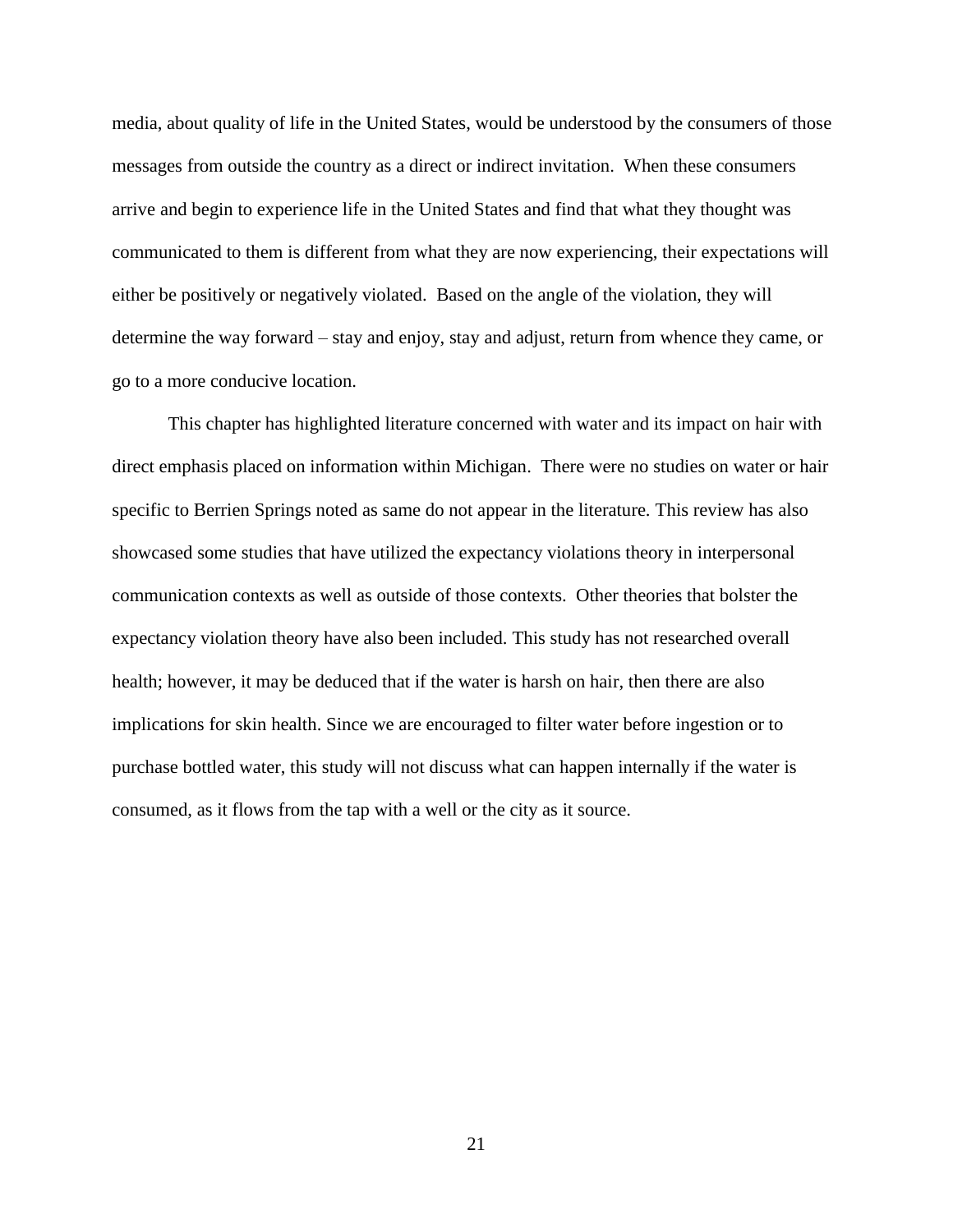media, about quality of life in the United States, would be understood by the consumers of those messages from outside the country as a direct or indirect invitation. When these consumers arrive and begin to experience life in the United States and find that what they thought was communicated to them is different from what they are now experiencing, their expectations will either be positively or negatively violated. Based on the angle of the violation, they will determine the way forward – stay and enjoy, stay and adjust, return from whence they came, or go to a more conducive location.

This chapter has highlighted literature concerned with water and its impact on hair with direct emphasis placed on information within Michigan. There were no studies on water or hair specific to Berrien Springs noted as same do not appear in the literature. This review has also showcased some studies that have utilized the expectancy violations theory in interpersonal communication contexts as well as outside of those contexts. Other theories that bolster the expectancy violation theory have also been included. This study has not researched overall health; however, it may be deduced that if the water is harsh on hair, then there are also implications for skin health. Since we are encouraged to filter water before ingestion or to purchase bottled water, this study will not discuss what can happen internally if the water is consumed, as it flows from the tap with a well or the city as it source.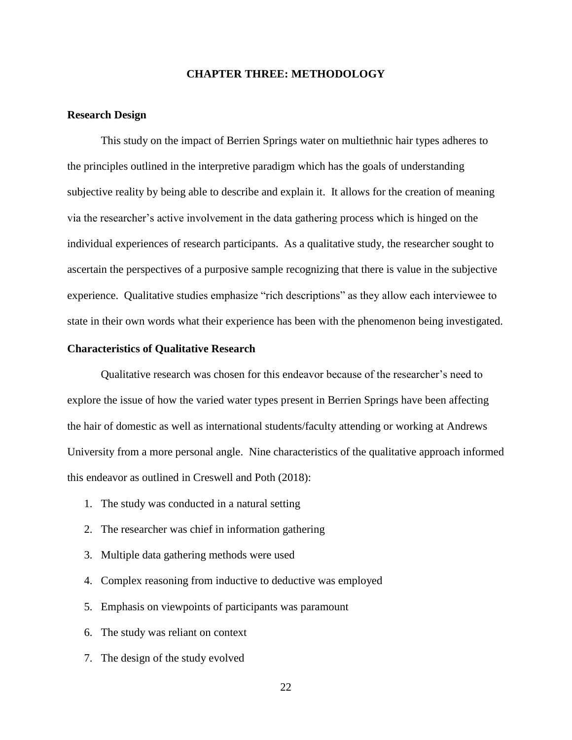## CHAPTER THREE: METHODOLOGY

### Research Design

This study on the impact of Berrien Springs water on multiethnic hair types adheres to the principles outlined in the interpretive paradigm which has the goals of understanding subjective reality by being able to describe and explain it. It allows for the creation of meaning via the researcher's active involvement in the data gathering process which is hinged on the individual experiences of research participants. As a qualitative study, the researcher sought to ascertain the perspectives of a purposive sample recognizing that there is value in the subjective experience. Qualitative studies emphasize "rich descriptions" as they allow each interviewee to state in their own words what their experience has been with the phenomenon being investigated.

### Characteristics of Qualitative Research

Qualitative research was chosen for this endeavor because of the researcher's need to explore the issue of how the varied water types present in Berrien Springs have been affecting the hair of domestic as well as international students/faculty attending or working at Andrews University from a more personal angle. Nine characteristics of the qualitative approach informed this endeavor as outlined in Creswell and Poth (2018):

1. The study was conducted in a natural setting
2. The researcher was chief in information gathering
3. Multiple data gathering methods were used
4. Complex reasoning from inductive to deductive was employed
5. Emphasis on viewpoints of participants was paramount
6. The study was reliant on context
7. The design of the study evolved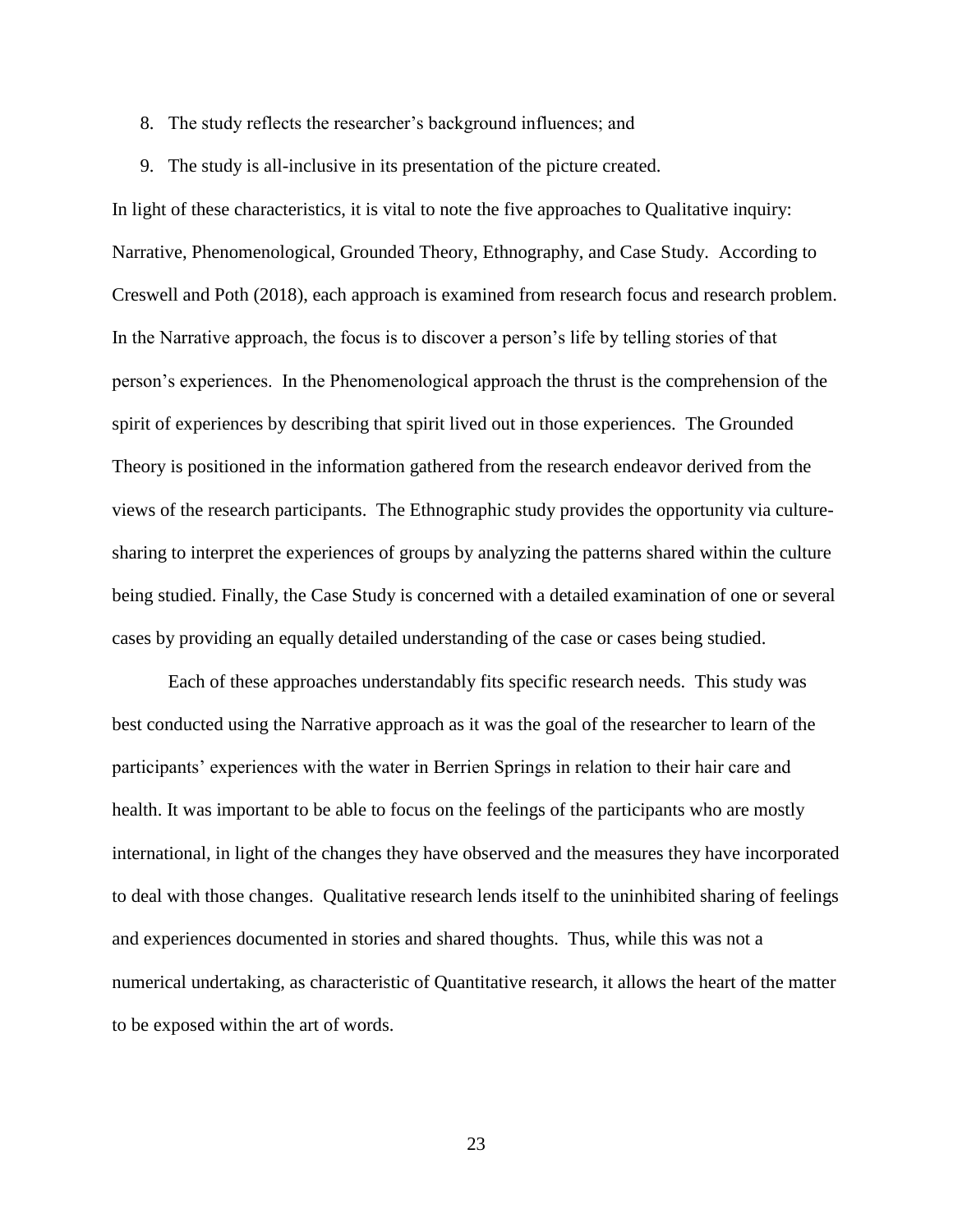8. The study reflects the researcher's background influences; and
9. The study is all-inclusive in its presentation of the picture created.

In light of these characteristics, it is vital to note the five approaches to Qualitative inquiry: Narrative, Phenomenological, Grounded Theory, Ethnography, and Case Study. According to Creswell and Poth (2018), each approach is examined from research focus and research problem. In the Narrative approach, the focus is to discover a person's life by telling stories of that person's experiences. In the Phenomenological approach the thrust is the comprehension of the spirit of experiences by describing that spirit lived out in those experiences. The Grounded Theory is positioned in the information gathered from the research endeavor derived from the views of the research participants. The Ethnographic study provides the opportunity via culture-sharing to interpret the experiences of groups by analyzing the patterns shared within the culture being studied. Finally, the Case Study is concerned with a detailed examination of one or several cases by providing an equally detailed understanding of the case or cases being studied.

Each of these approaches understandably fits specific research needs. This study was best conducted using the Narrative approach as it was the goal of the researcher to learn of the participants' experiences with the water in Berrien Springs in relation to their hair care and health. It was important to be able to focus on the feelings of the participants who are mostly international, in light of the changes they have observed and the measures they have incorporated to deal with those changes. Qualitative research lends itself to the uninhibited sharing of feelings and experiences documented in stories and shared thoughts. Thus, while this was not a numerical undertaking, as characteristic of Quantitative research, it allows the heart of the matter to be exposed within the art of words.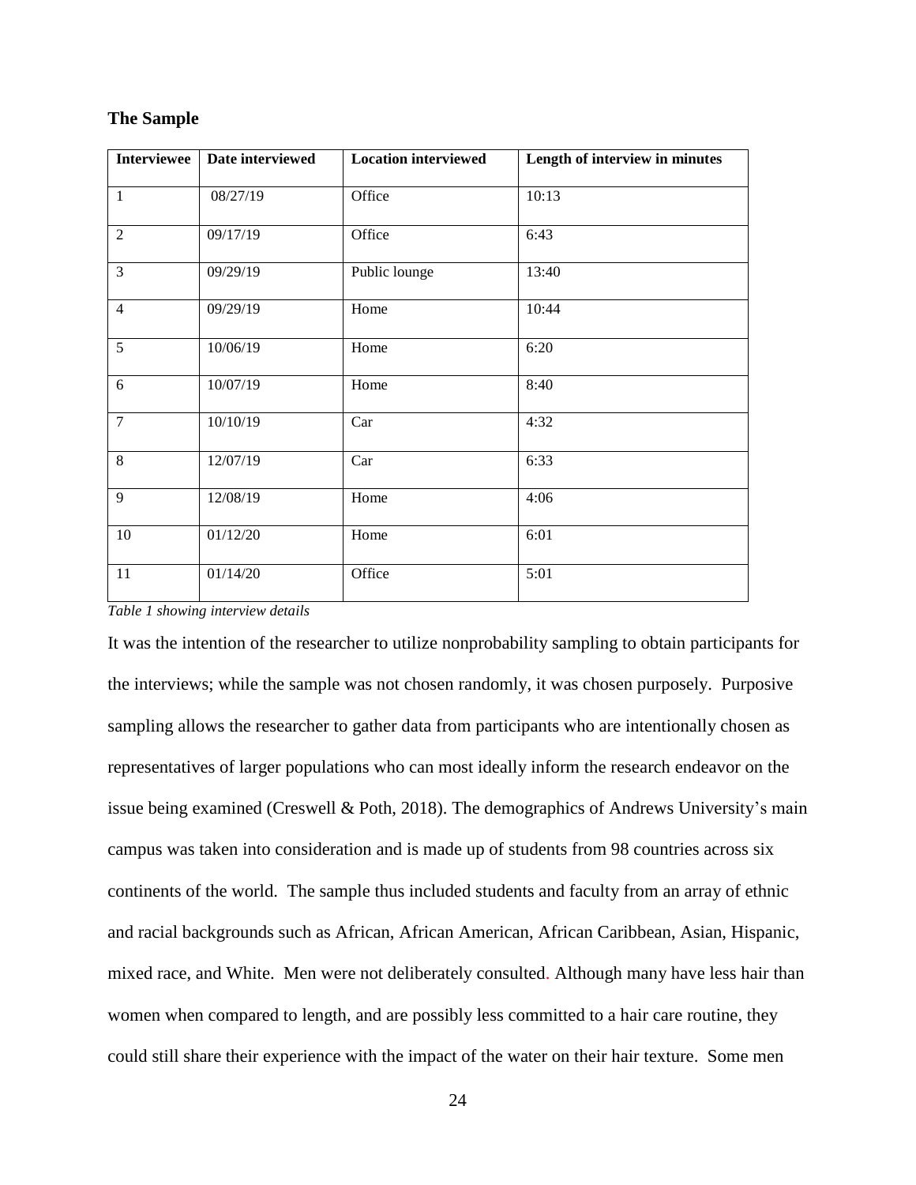### The Sample

| Interviewee | Date interviewed | Location interviewed | Length of interview in minutes |
|---|---|---|---|
| 1 | 08/27/19 | Office | 10:13 |
| 2 | 09/17/19 | Office | 6:43 |
| 3 | 09/29/19 | Public lounge | 13:40 |
| 4 | 09/29/19 | Home | 10:44 |
| 5 | 10/06/19 | Home | 6:20 |
| 6 | 10/07/19 | Home | 8:40 |
| 7 | 10/10/19 | Car | 4:32 |
| 8 | 12/07/19 | Car | 6:33 |
| 9 | 12/08/19 | Home | 4:06 |
| 10 | 01/12/20 | Home | 6:01 |
| 11 | 01/14/20 | Office | 5:01 |

*Table 1 showing interview details*

It was the intention of the researcher to utilize nonprobability sampling to obtain participants for the interviews; while the sample was not chosen randomly, it was chosen purposely. Purposive sampling allows the researcher to gather data from participants who are intentionally chosen as representatives of larger populations who can most ideally inform the research endeavor on the issue being examined (Creswell & Poth, 2018). The demographics of Andrews University's main campus was taken into consideration and is made up of students from 98 countries across six continents of the world. The sample thus included students and faculty from an array of ethnic and racial backgrounds such as African, African American, African Caribbean, Asian, Hispanic, mixed race, and White. Men were not deliberately consulted. Although many have less hair than women when compared to length, and are possibly less committed to a hair care routine, they could still share their experience with the impact of the water on their hair texture. Some men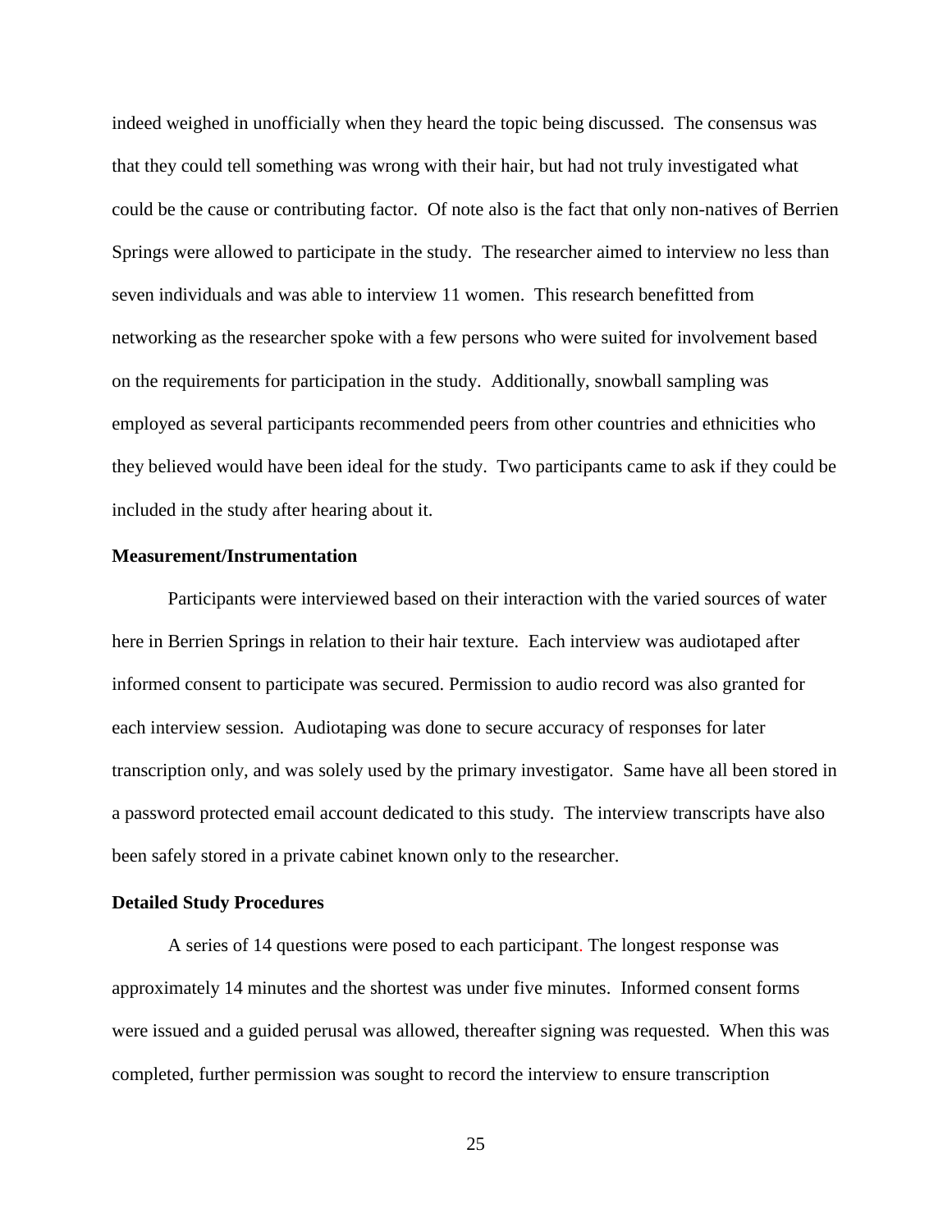indeed weighed in unofficially when they heard the topic being discussed. The consensus was that they could tell something was wrong with their hair, but had not truly investigated what could be the cause or contributing factor. Of note also is the fact that only non-natives of Berrien Springs were allowed to participate in the study. The researcher aimed to interview no less than seven individuals and was able to interview 11 women. This research benefitted from networking as the researcher spoke with a few persons who were suited for involvement based on the requirements for participation in the study. Additionally, snowball sampling was employed as several participants recommended peers from other countries and ethnicities who they believed would have been ideal for the study. Two participants came to ask if they could be included in the study after hearing about it.

**Measurement/Instrumentation**

Participants were interviewed based on their interaction with the varied sources of water here in Berrien Springs in relation to their hair texture. Each interview was audiotaped after informed consent to participate was secured. Permission to audio record was also granted for each interview session. Audiotaping was done to secure accuracy of responses for later transcription only, and was solely used by the primary investigator. Same have all been stored in a password protected email account dedicated to this study. The interview transcripts have also been safely stored in a private cabinet known only to the researcher.

**Detailed Study Procedures**

A series of 14 questions were posed to each participant. The longest response was approximately 14 minutes and the shortest was under five minutes. Informed consent forms were issued and a guided perusal was allowed, thereafter signing was requested. When this was completed, further permission was sought to record the interview to ensure transcription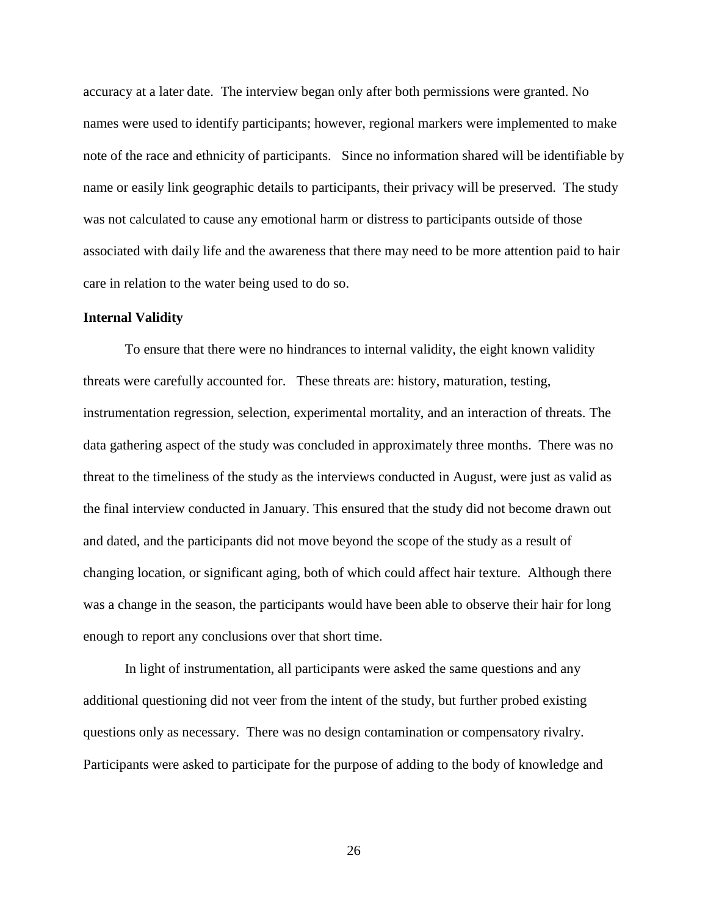accuracy at a later date. The interview began only after both permissions were granted. No names were used to identify participants; however, regional markers were implemented to make note of the race and ethnicity of participants. Since no information shared will be identifiable by name or easily link geographic details to participants, their privacy will be preserved. The study was not calculated to cause any emotional harm or distress to participants outside of those associated with daily life and the awareness that there may need to be more attention paid to hair care in relation to the water being used to do so.

**Internal Validity**

To ensure that there were no hindrances to internal validity, the eight known validity threats were carefully accounted for. These threats are: history, maturation, testing, instrumentation regression, selection, experimental mortality, and an interaction of threats. The data gathering aspect of the study was concluded in approximately three months. There was no threat to the timeliness of the study as the interviews conducted in August, were just as valid as the final interview conducted in January. This ensured that the study did not become drawn out and dated, and the participants did not move beyond the scope of the study as a result of changing location, or significant aging, both of which could affect hair texture. Although there was a change in the season, the participants would have been able to observe their hair for long enough to report any conclusions over that short time.

In light of instrumentation, all participants were asked the same questions and any additional questioning did not veer from the intent of the study, but further probed existing questions only as necessary. There was no design contamination or compensatory rivalry. Participants were asked to participate for the purpose of adding to the body of knowledge and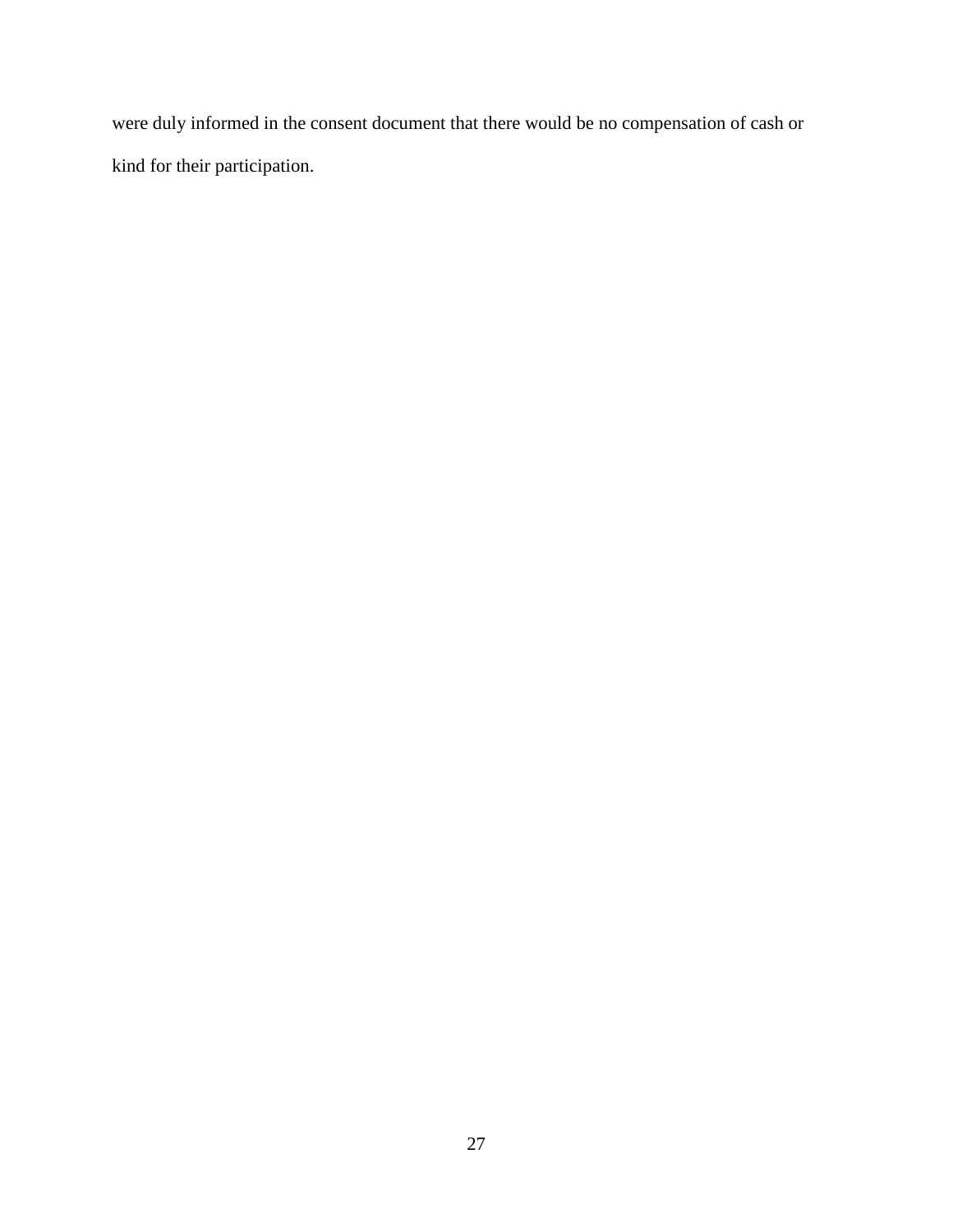were duly informed in the consent document that there would be no compensation of cash or kind for their participation.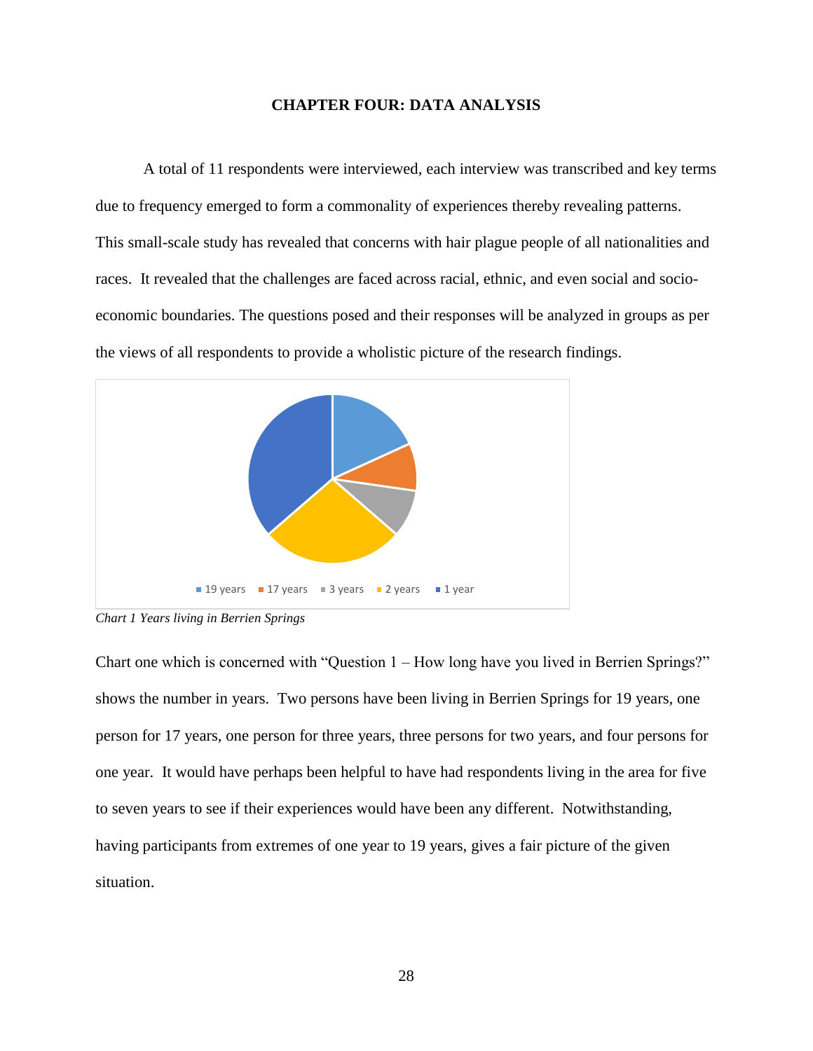# CHAPTER FOUR: DATA ANALYSIS

A total of 11 respondents were interviewed, each interview was transcribed and key terms due to frequency emerged to form a commonality of experiences thereby revealing patterns. This small-scale study has revealed that concerns with hair plague people of all nationalities and races. It revealed that the challenges are faced across racial, ethnic, and even social and socio-economic boundaries. The questions posed and their responses will be analyzed in groups as per the views of all respondents to provide a wholistic picture of the research findings.

19 years  17 years  3 years  2 years  1 year

*Chart 1 Years living in Berrien Springs*

Chart one which is concerned with "Question 1 – How long have you lived in Berrien Springs?" shows the number in years. Two persons have been living in Berrien Springs for 19 years, one person for 17 years, one person for three years, three persons for two years, and four persons for one year. It would have perhaps been helpful to have had respondents living in the area for five to seven years to see if their experiences would have been any different. Notwithstanding, having participants from extremes of one year to 19 years, gives a fair picture of the given situation.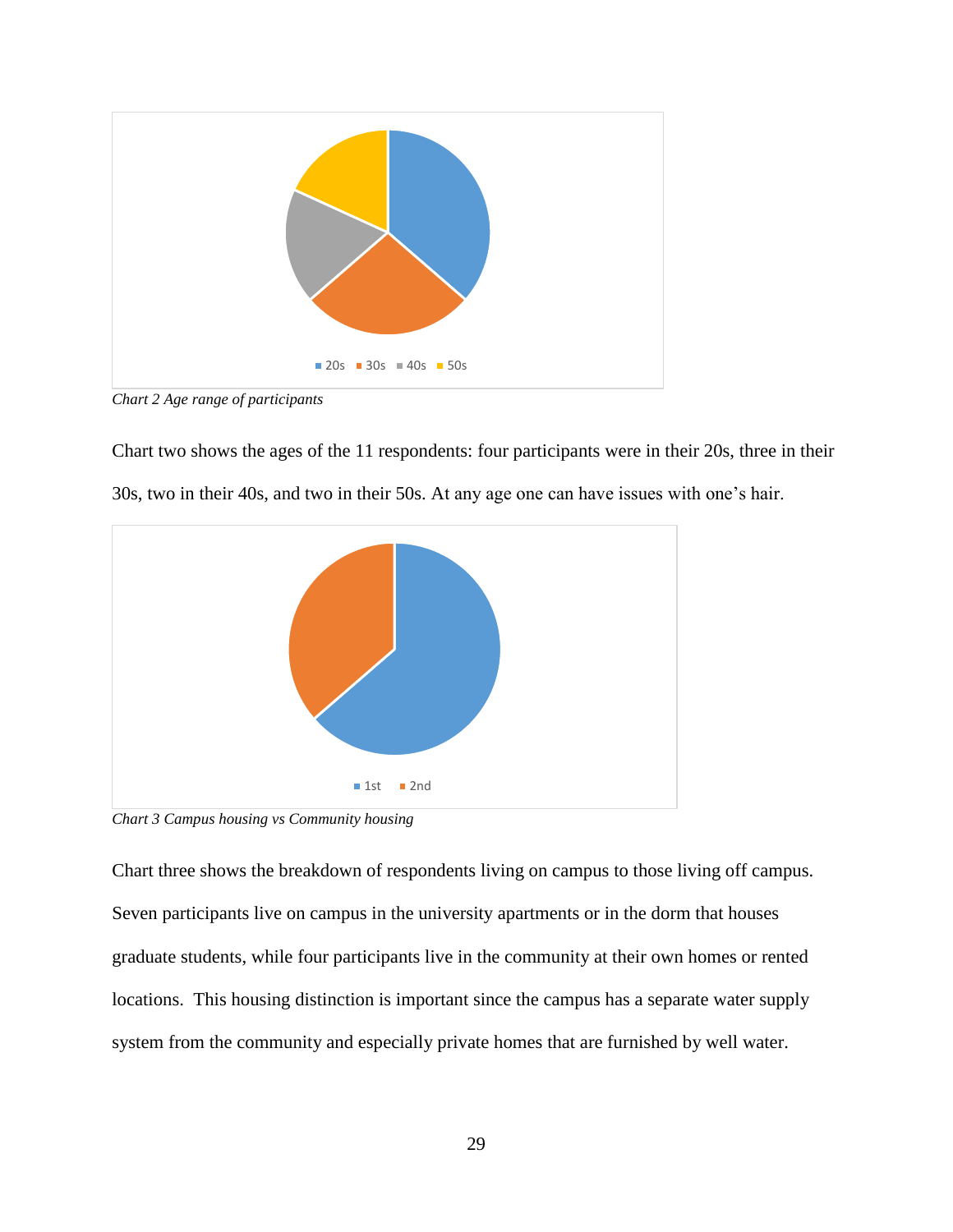Chart 2 Age range of participants

Chart two shows the ages of the 11 respondents: four participants were in their 20s, three in their 30s, two in their 40s, and two in their 50s. At any age one can have issues with one's hair.

Chart 3 Campus housing vs Community housing

Chart three shows the breakdown of respondents living on campus to those living off campus. Seven participants live on campus in the university apartments or in the dorm that houses graduate students, while four participants live in the community at their own homes or rented locations. This housing distinction is important since the campus has a separate water supply system from the community and especially private homes that are furnished by well water.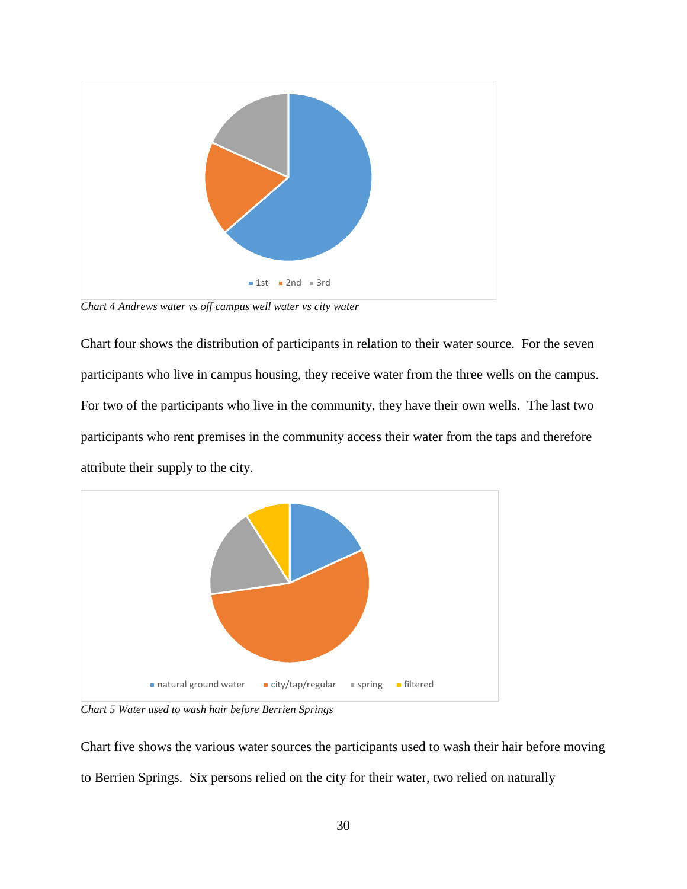*Chart 4 Andrews water vs off campus well water vs city water*

Chart four shows the distribution of participants in relation to their water source. For the seven participants who live in campus housing, they receive water from the three wells on the campus. For two of the participants who live in the community, they have their own wells. The last two participants who rent premises in the community access their water from the taps and therefore attribute their supply to the city.

*Chart 5 Water used to wash hair before Berrien Springs*

Chart five shows the various water sources the participants used to wash their hair before moving to Berrien Springs. Six persons relied on the city for their water, two relied on naturally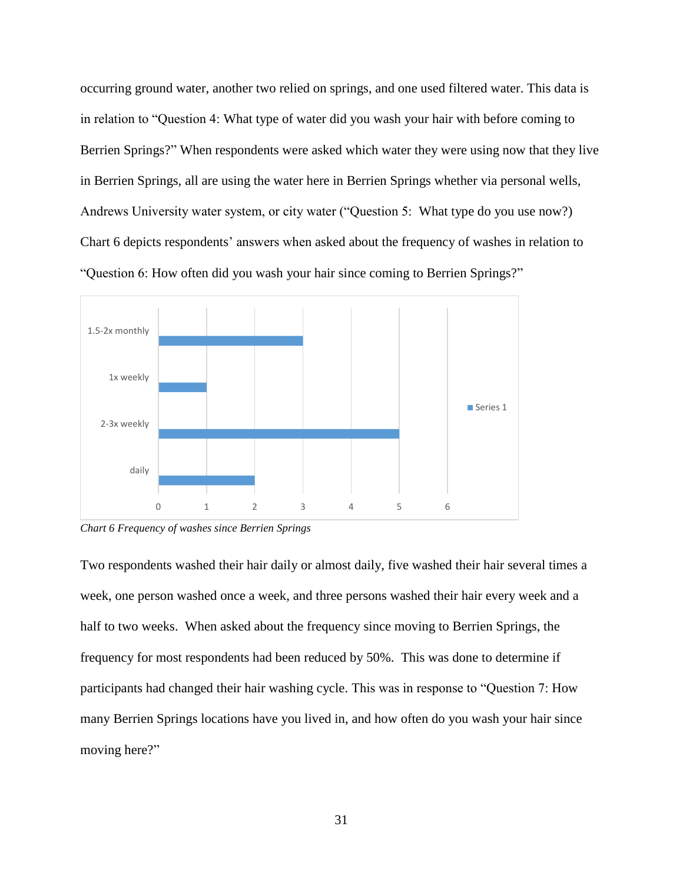occurring ground water, another two relied on springs, and one used filtered water. This data is in relation to "Question 4: What type of water did you wash your hair with before coming to Berrien Springs?" When respondents were asked which water they were using now that they live in Berrien Springs, all are using the water here in Berrien Springs whether via personal wells, Andrews University water system, or city water ("Question 5: What type do you use now?) Chart 6 depicts respondents' answers when asked about the frequency of washes in relation to "Question 6: How often did you wash your hair since coming to Berrien Springs?"

| | Series 1 |
|---|---|
| 1.5-2x monthly | 3 |
| 1x weekly | 1 |
| 2-3x weekly | 5 |
| daily | 2 |

*Chart 6 Frequency of washes since Berrien Springs*

Two respondents washed their hair daily or almost daily, five washed their hair several times a week, one person washed once a week, and three persons washed their hair every week and a half to two weeks. When asked about the frequency since moving to Berrien Springs, the frequency for most respondents had been reduced by 50%. This was done to determine if participants had changed their hair washing cycle. This was in response to "Question 7: How many Berrien Springs locations have you lived in, and how often do you wash your hair since moving here?"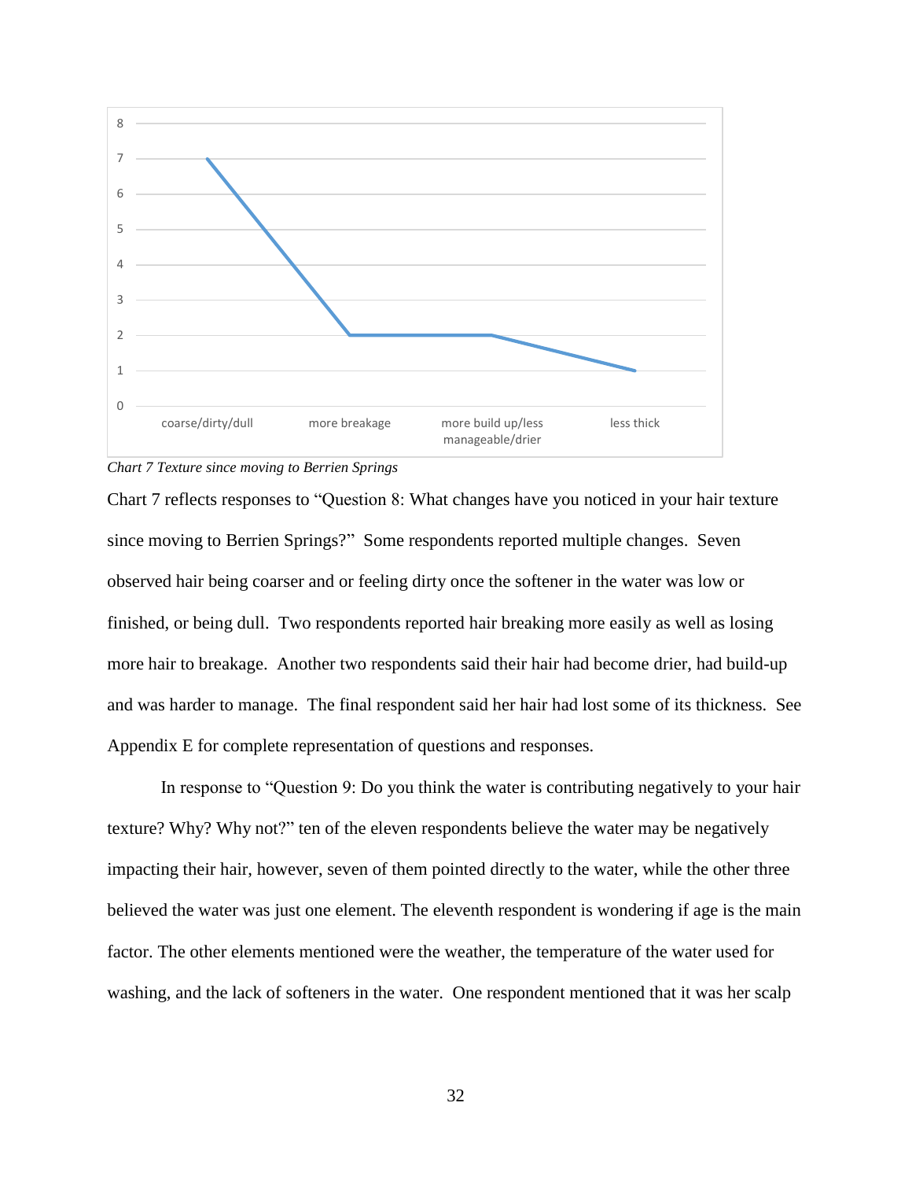*Chart 7 Texture since moving to Berrien Springs*

Chart 7 reflects responses to “Question 8: What changes have you noticed in your hair texture since moving to Berrien Springs?” Some respondents reported multiple changes. Seven observed hair being coarser and or feeling dirty once the softener in the water was low or finished, or being dull. Two respondents reported hair breaking more easily as well as losing more hair to breakage. Another two respondents said their hair had become drier, had build-up and was harder to manage. The final respondent said her hair had lost some of its thickness. See Appendix E for complete representation of questions and responses.

In response to “Question 9: Do you think the water is contributing negatively to your hair texture? Why? Why not?” ten of the eleven respondents believe the water may be negatively impacting their hair, however, seven of them pointed directly to the water, while the other three believed the water was just one element. The eleventh respondent is wondering if age is the main factor. The other elements mentioned were the weather, the temperature of the water used for washing, and the lack of softeners in the water. One respondent mentioned that it was her scalp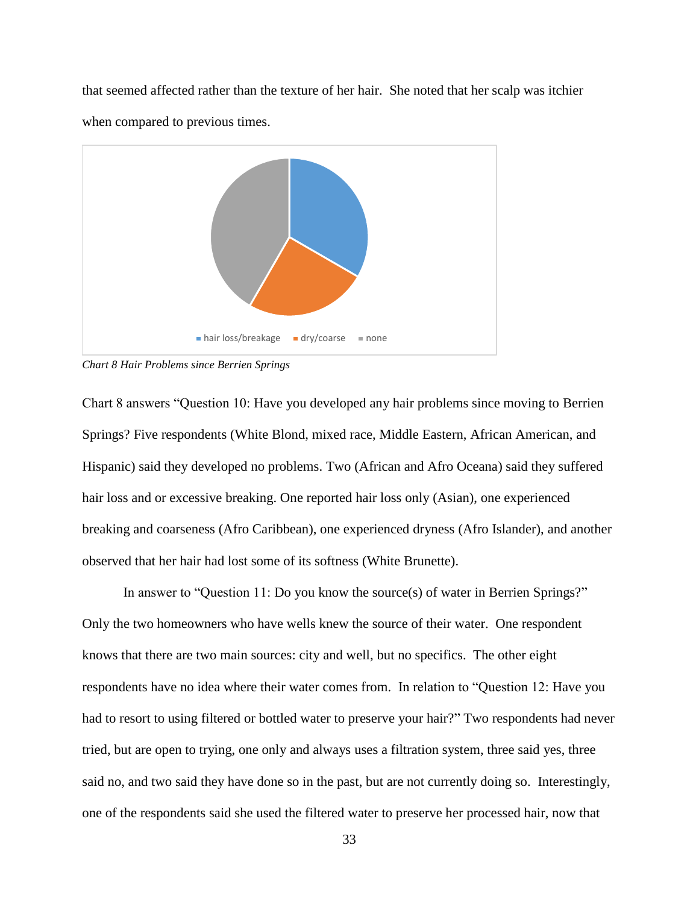that seemed affected rather than the texture of her hair. She noted that her scalp was itchier when compared to previous times.

*Chart 8 Hair Problems since Berrien Springs*

Chart 8 answers "Question 10: Have you developed any hair problems since moving to Berrien Springs? Five respondents (White Blond, mixed race, Middle Eastern, African American, and Hispanic) said they developed no problems. Two (African and Afro Oceana) said they suffered hair loss and or excessive breaking. One reported hair loss only (Asian), one experienced breaking and coarseness (Afro Caribbean), one experienced dryness (Afro Islander), and another observed that her hair had lost some of its softness (White Brunette).

In answer to "Question 11: Do you know the source(s) of water in Berrien Springs?" Only the two homeowners who have wells knew the source of their water. One respondent knows that there are two main sources: city and well, but no specifics. The other eight respondents have no idea where their water comes from. In relation to "Question 12: Have you had to resort to using filtered or bottled water to preserve your hair?" Two respondents had never tried, but are open to trying, one only and always uses a filtration system, three said yes, three said no, and two said they have done so in the past, but are not currently doing so. Interestingly, one of the respondents said she used the filtered water to preserve her processed hair, now that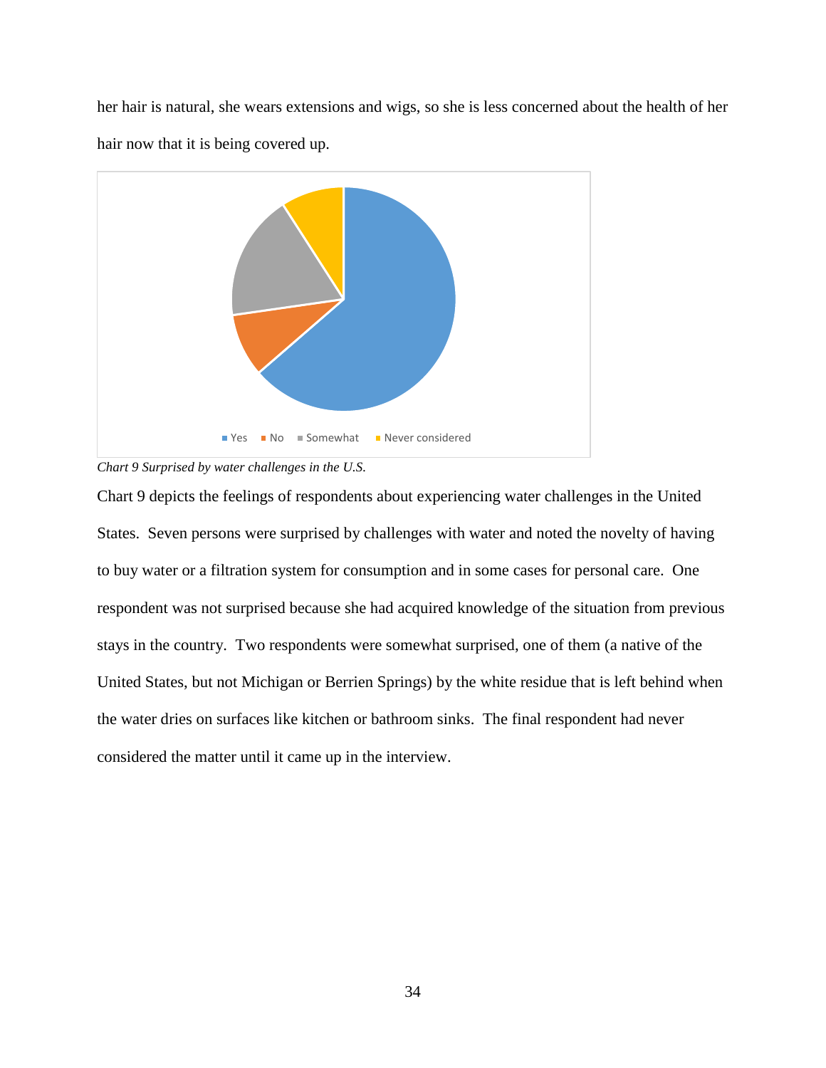her hair is natural, she wears extensions and wigs, so she is less concerned about the health of her hair now that it is being covered up.

*Chart 9 Surprised by water challenges in the U.S.*

Chart 9 depicts the feelings of respondents about experiencing water challenges in the United States. Seven persons were surprised by challenges with water and noted the novelty of having to buy water or a filtration system for consumption and in some cases for personal care. One respondent was not surprised because she had acquired knowledge of the situation from previous stays in the country. Two respondents were somewhat surprised, one of them (a native of the United States, but not Michigan or Berrien Springs) by the white residue that is left behind when the water dries on surfaces like kitchen or bathroom sinks. The final respondent had never considered the matter until it came up in the interview.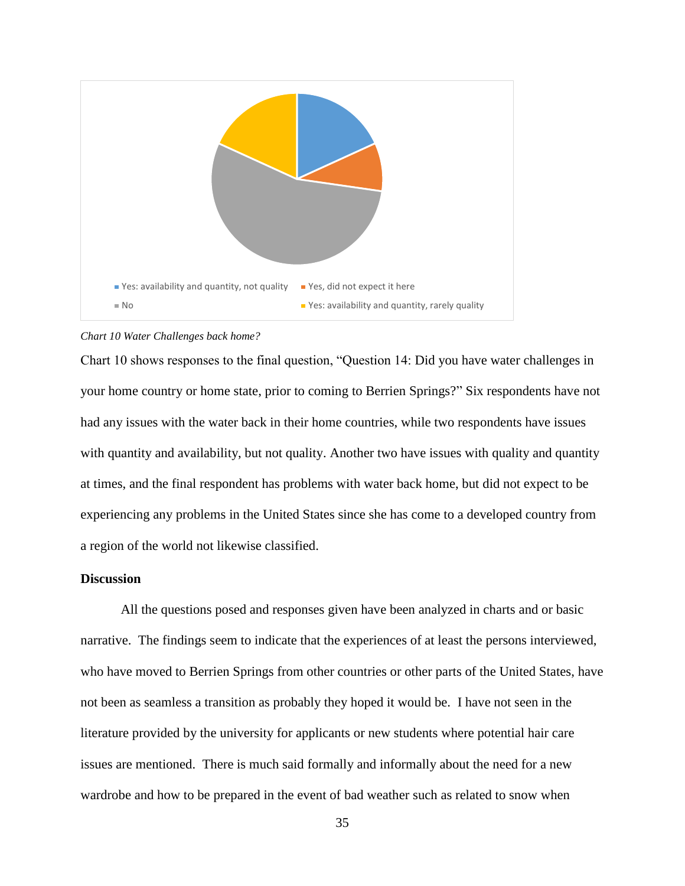Yes: availability and quantity, not quality
Yes, did not expect it here
No
Yes: availability and quantity, rarely quality

*Chart 10 Water Challenges back home?*

Chart 10 shows responses to the final question, “Question 14: Did you have water challenges in your home country or home state, prior to coming to Berrien Springs?” Six respondents have not had any issues with the water back in their home countries, while two respondents have issues with quantity and availability, but not quality. Another two have issues with quality and quantity at times, and the final respondent has problems with water back home, but did not expect to be experiencing any problems in the United States since she has come to a developed country from a region of the world not likewise classified.

**Discussion**

All the questions posed and responses given have been analyzed in charts and or basic narrative. The findings seem to indicate that the experiences of at least the persons interviewed, who have moved to Berrien Springs from other countries or other parts of the United States, have not been as seamless a transition as probably they hoped it would be. I have not seen in the literature provided by the university for applicants or new students where potential hair care issues are mentioned. There is much said formally and informally about the need for a new wardrobe and how to be prepared in the event of bad weather such as related to snow when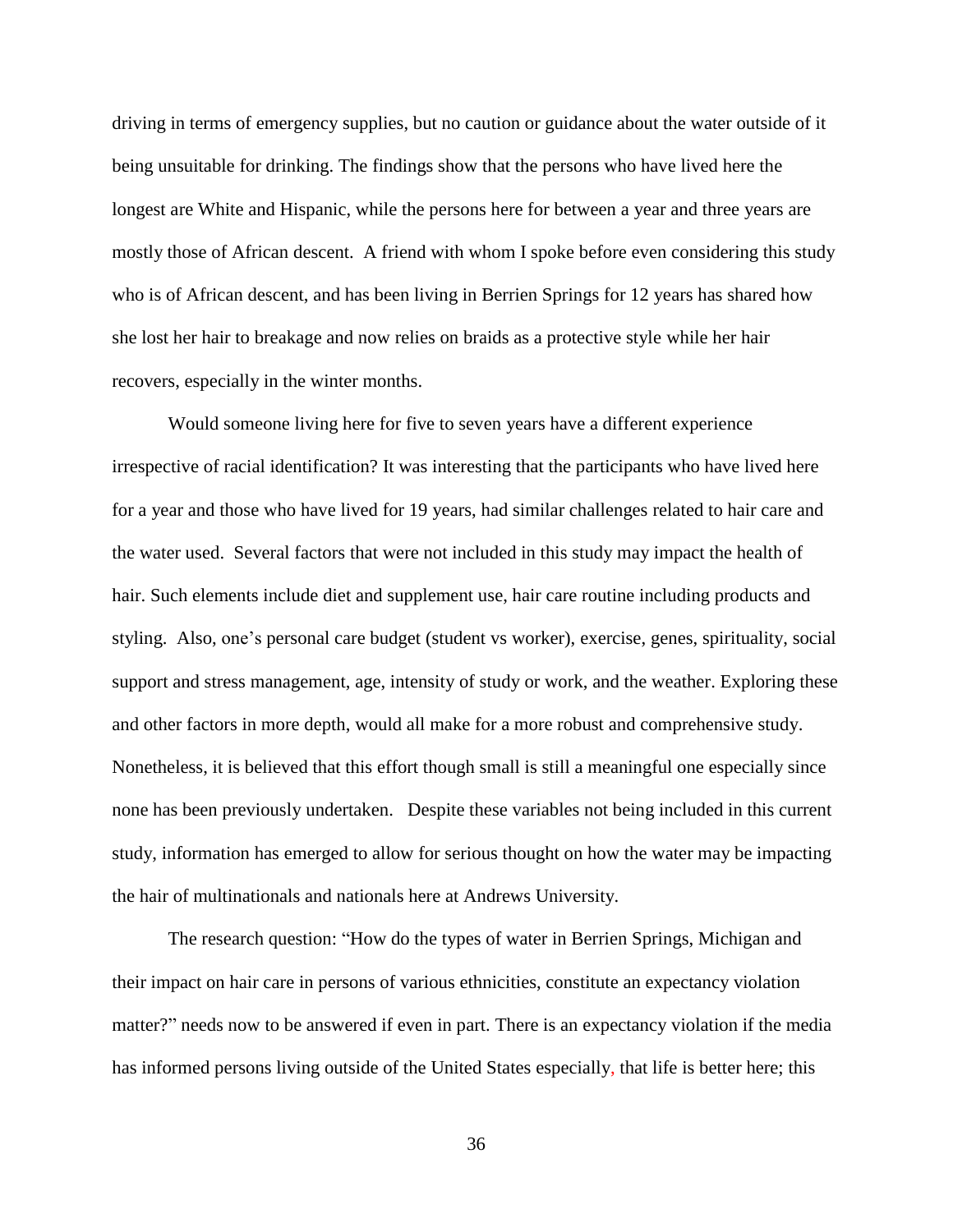driving in terms of emergency supplies, but no caution or guidance about the water outside of it being unsuitable for drinking. The findings show that the persons who have lived here the longest are White and Hispanic, while the persons here for between a year and three years are mostly those of African descent. A friend with whom I spoke before even considering this study who is of African descent, and has been living in Berrien Springs for 12 years has shared how she lost her hair to breakage and now relies on braids as a protective style while her hair recovers, especially in the winter months.

Would someone living here for five to seven years have a different experience irrespective of racial identification? It was interesting that the participants who have lived here for a year and those who have lived for 19 years, had similar challenges related to hair care and the water used. Several factors that were not included in this study may impact the health of hair. Such elements include diet and supplement use, hair care routine including products and styling. Also, one's personal care budget (student vs worker), exercise, genes, spirituality, social support and stress management, age, intensity of study or work, and the weather. Exploring these and other factors in more depth, would all make for a more robust and comprehensive study. Nonetheless, it is believed that this effort though small is still a meaningful one especially since none has been previously undertaken. Despite these variables not being included in this current study, information has emerged to allow for serious thought on how the water may be impacting the hair of multinationals and nationals here at Andrews University.

The research question: "How do the types of water in Berrien Springs, Michigan and their impact on hair care in persons of various ethnicities, constitute an expectancy violation matter?" needs now to be answered if even in part. There is an expectancy violation if the media has informed persons living outside of the United States especially, that life is better here; this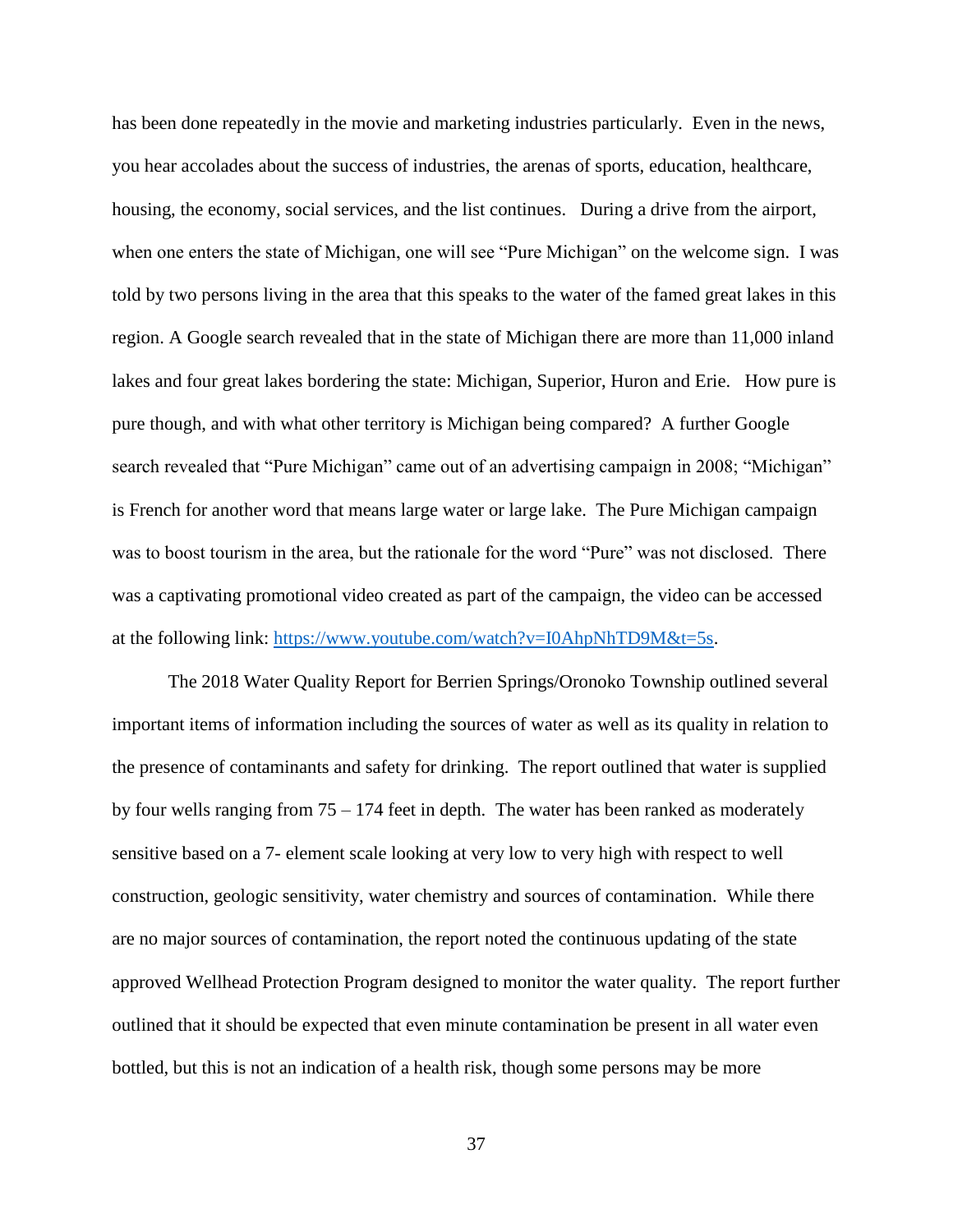has been done repeatedly in the movie and marketing industries particularly. Even in the news, you hear accolades about the success of industries, the arenas of sports, education, healthcare, housing, the economy, social services, and the list continues. During a drive from the airport, when one enters the state of Michigan, one will see "Pure Michigan" on the welcome sign. I was told by two persons living in the area that this speaks to the water of the famed great lakes in this region. A Google search revealed that in the state of Michigan there are more than 11,000 inland lakes and four great lakes bordering the state: Michigan, Superior, Huron and Erie. How pure is pure though, and with what other territory is Michigan being compared? A further Google search revealed that "Pure Michigan" came out of an advertising campaign in 2008; "Michigan" is French for another word that means large water or large lake. The Pure Michigan campaign was to boost tourism in the area, but the rationale for the word "Pure" was not disclosed. There was a captivating promotional video created as part of the campaign, the video can be accessed at the following link: [https://www.youtube.com/watch?v=I0AhpNhTD9M&t=5s](https://www.youtube.com/watch?v=I0AhpNhTD9M&t=5s).

The 2018 Water Quality Report for Berrien Springs/Oronoko Township outlined several important items of information including the sources of water as well as its quality in relation to the presence of contaminants and safety for drinking. The report outlined that water is supplied by four wells ranging from 75 – 174 feet in depth. The water has been ranked as moderately sensitive based on a 7- element scale looking at very low to very high with respect to well construction, geologic sensitivity, water chemistry and sources of contamination. While there are no major sources of contamination, the report noted the continuous updating of the state approved Wellhead Protection Program designed to monitor the water quality. The report further outlined that it should be expected that even minute contamination be present in all water even bottled, but this is not an indication of a health risk, though some persons may be more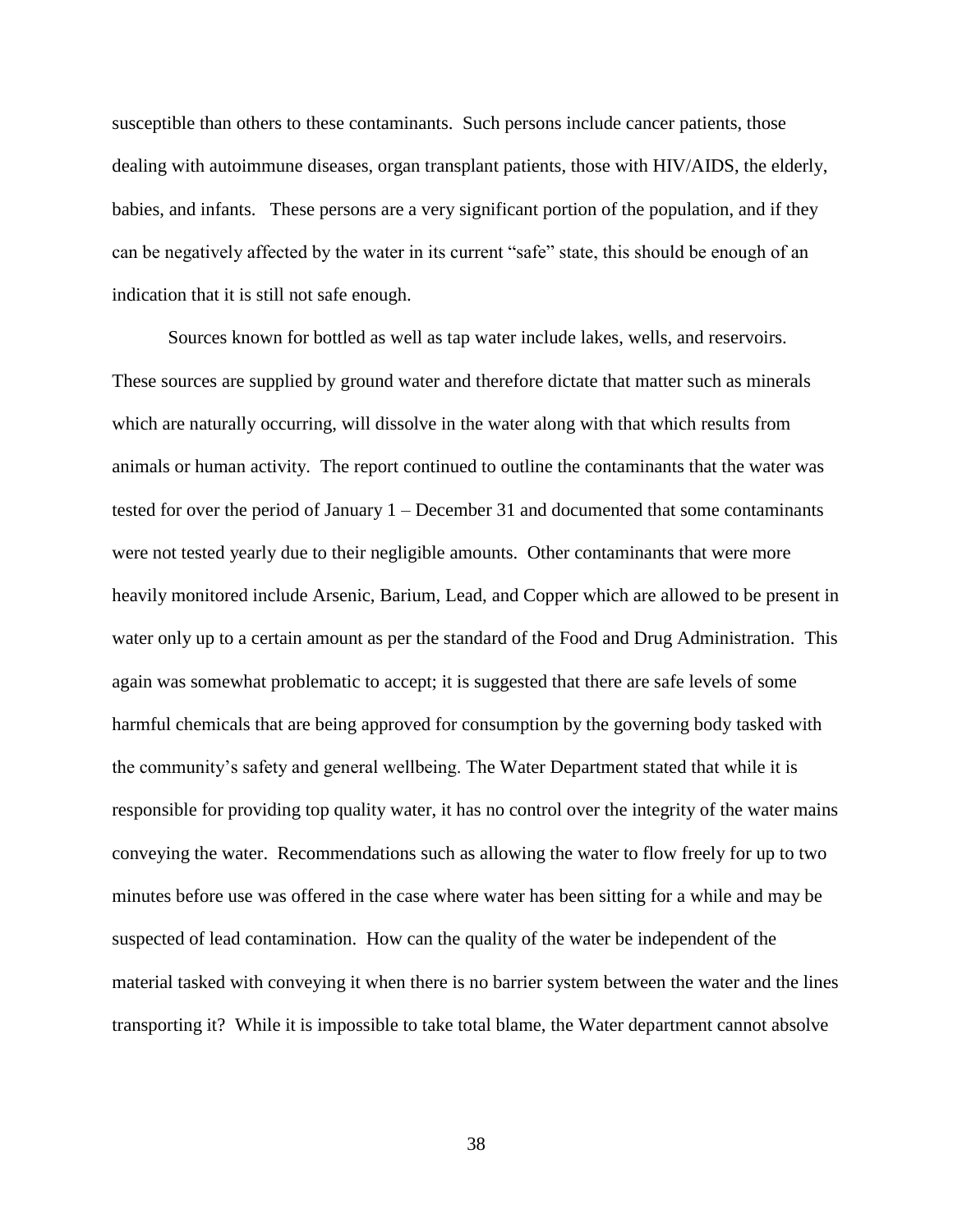susceptible than others to these contaminants. Such persons include cancer patients, those dealing with autoimmune diseases, organ transplant patients, those with HIV/AIDS, the elderly, babies, and infants. These persons are a very significant portion of the population, and if they can be negatively affected by the water in its current "safe" state, this should be enough of an indication that it is still not safe enough.

Sources known for bottled as well as tap water include lakes, wells, and reservoirs. These sources are supplied by ground water and therefore dictate that matter such as minerals which are naturally occurring, will dissolve in the water along with that which results from animals or human activity. The report continued to outline the contaminants that the water was tested for over the period of January 1 – December 31 and documented that some contaminants were not tested yearly due to their negligible amounts. Other contaminants that were more heavily monitored include Arsenic, Barium, Lead, and Copper which are allowed to be present in water only up to a certain amount as per the standard of the Food and Drug Administration. This again was somewhat problematic to accept; it is suggested that there are safe levels of some harmful chemicals that are being approved for consumption by the governing body tasked with the community's safety and general wellbeing. The Water Department stated that while it is responsible for providing top quality water, it has no control over the integrity of the water mains conveying the water. Recommendations such as allowing the water to flow freely for up to two minutes before use was offered in the case where water has been sitting for a while and may be suspected of lead contamination. How can the quality of the water be independent of the material tasked with conveying it when there is no barrier system between the water and the lines transporting it? While it is impossible to take total blame, the Water department cannot absolve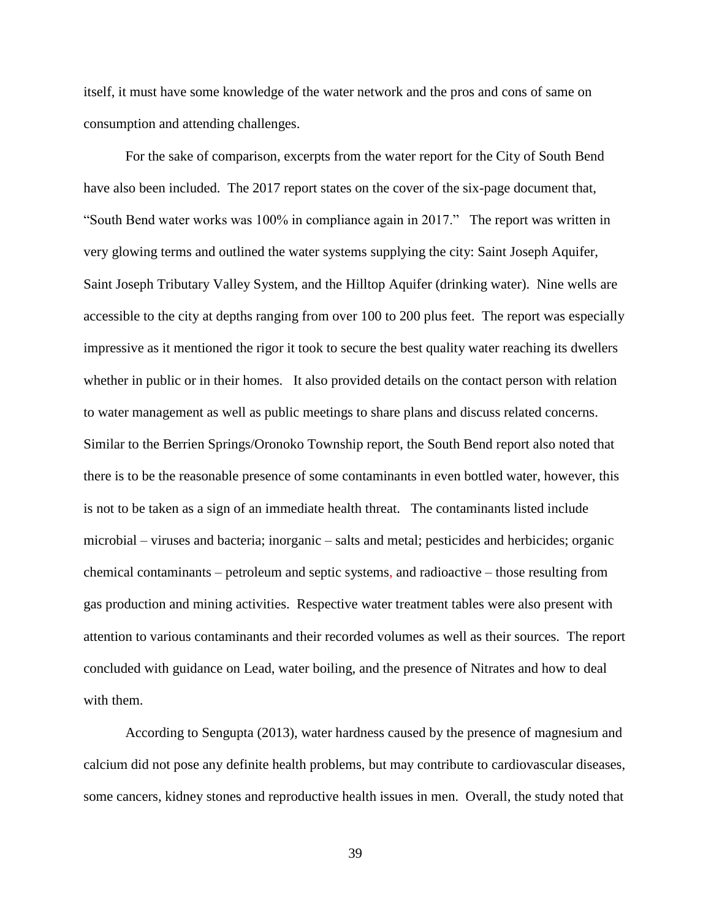itself, it must have some knowledge of the water network and the pros and cons of same on consumption and attending challenges.

For the sake of comparison, excerpts from the water report for the City of South Bend have also been included. The 2017 report states on the cover of the six-page document that, "South Bend water works was 100% in compliance again in 2017." The report was written in very glowing terms and outlined the water systems supplying the city: Saint Joseph Aquifer, Saint Joseph Tributary Valley System, and the Hilltop Aquifer (drinking water). Nine wells are accessible to the city at depths ranging from over 100 to 200 plus feet. The report was especially impressive as it mentioned the rigor it took to secure the best quality water reaching its dwellers whether in public or in their homes. It also provided details on the contact person with relation to water management as well as public meetings to share plans and discuss related concerns. Similar to the Berrien Springs/Oronoko Township report, the South Bend report also noted that there is to be the reasonable presence of some contaminants in even bottled water, however, this is not to be taken as a sign of an immediate health threat. The contaminants listed include microbial – viruses and bacteria; inorganic – salts and metal; pesticides and herbicides; organic chemical contaminants – petroleum and septic systems, and radioactive – those resulting from gas production and mining activities. Respective water treatment tables were also present with attention to various contaminants and their recorded volumes as well as their sources. The report concluded with guidance on Lead, water boiling, and the presence of Nitrates and how to deal with them.

According to Sengupta (2013), water hardness caused by the presence of magnesium and calcium did not pose any definite health problems, but may contribute to cardiovascular diseases, some cancers, kidney stones and reproductive health issues in men. Overall, the study noted that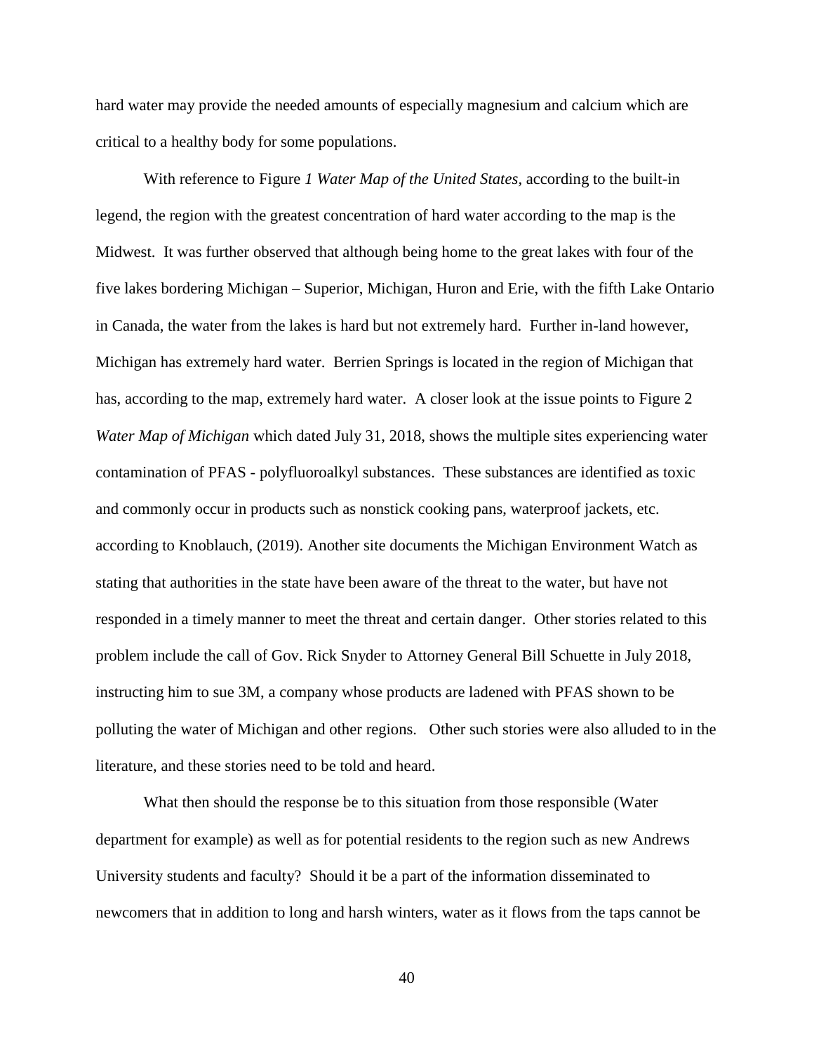hard water may provide the needed amounts of especially magnesium and calcium which are critical to a healthy body for some populations.

With reference to Figure *1 Water Map of the United States,* according to the built-in legend, the region with the greatest concentration of hard water according to the map is the Midwest. It was further observed that although being home to the great lakes with four of the five lakes bordering Michigan – Superior, Michigan, Huron and Erie, with the fifth Lake Ontario in Canada, the water from the lakes is hard but not extremely hard. Further in-land however, Michigan has extremely hard water. Berrien Springs is located in the region of Michigan that has, according to the map, extremely hard water. A closer look at the issue points to Figure 2 *Water Map of Michigan* which dated July 31, 2018, shows the multiple sites experiencing water contamination of PFAS - polyfluoroalkyl substances. These substances are identified as toxic and commonly occur in products such as nonstick cooking pans, waterproof jackets, etc. according to Knoblauch, (2019). Another site documents the Michigan Environment Watch as stating that authorities in the state have been aware of the threat to the water, but have not responded in a timely manner to meet the threat and certain danger. Other stories related to this problem include the call of Gov. Rick Snyder to Attorney General Bill Schuette in July 2018, instructing him to sue 3M, a company whose products are ladened with PFAS shown to be polluting the water of Michigan and other regions. Other such stories were also alluded to in the literature, and these stories need to be told and heard.

What then should the response be to this situation from those responsible (Water department for example) as well as for potential residents to the region such as new Andrews University students and faculty? Should it be a part of the information disseminated to newcomers that in addition to long and harsh winters, water as it flows from the taps cannot be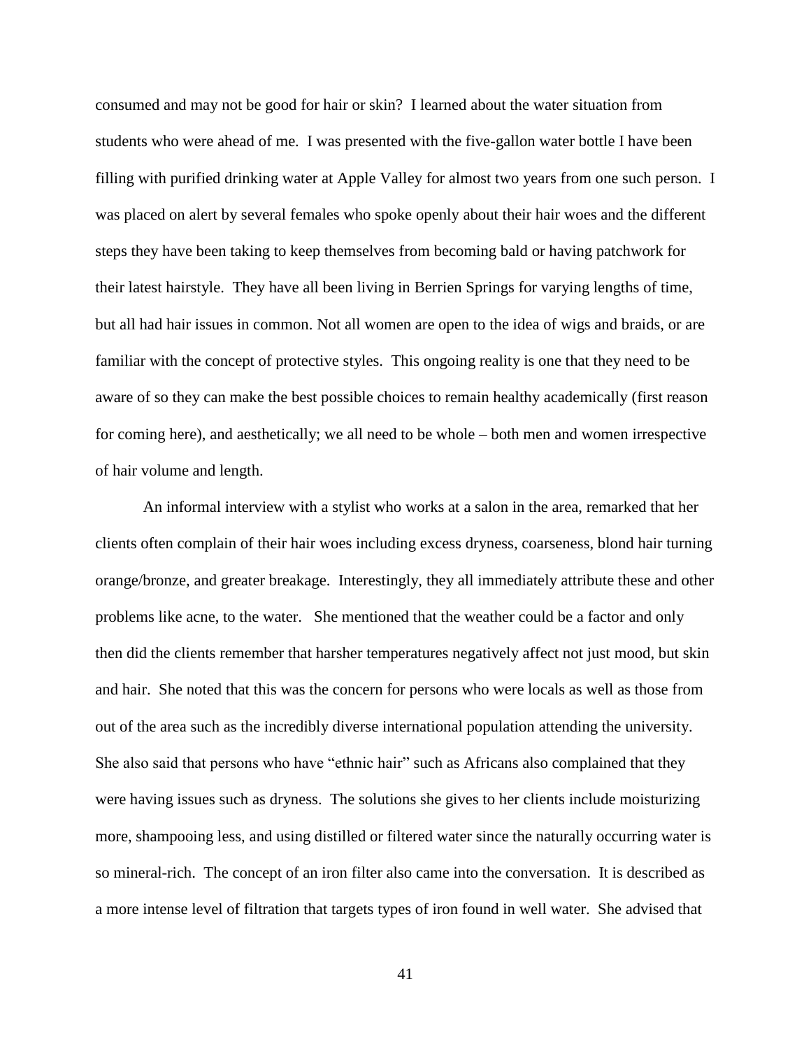consumed and may not be good for hair or skin? I learned about the water situation from students who were ahead of me. I was presented with the five-gallon water bottle I have been filling with purified drinking water at Apple Valley for almost two years from one such person. I was placed on alert by several females who spoke openly about their hair woes and the different steps they have been taking to keep themselves from becoming bald or having patchwork for their latest hairstyle. They have all been living in Berrien Springs for varying lengths of time, but all had hair issues in common. Not all women are open to the idea of wigs and braids, or are familiar with the concept of protective styles. This ongoing reality is one that they need to be aware of so they can make the best possible choices to remain healthy academically (first reason for coming here), and aesthetically; we all need to be whole – both men and women irrespective of hair volume and length.

An informal interview with a stylist who works at a salon in the area, remarked that her clients often complain of their hair woes including excess dryness, coarseness, blond hair turning orange/bronze, and greater breakage. Interestingly, they all immediately attribute these and other problems like acne, to the water. She mentioned that the weather could be a factor and only then did the clients remember that harsher temperatures negatively affect not just mood, but skin and hair. She noted that this was the concern for persons who were locals as well as those from out of the area such as the incredibly diverse international population attending the university. She also said that persons who have "ethnic hair" such as Africans also complained that they were having issues such as dryness. The solutions she gives to her clients include moisturizing more, shampooing less, and using distilled or filtered water since the naturally occurring water is so mineral-rich. The concept of an iron filter also came into the conversation. It is described as a more intense level of filtration that targets types of iron found in well water. She advised that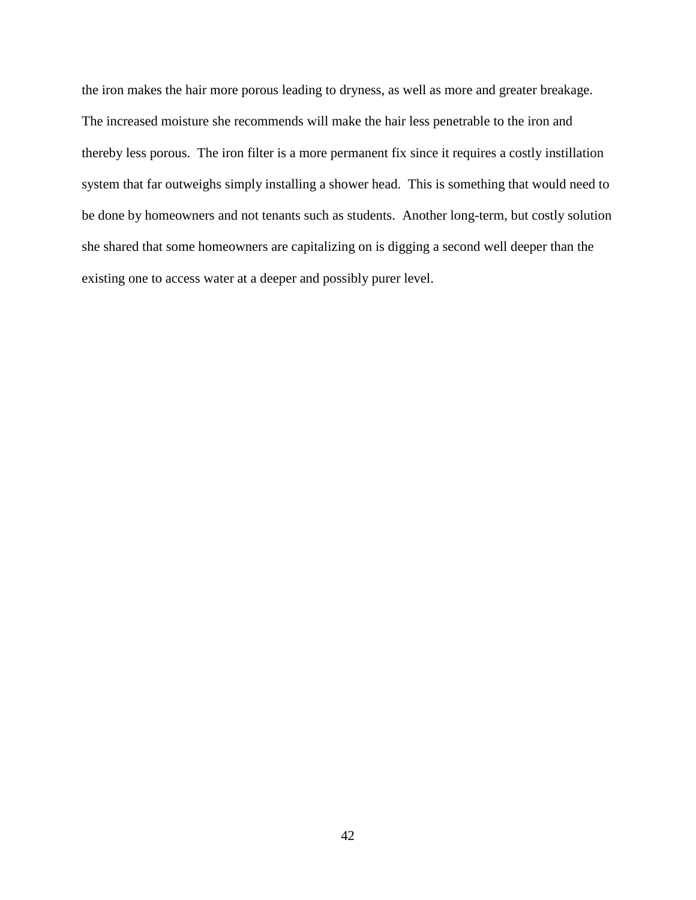the iron makes the hair more porous leading to dryness, as well as more and greater breakage. The increased moisture she recommends will make the hair less penetrable to the iron and thereby less porous. The iron filter is a more permanent fix since it requires a costly instillation system that far outweighs simply installing a shower head. This is something that would need to be done by homeowners and not tenants such as students. Another long-term, but costly solution she shared that some homeowners are capitalizing on is digging a second well deeper than the existing one to access water at a deeper and possibly purer level.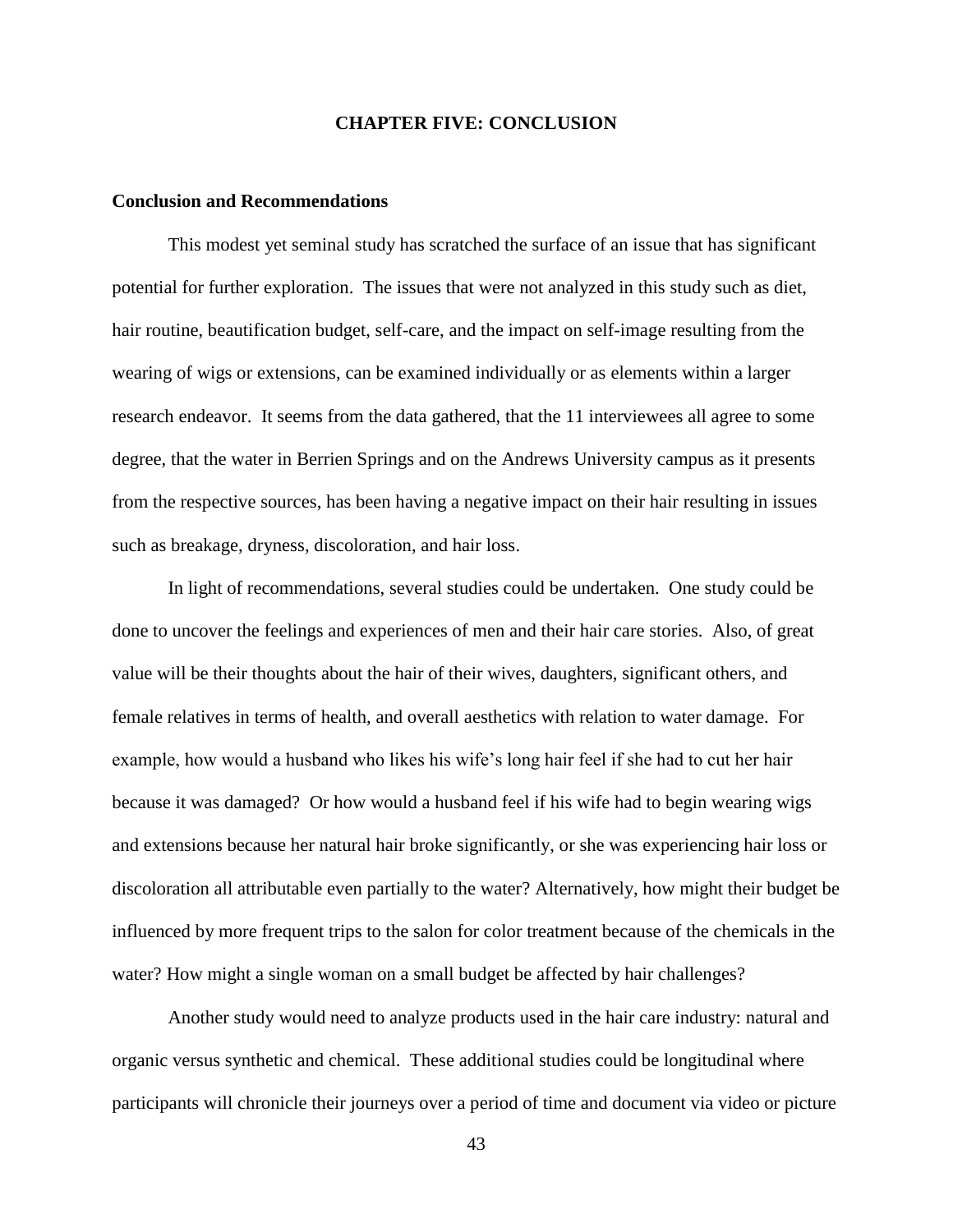# CHAPTER FIVE: CONCLUSION

## Conclusion and Recommendations

This modest yet seminal study has scratched the surface of an issue that has significant potential for further exploration. The issues that were not analyzed in this study such as diet, hair routine, beautification budget, self-care, and the impact on self-image resulting from the wearing of wigs or extensions, can be examined individually or as elements within a larger research endeavor. It seems from the data gathered, that the 11 interviewees all agree to some degree, that the water in Berrien Springs and on the Andrews University campus as it presents from the respective sources, has been having a negative impact on their hair resulting in issues such as breakage, dryness, discoloration, and hair loss.

In light of recommendations, several studies could be undertaken. One study could be done to uncover the feelings and experiences of men and their hair care stories. Also, of great value will be their thoughts about the hair of their wives, daughters, significant others, and female relatives in terms of health, and overall aesthetics with relation to water damage. For example, how would a husband who likes his wife's long hair feel if she had to cut her hair because it was damaged? Or how would a husband feel if his wife had to begin wearing wigs and extensions because her natural hair broke significantly, or she was experiencing hair loss or discoloration all attributable even partially to the water? Alternatively, how might their budget be influenced by more frequent trips to the salon for color treatment because of the chemicals in the water? How might a single woman on a small budget be affected by hair challenges?

Another study would need to analyze products used in the hair care industry: natural and organic versus synthetic and chemical. These additional studies could be longitudinal where participants will chronicle their journeys over a period of time and document via video or picture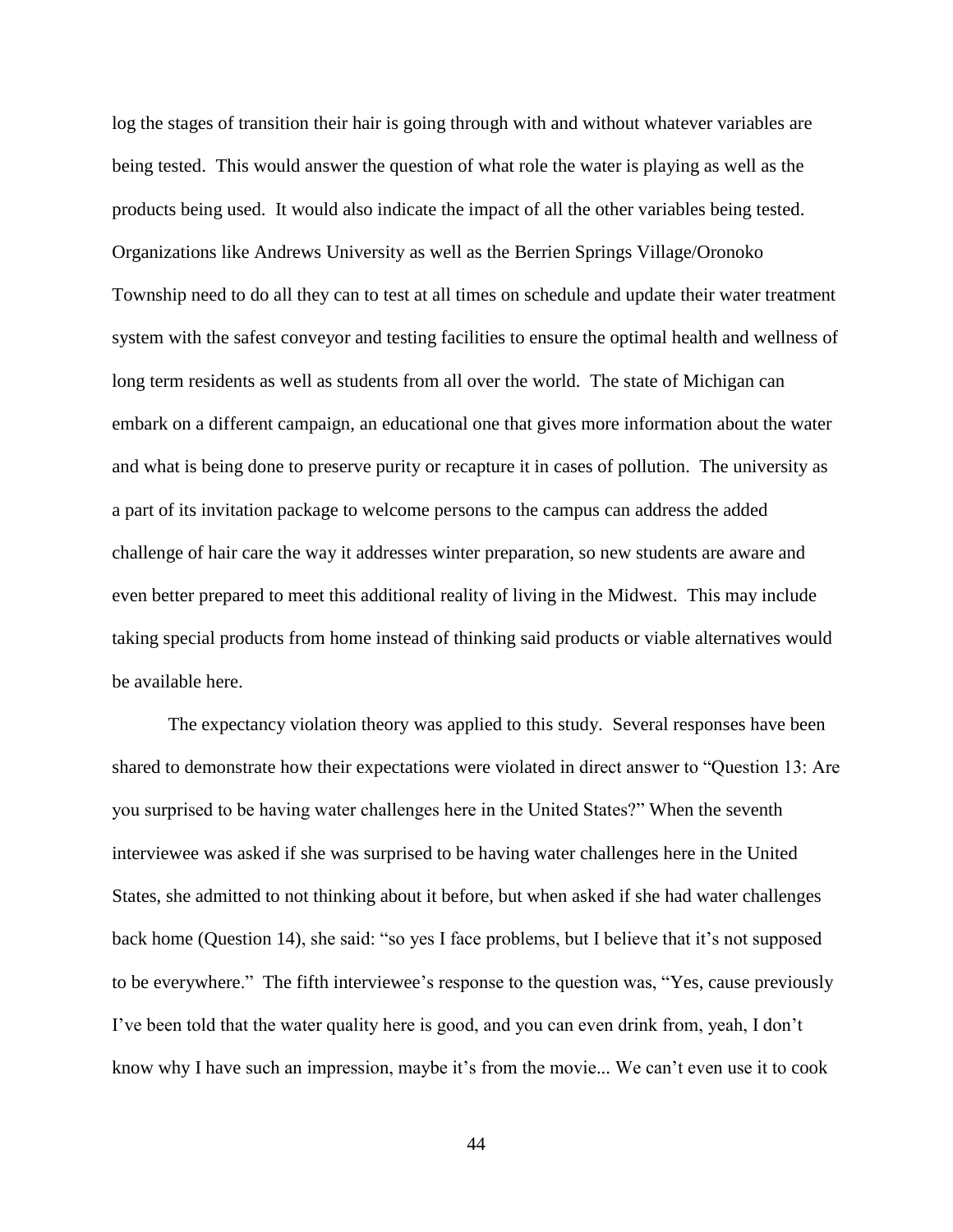log the stages of transition their hair is going through with and without whatever variables are being tested. This would answer the question of what role the water is playing as well as the products being used. It would also indicate the impact of all the other variables being tested. Organizations like Andrews University as well as the Berrien Springs Village/Oronoko Township need to do all they can to test at all times on schedule and update their water treatment system with the safest conveyor and testing facilities to ensure the optimal health and wellness of long term residents as well as students from all over the world. The state of Michigan can embark on a different campaign, an educational one that gives more information about the water and what is being done to preserve purity or recapture it in cases of pollution. The university as a part of its invitation package to welcome persons to the campus can address the added challenge of hair care the way it addresses winter preparation, so new students are aware and even better prepared to meet this additional reality of living in the Midwest. This may include taking special products from home instead of thinking said products or viable alternatives would be available here.

The expectancy violation theory was applied to this study. Several responses have been shared to demonstrate how their expectations were violated in direct answer to "Question 13: Are you surprised to be having water challenges here in the United States?" When the seventh interviewee was asked if she was surprised to be having water challenges here in the United States, she admitted to not thinking about it before, but when asked if she had water challenges back home (Question 14), she said: "so yes I face problems, but I believe that it's not supposed to be everywhere." The fifth interviewee's response to the question was, "Yes, cause previously I've been told that the water quality here is good, and you can even drink from, yeah, I don't know why I have such an impression, maybe it's from the movie... We can't even use it to cook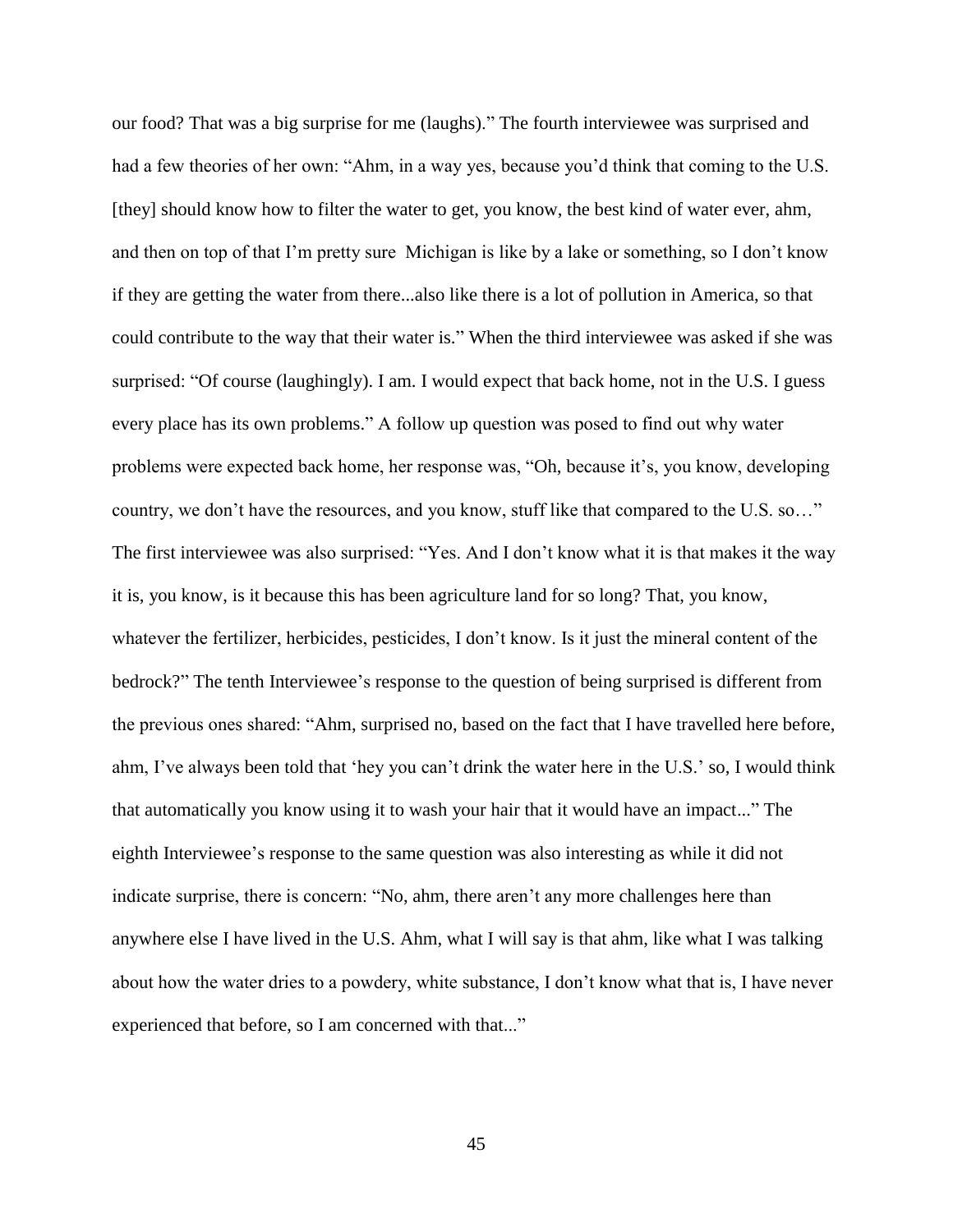our food? That was a big surprise for me (laughs)." The fourth interviewee was surprised and had a few theories of her own: "Ahm, in a way yes, because you'd think that coming to the U.S. [they] should know how to filter the water to get, you know, the best kind of water ever, ahm, and then on top of that I'm pretty sure Michigan is like by a lake or something, so I don't know if they are getting the water from there...also like there is a lot of pollution in America, so that could contribute to the way that their water is." When the third interviewee was asked if she was surprised: "Of course (laughingly). I am. I would expect that back home, not in the U.S. I guess every place has its own problems." A follow up question was posed to find out why water problems were expected back home, her response was, "Oh, because it's, you know, developing country, we don't have the resources, and you know, stuff like that compared to the U.S. so…" The first interviewee was also surprised: "Yes. And I don't know what it is that makes it the way it is, you know, is it because this has been agriculture land for so long? That, you know, whatever the fertilizer, herbicides, pesticides, I don't know. Is it just the mineral content of the bedrock?" The tenth Interviewee's response to the question of being surprised is different from the previous ones shared: "Ahm, surprised no, based on the fact that I have travelled here before, ahm, I've always been told that 'hey you can't drink the water here in the U.S.' so, I would think that automatically you know using it to wash your hair that it would have an impact..." The eighth Interviewee's response to the same question was also interesting as while it did not indicate surprise, there is concern: "No, ahm, there aren't any more challenges here than anywhere else I have lived in the U.S. Ahm, what I will say is that ahm, like what I was talking about how the water dries to a powdery, white substance, I don't know what that is, I have never experienced that before, so I am concerned with that..."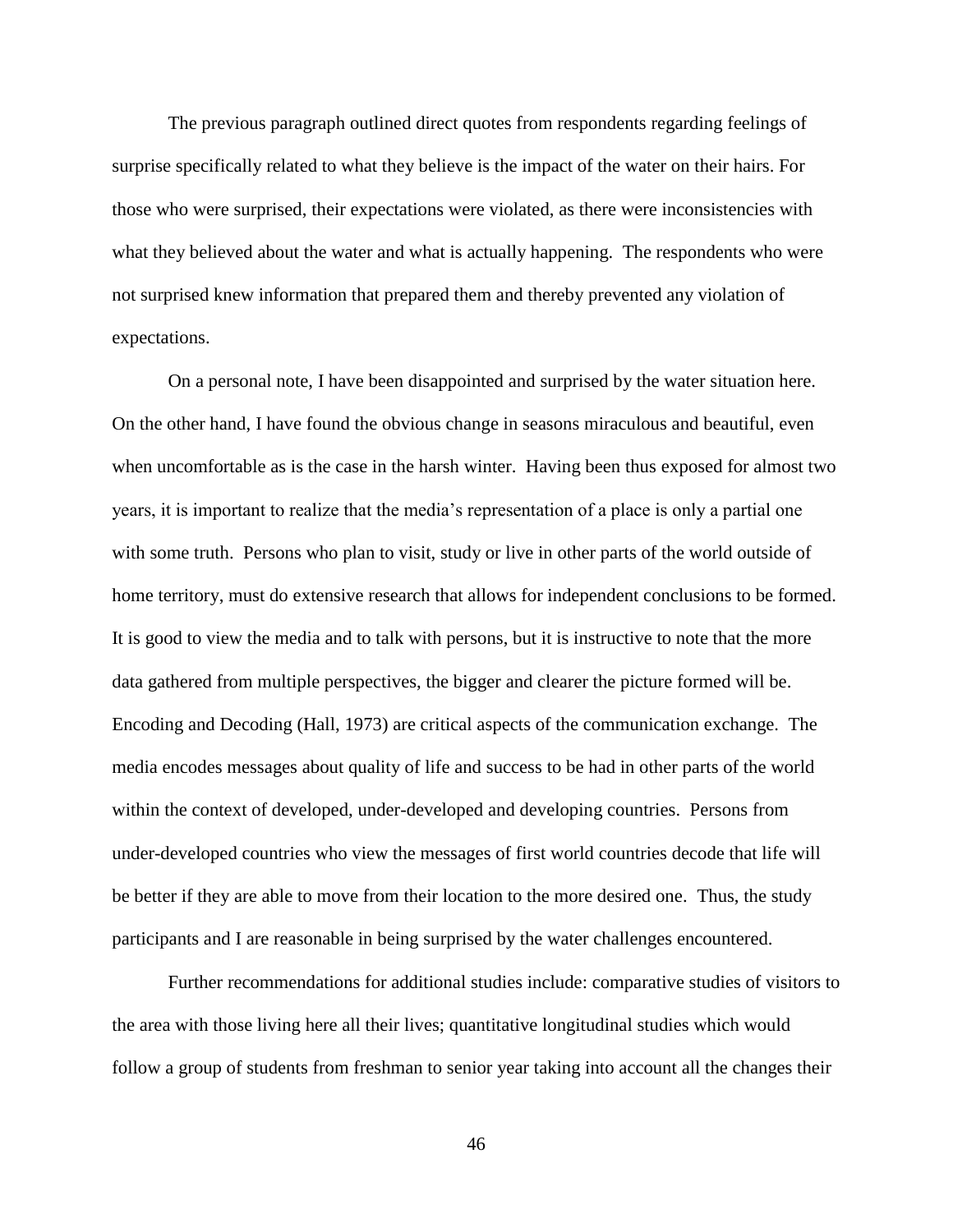The previous paragraph outlined direct quotes from respondents regarding feelings of surprise specifically related to what they believe is the impact of the water on their hairs. For those who were surprised, their expectations were violated, as there were inconsistencies with what they believed about the water and what is actually happening. The respondents who were not surprised knew information that prepared them and thereby prevented any violation of expectations.

On a personal note, I have been disappointed and surprised by the water situation here. On the other hand, I have found the obvious change in seasons miraculous and beautiful, even when uncomfortable as is the case in the harsh winter. Having been thus exposed for almost two years, it is important to realize that the media's representation of a place is only a partial one with some truth. Persons who plan to visit, study or live in other parts of the world outside of home territory, must do extensive research that allows for independent conclusions to be formed. It is good to view the media and to talk with persons, but it is instructive to note that the more data gathered from multiple perspectives, the bigger and clearer the picture formed will be. Encoding and Decoding (Hall, 1973) are critical aspects of the communication exchange. The media encodes messages about quality of life and success to be had in other parts of the world within the context of developed, under-developed and developing countries. Persons from under-developed countries who view the messages of first world countries decode that life will be better if they are able to move from their location to the more desired one. Thus, the study participants and I are reasonable in being surprised by the water challenges encountered.

Further recommendations for additional studies include: comparative studies of visitors to the area with those living here all their lives; quantitative longitudinal studies which would follow a group of students from freshman to senior year taking into account all the changes their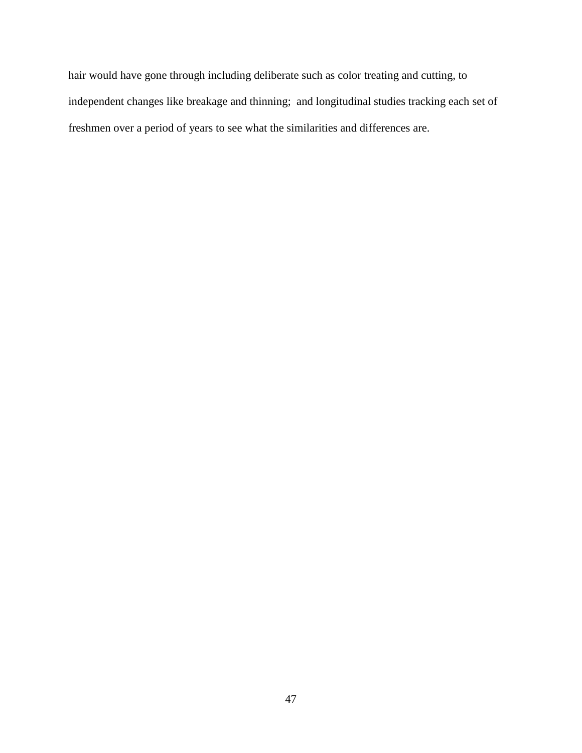hair would have gone through including deliberate such as color treating and cutting, to independent changes like breakage and thinning;  and longitudinal studies tracking each set of freshmen over a period of years to see what the similarities and differences are.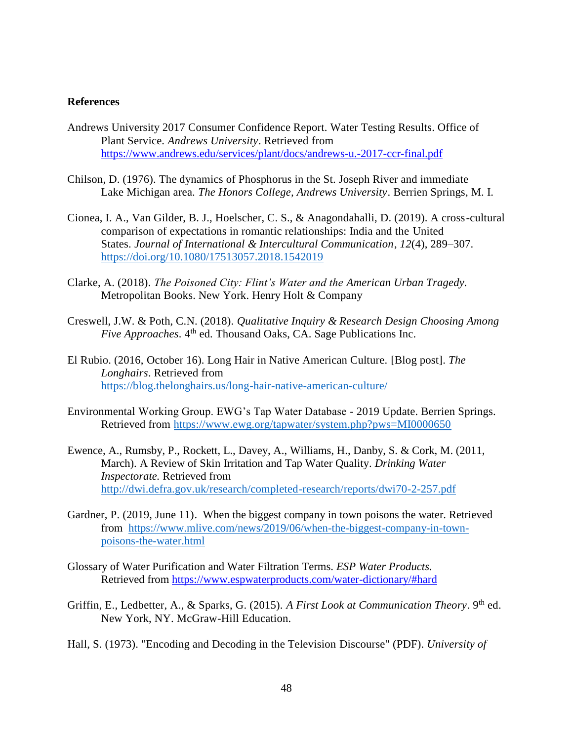**References**

Andrews University 2017 Consumer Confidence Report. Water Testing Results. Office of Plant Service. *Andrews University*. Retrieved from https://www.andrews.edu/services/plant/docs/andrews-u.-2017-ccr-final.pdf

Chilson, D. (1976). The dynamics of Phosphorus in the St. Joseph River and immediate Lake Michigan area. *The Honors College, Andrews University*. Berrien Springs, M. I.

Cionea, I. A., Van Gilder, B. J., Hoelscher, C. S., & Anagondahalli, D. (2019). A cross-cultural comparison of expectations in romantic relationships: India and the United States. *Journal of International & Intercultural Communication*, *12*(4), 289–307. https://doi.org/10.1080/17513057.2018.1542019

Clarke, A. (2018). *The Poisoned City: Flint's Water and the American Urban Tragedy.* Metropolitan Books. New York. Henry Holt & Company

Creswell, J.W. & Poth, C.N. (2018). *Qualitative Inquiry & Research Design Choosing Among Five Approaches*. 4th ed. Thousand Oaks, CA. Sage Publications Inc.

El Rubio. (2016, October 16). Long Hair in Native American Culture. [Blog post]. *The Longhairs*. Retrieved from https://blog.thelonghairs.us/long-hair-native-american-culture/

Environmental Working Group. EWG's Tap Water Database - 2019 Update. Berrien Springs. Retrieved from https://www.ewg.org/tapwater/system.php?pws=MI0000650

Ewence, A., Rumsby, P., Rockett, L., Davey, A., Williams, H., Danby, S. & Cork, M. (2011, March). A Review of Skin Irritation and Tap Water Quality. *Drinking Water Inspectorate.* Retrieved from http://dwi.defra.gov.uk/research/completed-research/reports/dwi70-2-257.pdf

Gardner, P. (2019, June 11). When the biggest company in town poisons the water. Retrieved from https://www.mlive.com/news/2019/06/when-the-biggest-company-in-town-poisons-the-water.html

Glossary of Water Purification and Water Filtration Terms. *ESP Water Products.* Retrieved from https://www.espwaterproducts.com/water-dictionary/#hard

Griffin, E., Ledbetter, A., & Sparks, G. (2015). *A First Look at Communication Theory*. 9th ed. New York, NY. McGraw-Hill Education.

Hall, S. (1973). "Encoding and Decoding in the Television Discourse" (PDF). *University of*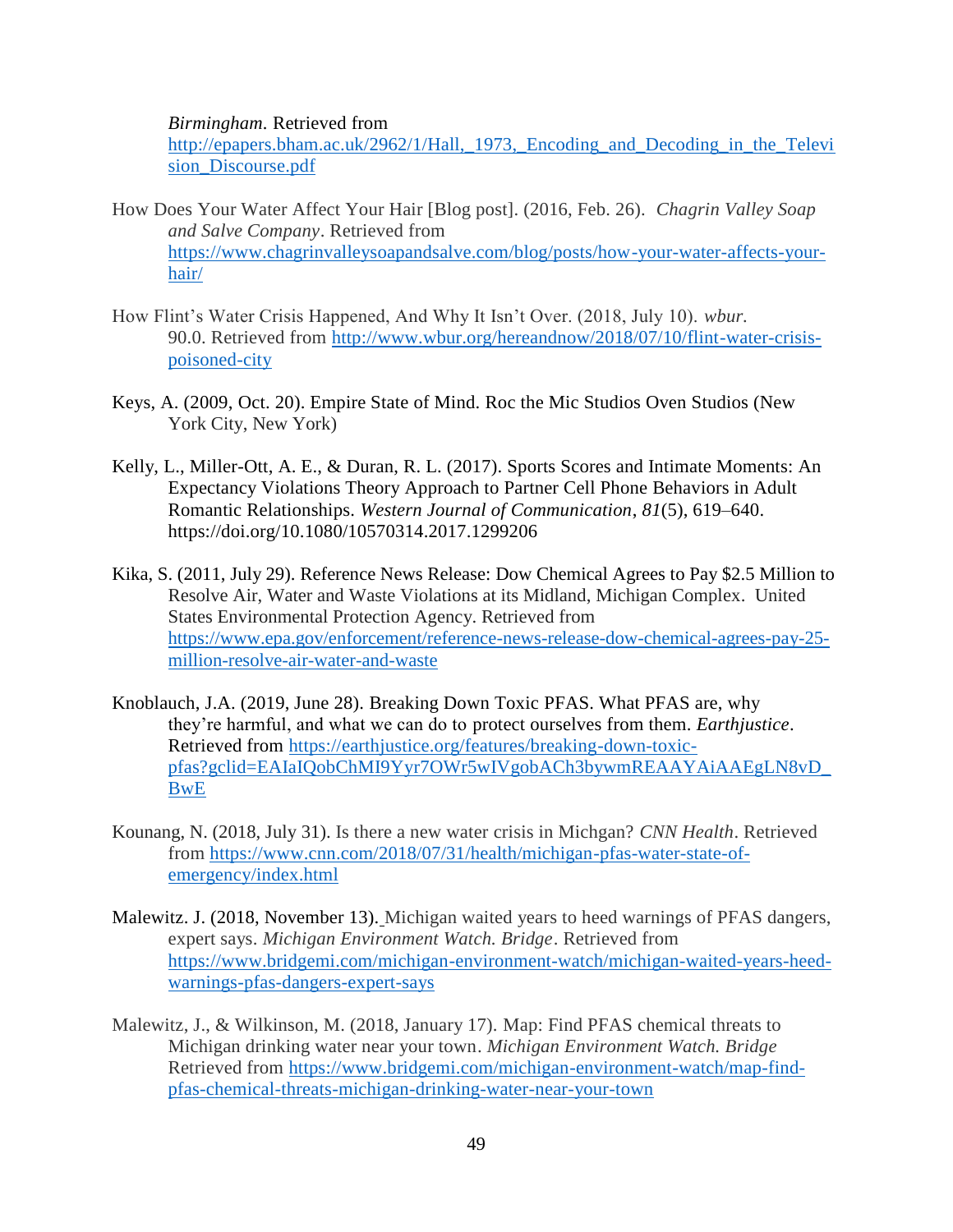*Birmingham.* Retrieved from http://epapers.bham.ac.uk/2962/1/Hall,_1973,_Encoding_and_Decoding_in_the_Television_Discourse.pdf

How Does Your Water Affect Your Hair [Blog post]. (2016, Feb. 26). *Chagrin Valley Soap and Salve Company*. Retrieved from https://www.chagrinvalleysoapandsalve.com/blog/posts/how-your-water-affects-your-hair/

How Flint's Water Crisis Happened, And Why It Isn't Over. (2018, July 10). *wbur.* 90.0. Retrieved from http://www.wbur.org/hereandnow/2018/07/10/flint-water-crisis-poisoned-city

Keys, A. (2009, Oct. 20). Empire State of Mind. Roc the Mic Studios Oven Studios (New York City, New York)

Kelly, L., Miller-Ott, A. E., & Duran, R. L. (2017). Sports Scores and Intimate Moments: An Expectancy Violations Theory Approach to Partner Cell Phone Behaviors in Adult Romantic Relationships. *Western Journal of Communication*, *81*(5), 619–640. https://doi.org/10.1080/10570314.2017.1299206

Kika, S. (2011, July 29). Reference News Release: Dow Chemical Agrees to Pay $2.5 Million to Resolve Air, Water and Waste Violations at its Midland, Michigan Complex. United States Environmental Protection Agency. Retrieved from https://www.epa.gov/enforcement/reference-news-release-dow-chemical-agrees-pay-25-million-resolve-air-water-and-waste

Knoblauch, J.A. (2019, June 28). Breaking Down Toxic PFAS. What PFAS are, why they're harmful, and what we can do to protect ourselves from them. *Earthjustice*. Retrieved from https://earthjustice.org/features/breaking-down-toxic-pfas?gclid=EAIaIQobChMI9Yyr7OWr5wIVgobACh3bywmREAAYAiAAEgLN8vD_BwE

Kounang, N. (2018, July 31). Is there a new water crisis in Michgan? *CNN Health*. Retrieved from https://www.cnn.com/2018/07/31/health/michigan-pfas-water-state-of-emergency/index.html

Malewitz. J. (2018, November 13). Michigan waited years to heed warnings of PFAS dangers, expert says. *Michigan Environment Watch. Bridge*. Retrieved from https://www.bridgemi.com/michigan-environment-watch/michigan-waited-years-heed-warnings-pfas-dangers-expert-says

Malewitz, J., & Wilkinson, M. (2018, January 17). Map: Find PFAS chemical threats to Michigan drinking water near your town. *Michigan Environment Watch. Bridge* Retrieved from https://www.bridgemi.com/michigan-environment-watch/map-find-pfas-chemical-threats-michigan-drinking-water-near-your-town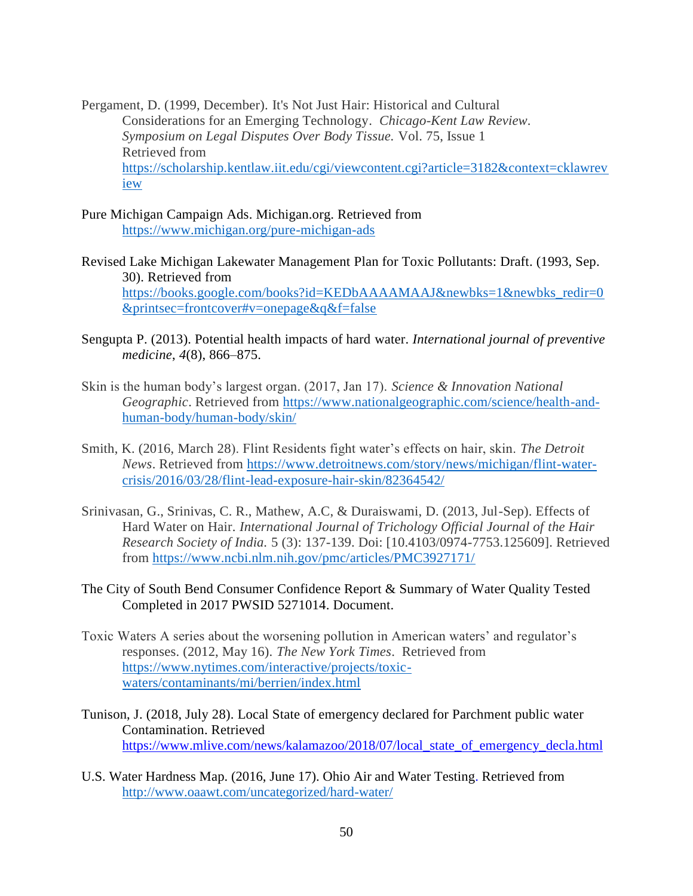Pergament, D. (1999, December). It's Not Just Hair: Historical and Cultural Considerations for an Emerging Technology. *Chicago-Kent Law Review. Symposium on Legal Disputes Over Body Tissue.* Vol. 75, Issue 1 Retrieved from https://scholarship.kentlaw.iit.edu/cgi/viewcontent.cgi?article=3182&context=cklawreview

Pure Michigan Campaign Ads. Michigan.org. Retrieved from https://www.michigan.org/pure-michigan-ads

Revised Lake Michigan Lakewater Management Plan for Toxic Pollutants: Draft. (1993, Sep. 30). Retrieved from https://books.google.com/books?id=KEDbAAAAMAAJ&newbks=1&newbks_redir=0&printsec=frontcover#v=onepage&q&f=false

Sengupta P. (2013). Potential health impacts of hard water. *International journal of preventive medicine*, *4*(8), 866–875.

Skin is the human body's largest organ. (2017, Jan 17). *Science & Innovation National Geographic*. Retrieved from https://www.nationalgeographic.com/science/health-and-human-body/human-body/skin/

Smith, K. (2016, March 28). Flint Residents fight water's effects on hair, skin. *The Detroit News*. Retrieved from https://www.detroitnews.com/story/news/michigan/flint-water-crisis/2016/03/28/flint-lead-exposure-hair-skin/82364542/

Srinivasan, G., Srinivas, C. R., Mathew, A.C, & Duraiswami, D. (2013, Jul-Sep). Effects of Hard Water on Hair. *International Journal of Trichology Official Journal of the Hair Research Society of India.* 5 (3): 137-139. Doi: [10.4103/0974-7753.125609]. Retrieved from https://www.ncbi.nlm.nih.gov/pmc/articles/PMC3927171/

The City of South Bend Consumer Confidence Report & Summary of Water Quality Tested Completed in 2017 PWSID 5271014. Document.

Toxic Waters A series about the worsening pollution in American waters' and regulator's responses. (2012, May 16). *The New York Times*. Retrieved from https://www.nytimes.com/interactive/projects/toxic-waters/contaminants/mi/berrien/index.html

Tunison, J. (2018, July 28). Local State of emergency declared for Parchment public water Contamination. Retrieved https://www.mlive.com/news/kalamazoo/2018/07/local_state_of_emergency_decla.html

U.S. Water Hardness Map. (2016, June 17). Ohio Air and Water Testing. Retrieved from http://www.oaawt.com/uncategorized/hard-water/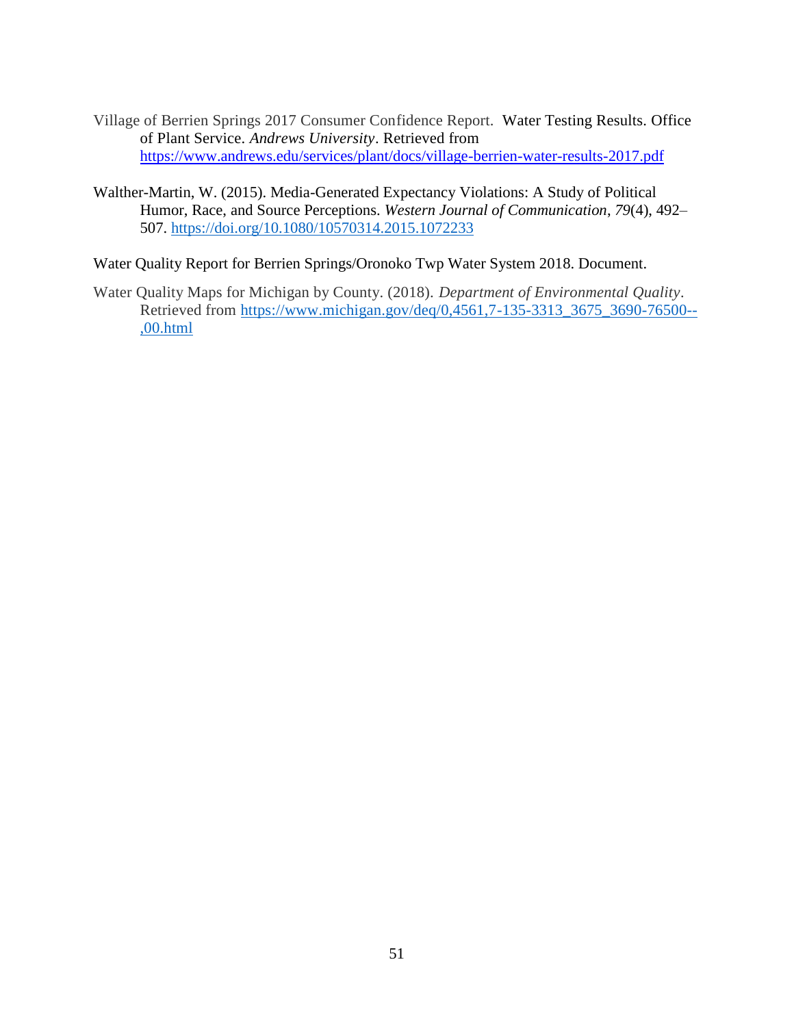Village of Berrien Springs 2017 Consumer Confidence Report. Water Testing Results. Office of Plant Service. *Andrews University*. Retrieved from https://www.andrews.edu/services/plant/docs/village-berrien-water-results-2017.pdf

Walther-Martin, W. (2015). Media-Generated Expectancy Violations: A Study of Political Humor, Race, and Source Perceptions. *Western Journal of Communication*, *79*(4), 492–507. https://doi.org/10.1080/10570314.2015.1072233

Water Quality Report for Berrien Springs/Oronoko Twp Water System 2018. Document.

Water Quality Maps for Michigan by County. (2018). *Department of Environmental Quality*. Retrieved from https://www.michigan.gov/deq/0,4561,7-135-3313_3675_3690-76500--,00.html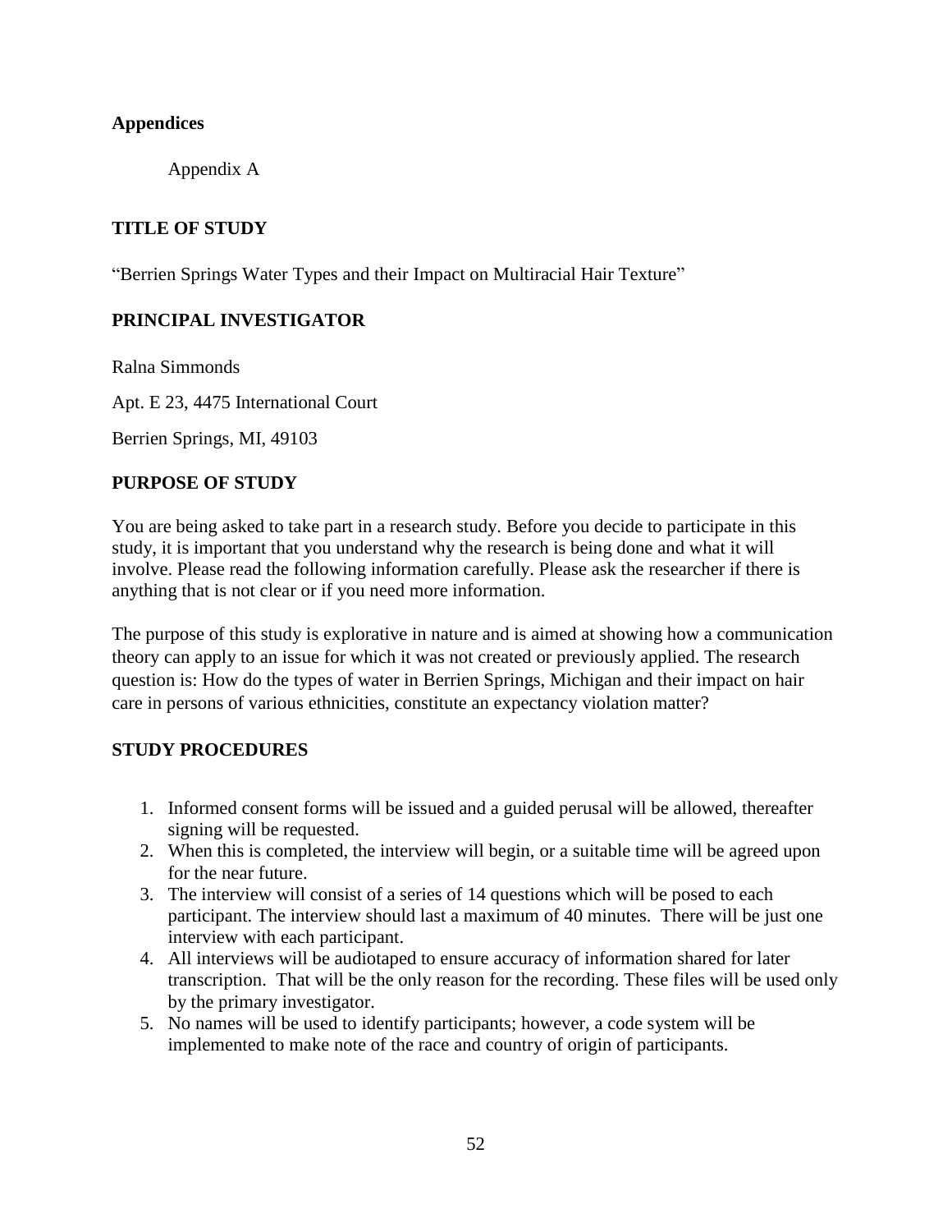**Appendices**

Appendix A

**TITLE OF STUDY**

"Berrien Springs Water Types and their Impact on Multiracial Hair Texture"

**PRINCIPAL INVESTIGATOR**

Ralna Simmonds

Apt. E 23, 4475 International Court

Berrien Springs, MI, 49103

**PURPOSE OF STUDY**

You are being asked to take part in a research study. Before you decide to participate in this study, it is important that you understand why the research is being done and what it will involve. Please read the following information carefully. Please ask the researcher if there is anything that is not clear or if you need more information.

The purpose of this study is explorative in nature and is aimed at showing how a communication theory can apply to an issue for which it was not created or previously applied. The research question is: How do the types of water in Berrien Springs, Michigan and their impact on hair care in persons of various ethnicities, constitute an expectancy violation matter?

**STUDY PROCEDURES**

1. Informed consent forms will be issued and a guided perusal will be allowed, thereafter signing will be requested.
2. When this is completed, the interview will begin, or a suitable time will be agreed upon for the near future.
3. The interview will consist of a series of 14 questions which will be posed to each participant. The interview should last a maximum of 40 minutes. There will be just one interview with each participant.
4. All interviews will be audiotaped to ensure accuracy of information shared for later transcription. That will be the only reason for the recording. These files will be used only by the primary investigator.
5. No names will be used to identify participants; however, a code system will be implemented to make note of the race and country of origin of participants.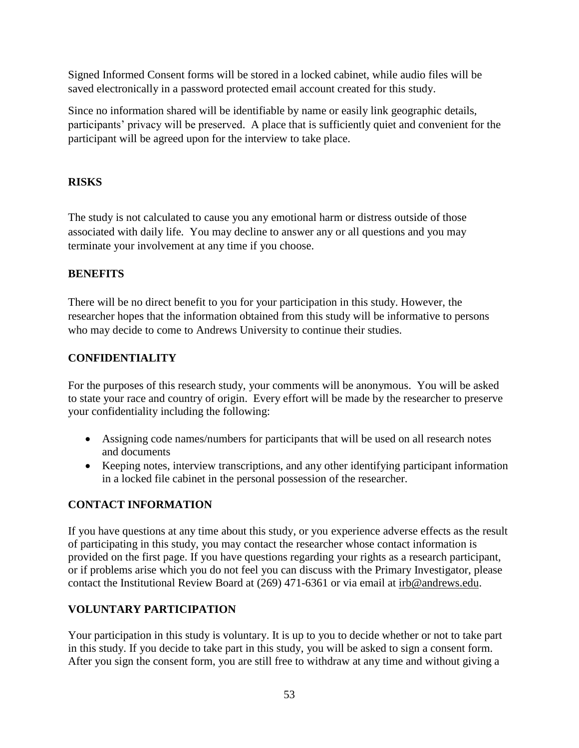Signed Informed Consent forms will be stored in a locked cabinet, while audio files will be saved electronically in a password protected email account created for this study.

Since no information shared will be identifiable by name or easily link geographic details, participants' privacy will be preserved. A place that is sufficiently quiet and convenient for the participant will be agreed upon for the interview to take place.

## RISKS

The study is not calculated to cause you any emotional harm or distress outside of those associated with daily life. You may decline to answer any or all questions and you may terminate your involvement at any time if you choose.

## BENEFITS

There will be no direct benefit to you for your participation in this study. However, the researcher hopes that the information obtained from this study will be informative to persons who may decide to come to Andrews University to continue their studies.

## CONFIDENTIALITY

For the purposes of this research study, your comments will be anonymous. You will be asked to state your race and country of origin. Every effort will be made by the researcher to preserve your confidentiality including the following:

- Assigning code names/numbers for participants that will be used on all research notes and documents
- Keeping notes, interview transcriptions, and any other identifying participant information in a locked file cabinet in the personal possession of the researcher.

## CONTACT INFORMATION

If you have questions at any time about this study, or you experience adverse effects as the result of participating in this study, you may contact the researcher whose contact information is provided on the first page. If you have questions regarding your rights as a research participant, or if problems arise which you do not feel you can discuss with the Primary Investigator, please contact the Institutional Review Board at (269) 471-6361 or via email at irb@andrews.edu.

## VOLUNTARY PARTICIPATION

Your participation in this study is voluntary. It is up to you to decide whether or not to take part in this study. If you decide to take part in this study, you will be asked to sign a consent form. After you sign the consent form, you are still free to withdraw at any time and without giving a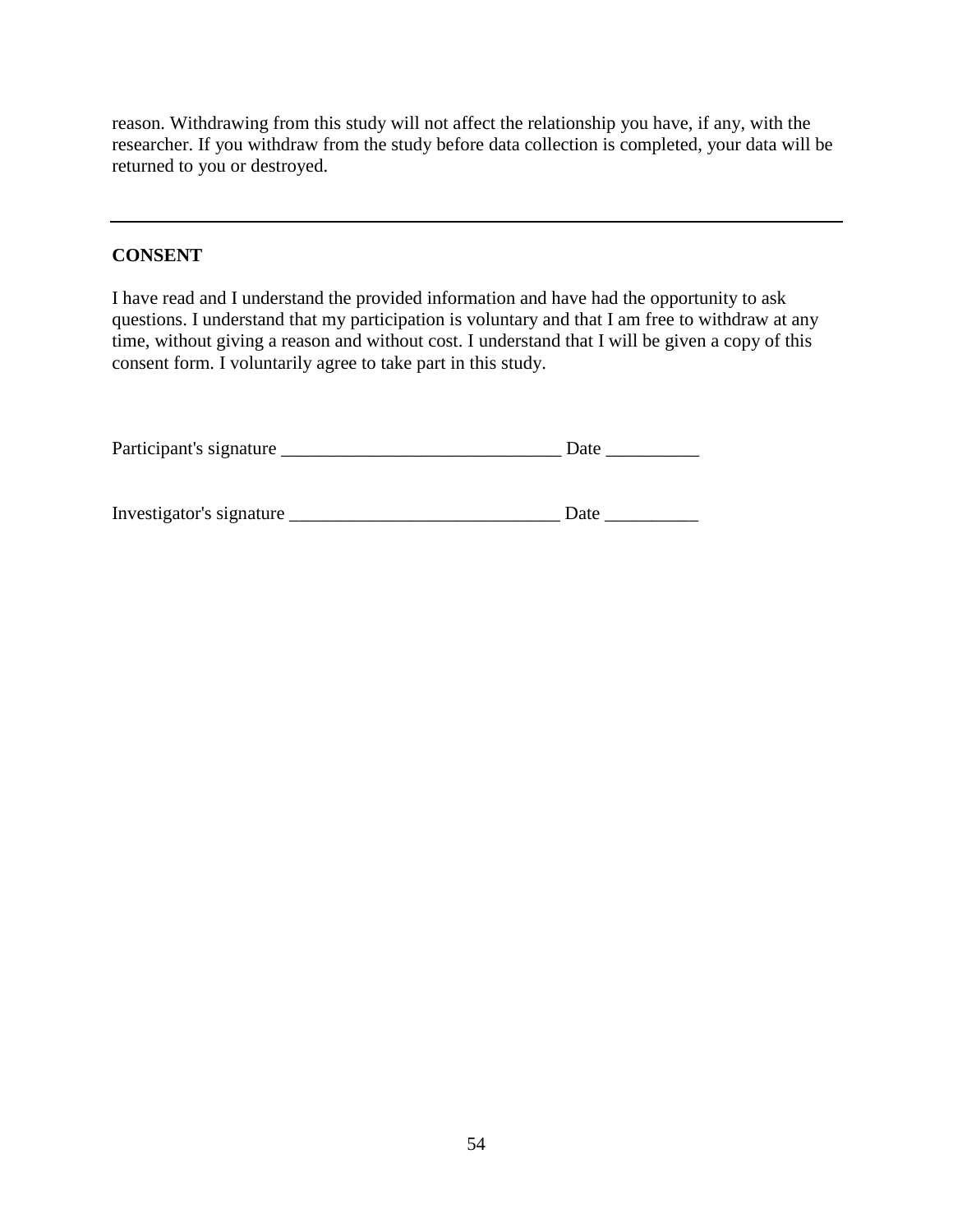reason. Withdrawing from this study will not affect the relationship you have, if any, with the researcher. If you withdraw from the study before data collection is completed, your data will be returned to you or destroyed.

---

**CONSENT**

I have read and I understand the provided information and have had the opportunity to ask questions. I understand that my participation is voluntary and that I am free to withdraw at any time, without giving a reason and without cost. I understand that I will be given a copy of this consent form. I voluntarily agree to take part in this study.

Participant's signature ______________________________ Date __________

Investigator's signature _____________________________ Date __________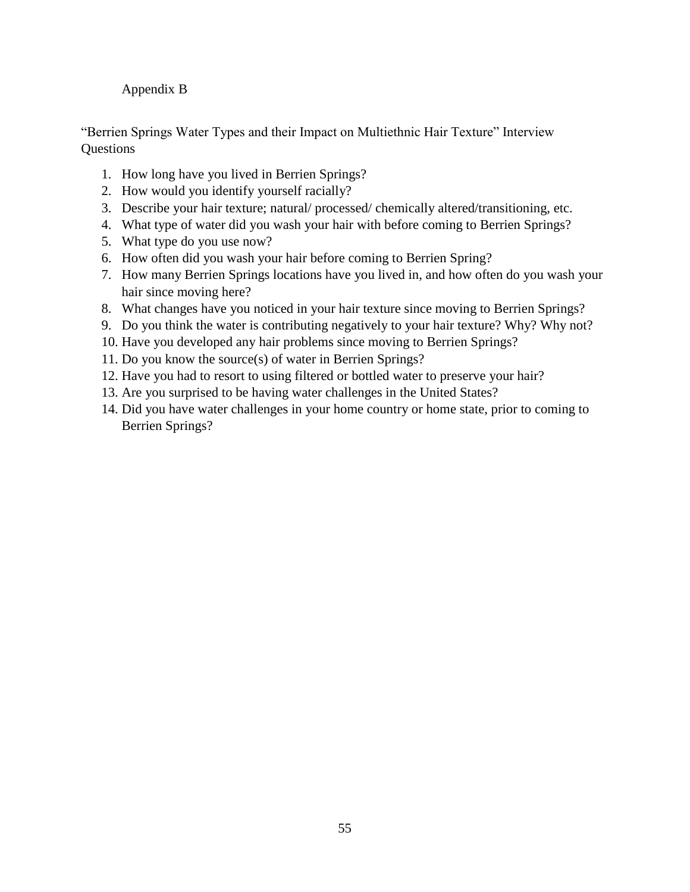# Appendix B

"Berrien Springs Water Types and their Impact on Multiethnic Hair Texture" Interview Questions

1. How long have you lived in Berrien Springs?
2. How would you identify yourself racially?
3. Describe your hair texture; natural/ processed/ chemically altered/transitioning, etc.
4. What type of water did you wash your hair with before coming to Berrien Springs?
5. What type do you use now?
6. How often did you wash your hair before coming to Berrien Spring?
7. How many Berrien Springs locations have you lived in, and how often do you wash your hair since moving here?
8. What changes have you noticed in your hair texture since moving to Berrien Springs?
9. Do you think the water is contributing negatively to your hair texture? Why? Why not?
10. Have you developed any hair problems since moving to Berrien Springs?
11. Do you know the source(s) of water in Berrien Springs?
12. Have you had to resort to using filtered or bottled water to preserve your hair?
13. Are you surprised to be having water challenges in the United States?
14. Did you have water challenges in your home country or home state, prior to coming to Berrien Springs?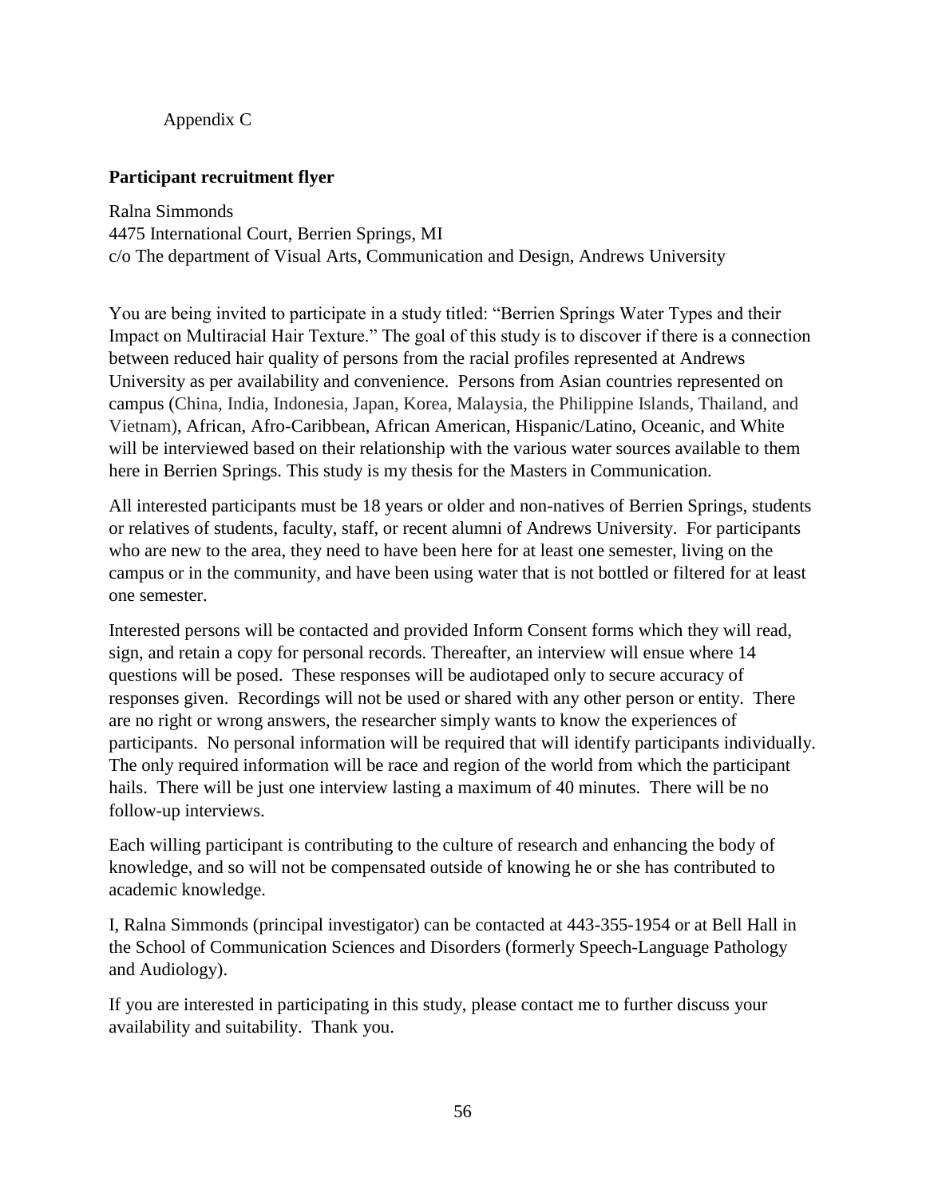Appendix C

**Participant recruitment flyer**

Ralna Simmonds
4475 International Court, Berrien Springs, MI
c/o The department of Visual Arts, Communication and Design, Andrews University

You are being invited to participate in a study titled: "Berrien Springs Water Types and their Impact on Multiracial Hair Texture." The goal of this study is to discover if there is a connection between reduced hair quality of persons from the racial profiles represented at Andrews University as per availability and convenience. Persons from Asian countries represented on campus (China, India, Indonesia, Japan, Korea, Malaysia, the Philippine Islands, Thailand, and Vietnam), African, Afro-Caribbean, African American, Hispanic/Latino, Oceanic, and White will be interviewed based on their relationship with the various water sources available to them here in Berrien Springs. This study is my thesis for the Masters in Communication.

All interested participants must be 18 years or older and non-natives of Berrien Springs, students or relatives of students, faculty, staff, or recent alumni of Andrews University. For participants who are new to the area, they need to have been here for at least one semester, living on the campus or in the community, and have been using water that is not bottled or filtered for at least one semester.

Interested persons will be contacted and provided Inform Consent forms which they will read, sign, and retain a copy for personal records. Thereafter, an interview will ensue where 14 questions will be posed. These responses will be audiotaped only to secure accuracy of responses given. Recordings will not be used or shared with any other person or entity. There are no right or wrong answers, the researcher simply wants to know the experiences of participants. No personal information will be required that will identify participants individually. The only required information will be race and region of the world from which the participant hails. There will be just one interview lasting a maximum of 40 minutes. There will be no follow-up interviews.

Each willing participant is contributing to the culture of research and enhancing the body of knowledge, and so will not be compensated outside of knowing he or she has contributed to academic knowledge.

I, Ralna Simmonds (principal investigator) can be contacted at 443-355-1954 or at Bell Hall in the School of Communication Sciences and Disorders (formerly Speech-Language Pathology and Audiology).

If you are interested in participating in this study, please contact me to further discuss your availability and suitability. Thank you.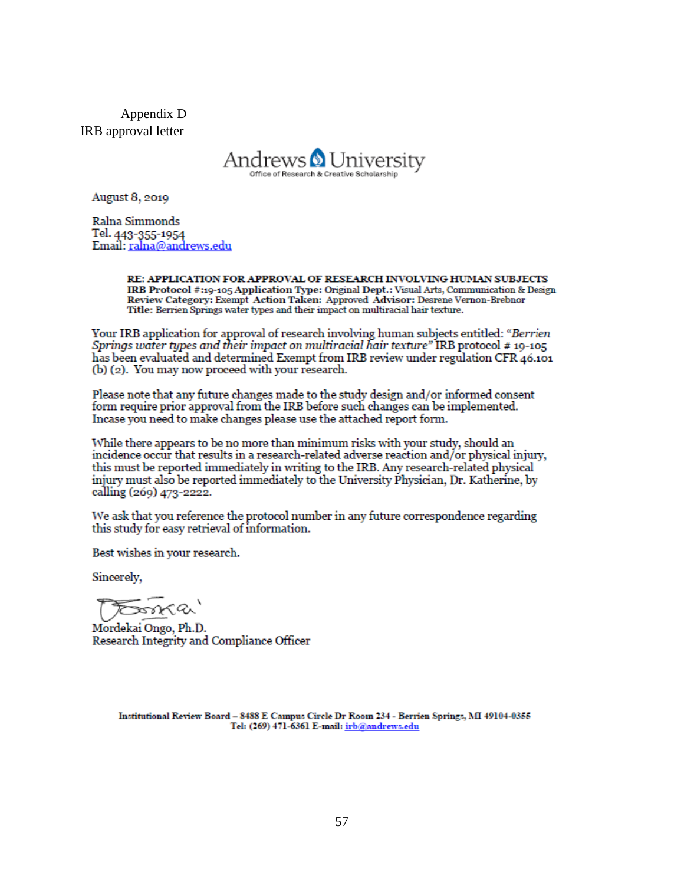Appendix D

IRB approval letter

Andrews University

Office of Research & Creative Scholarship

August 8, 2019

Ralna Simmonds
Tel. 443-355-1954
Email: ralna@andrews.edu

**RE: APPLICATION FOR APPROVAL OF RESEARCH INVOLVING HUMAN SUBJECTS**
**IRB Protocol** #:19-105 **Application Type:** Original **Dept.:** Visual Arts, Communication & Design
**Review Category:** Exempt **Action Taken:** Approved **Advisor:** Desrene Vernon-Brebnor
**Title:** Berrien Springs water types and their impact on multiracial hair texture.

Your IRB application for approval of research involving human subjects entitled: "*Berrien Springs water types and their impact on multiracial hair texture*" IRB protocol # 19-105 has been evaluated and determined Exempt from IRB review under regulation CFR 46.101 (b) (2). You may now proceed with your research.

Please note that any future changes made to the study design and/or informed consent form require prior approval from the IRB before such changes can be implemented. Incase you need to make changes please use the attached report form.

While there appears to be no more than minimum risks with your study, should an incidence occur that results in a research-related adverse reaction and/or physical injury, this must be reported immediately in writing to the IRB. Any research-related physical injury must also be reported immediately to the University Physician, Dr. Katherine, by calling (269) 473-2222.

We ask that you reference the protocol number in any future correspondence regarding this study for easy retrieval of information.

Best wishes in your research.

Sincerely,

Mordekai Ongo, Ph.D.
Research Integrity and Compliance Officer

**Institutional Review Board – 8488 E Campus Circle Dr Room 234 - Berrien Springs, MI 49104-0355**
**Tel: (269) 471-6361 E-mail: irb@andrews.edu**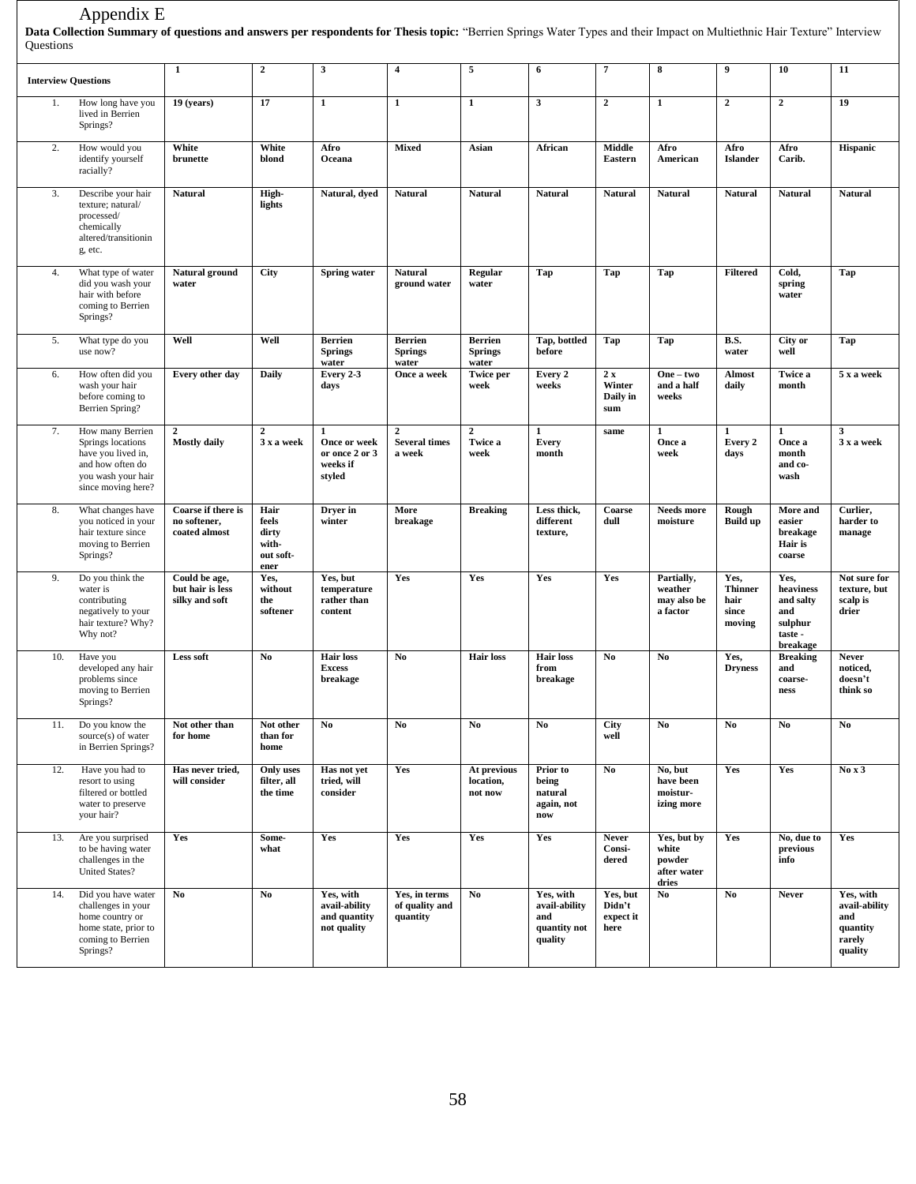# Appendix E

**Data Collection Summary of questions and answers per respondents for Thesis topic:** "Berrien Springs Water Types and their Impact on Multiethnic Hair Texture" Interview Questions

| Interview Questions | 1 | 2 | 3 | 4 | 5 | 6 | 7 | 8 | 9 | 10 | 11 |
|---|---|---|---|---|---|---|---|---|---|---|---|
| 1. How long have you lived in Berrien Springs? | **19 (years)** | **17** | **1** | **1** | **1** | **3** | **2** | **1** | **2** | **2** | **19** |
| 2. How would you identify yourself racially? | **White brunette** | **White blond** | **Afro Oceana** | **Mixed** | **Asian** | **African** | **Middle Eastern** | **Afro American** | **Afro Islander** | **Afro Carib.** | **Hispanic** |
| 3. Describe your hair texture; natural/ processed/ chemically altered/transitioning, etc. | **Natural** | **High-lights** | **Natural, dyed** | **Natural** | **Natural** | **Natural** | **Natural** | **Natural** | **Natural** | **Natural** | **Natural** |
| 4. What type of water did you wash your hair with before coming to Berrien Springs? | **Natural ground water** | **City** | **Spring water** | **Natural ground water** | **Regular water** | **Tap** | **Tap** | **Tap** | **Filtered** | **Cold, spring water** | **Tap** |
| 5. What type do you use now? | **Well** | **Well** | **Berrien Springs water** | **Berrien Springs water** | **Berrien Springs water** | **Tap, bottled before** | **Tap** | **Tap** | **B.S. water** | **City or well** | **Tap** |
| 6. How often did you wash your hair before coming to Berrien Spring? | **Every other day** | **Daily** | **Every 2-3 days** | **Once a week** | **Twice per week** | **Every 2 weeks** | **2 x Winter Daily in sum** | **One – two and a half weeks** | **Almost daily** | **Twice a month** | **5 x a week** |
| 7. How many Berrien Springs locations have you lived in, and how often do you wash your hair since moving here? | **2 Mostly daily** | **2 3 x a week** | **1 Once or week or once 2 or 3 weeks if styled** | **2 Several times a week** | **2 Twice a week** | **1 Every month** | **same** | **1 Once a week** | **1 Every 2 days** | **1 Once a month and co-wash** | **3 3 x a week** |
| 8. What changes have you noticed in your hair texture since moving to Berrien Springs? | **Coarse if there is no softener, coated almost** | **Hair feels dirty with-out soft-ener** | **Dryer in winter** | **More breakage** | **Breaking** | **Less thick, different texture,** | **Coarse dull** | **Needs more moisture** | **Rough Build up** | **More and easier breakage Hair is coarse** | **Curlier, harder to manage** |
| 9. Do you think the water is contributing negatively to your hair texture? Why? Why not? | **Could be age, but hair is less silky and soft** | **Yes, without the softener** | **Yes, but temperature rather than content** | **Yes** | **Yes** | **Yes** | **Yes** | **Partially, weather may also be a factor** | **Yes, Thinner hair since moving** | **Yes, heaviness and salty and sulphur taste - breakage** | **Not sure for texture, but scalp is drier** |
| 10. Have you developed any hair problems since moving to Berrien Springs? | **Less soft** | **No** | **Hair loss Excess breakage** | **No** | **Hair loss** | **Hair loss from breakage** | **No** | **No** | **Yes, Dryness** | **Breaking and coarse-ness** | **Never noticed, doesn't think so** |
| 11. Do you know the source(s) of water in Berrien Springs? | **Not other than for home** | **Not other than for home** | **No** | **No** | **No** | **No** | **City well** | **No** | **No** | **No** | **No** |
| 12. Have you had to resort to using filtered or bottled water to preserve your hair? | **Has never tried, will consider** | **Only uses filter, all the time** | **Has not yet tried, will consider** | **Yes** | **At previous location, not now** | **Prior to being natural again, not now** | **No** | **No, but have been moistur-izing more** | **Yes** | **Yes** | **No x 3** |
| 13. Are you surprised to be having water challenges in the United States? | **Yes** | **Some-what** | **Yes** | **Yes** | **Yes** | **Yes** | **Never Consi-dered** | **Yes, but by white powder after water dries** | **Yes** | **No, due to previous info** | **Yes** |
| 14. Did you have water challenges in your home country or home state, prior to coming to Berrien Springs? | **No** | **No** | **Yes, with avail-ability and quantity not quality** | **Yes, in terms of quality and quantity** | **No** | **Yes, with avail-ability and quantity not quality** | **Yes, but Didn't expect it here** | **No** | **No** | **Never** | **Yes, with avail-ability and quantity rarely quality** |